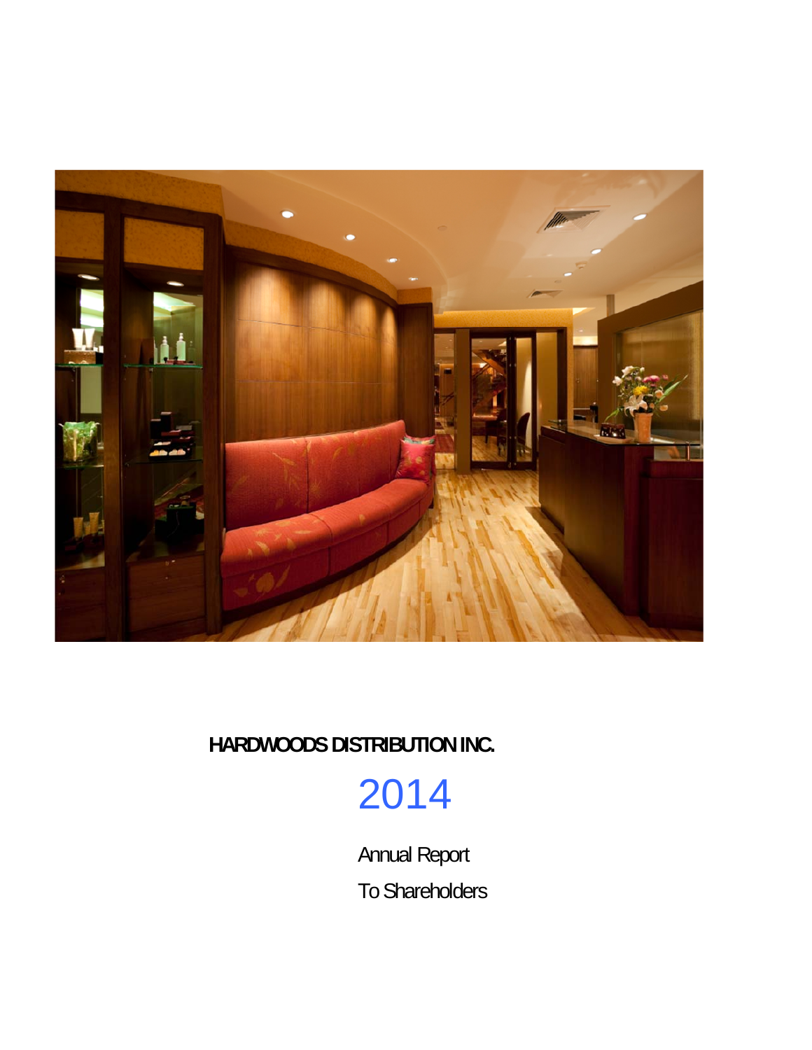**HARDWOODS DISTRIBUTION INC.**

# 2014

Annual Report

To Shareholders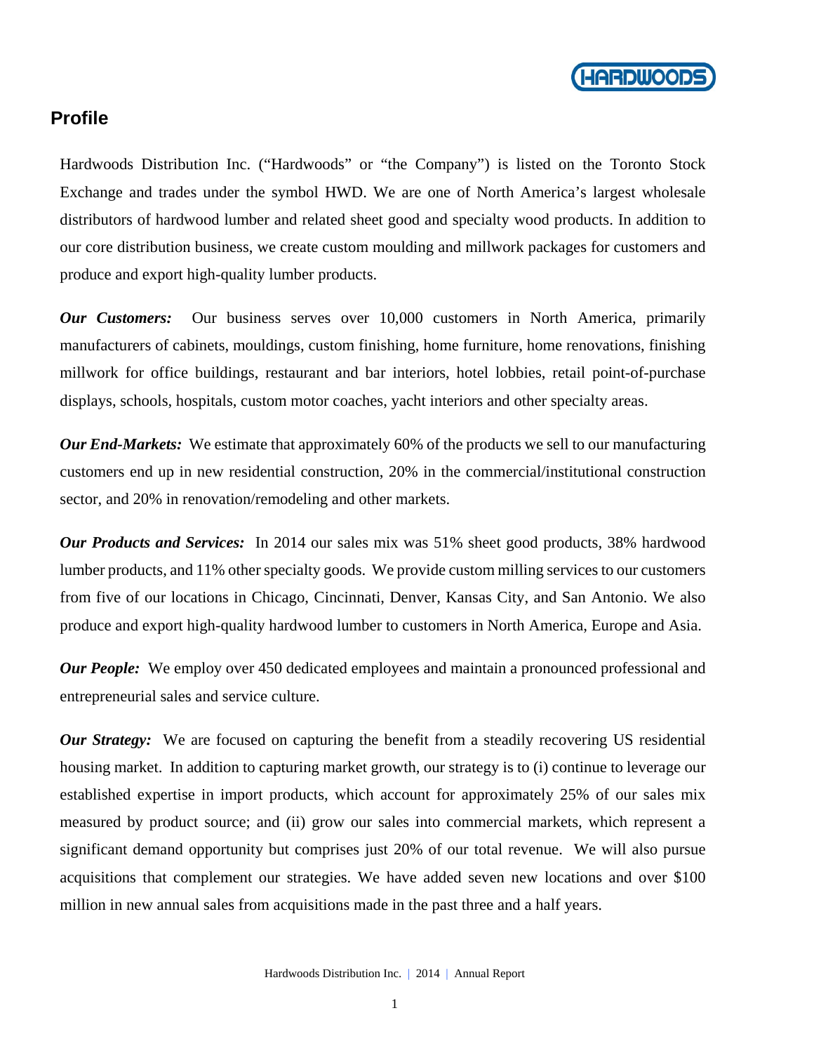## Profile

Hardwoods Distribution Inc. (“Hardwoods” or “the Company”) is listed on the Toronto Stock Exchange and trades under the symbol HWD. We are one of North America’s largest wholesale distributors of hardwood lumber and related sheet good and specialty wood products. In addition to our core distribution business, we create custom moulding and millwork packages for customers and produce and export high-quality lumber products.

***Our Customers:*** Our business serves over 10,000 customers in North America, primarily manufacturers of cabinets, mouldings, custom finishing, home furniture, home renovations, finishing millwork for office buildings, restaurant and bar interiors, hotel lobbies, retail point-of-purchase displays, schools, hospitals, custom motor coaches, yacht interiors and other specialty areas.

***Our End-Markets:*** We estimate that approximately 60% of the products we sell to our manufacturing customers end up in new residential construction, 20% in the commercial/institutional construction sector, and 20% in renovation/remodeling and other markets.

***Our Products and Services:*** In 2014 our sales mix was 51% sheet good products, 38% hardwood lumber products, and 11% other specialty goods. We provide custom milling services to our customers from five of our locations in Chicago, Cincinnati, Denver, Kansas City, and San Antonio. We also produce and export high-quality hardwood lumber to customers in North America, Europe and Asia.

***Our People:*** We employ over 450 dedicated employees and maintain a pronounced professional and entrepreneurial sales and service culture.

***Our Strategy:*** We are focused on capturing the benefit from a steadily recovering US residential housing market. In addition to capturing market growth, our strategy is to (i) continue to leverage our established expertise in import products, which account for approximately 25% of our sales mix measured by product source; and (ii) grow our sales into commercial markets, which represent a significant demand opportunity but comprises just 20% of our total revenue. We will also pursue acquisitions that complement our strategies. We have added seven new locations and over $100 million in new annual sales from acquisitions made in the past three and a half years.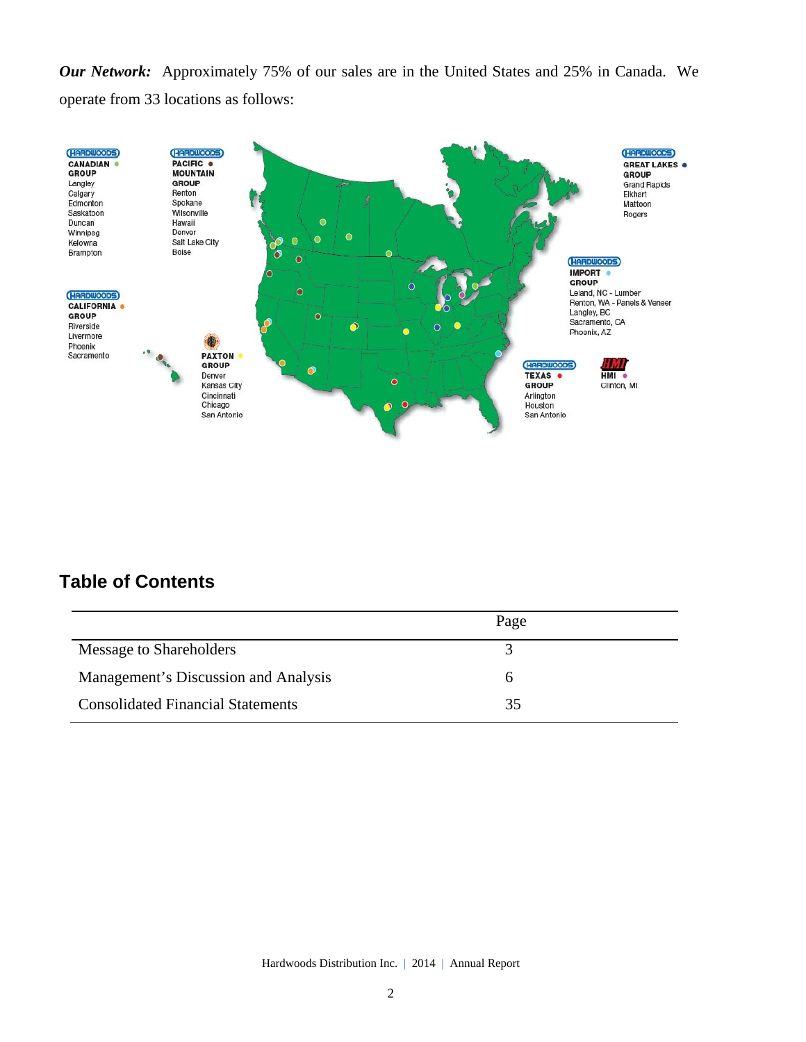***Our Network:*** Approximately 75% of our sales are in the United States and 25% in Canada. We operate from 33 locations as follows:

HARDWOODS CANADIAN GROUP
Langley
Calgary
Edmonton
Saskatoon
Duncan
Winnipeg
Kelowna
Brampton

HARDWOODS PACIFIC MOUNTAIN GROUP
Renton
Spokane
Wilsonville
Hawaii
Denver
Salt Lake City
Boise

HARDWOODS GREAT LAKES GROUP
Grand Rapids
Elkhart
Mattoon
Rogers

HARDWOODS CALIFORNIA GROUP
Riverside
Livermore
Phoenix
Sacramento

HARDWOODS IMPORT GROUP
Leland, NC - Lumber
Renton, WA - Panels & Veneer
Langley, BC
Sacramento, CA
Phoenix, AZ

PAXTON GROUP
Denver
Kansas City
Cincinnati
Chicago
San Antonio

HARDWOODS TEXAS GROUP
Arlington
Houston
San Antonio

HMI
Clinton, MI

## Table of Contents

| | Page |
|---|---|
| Message to Shareholders | 3 |
| Management's Discussion and Analysis | 6 |
| Consolidated Financial Statements | 35 |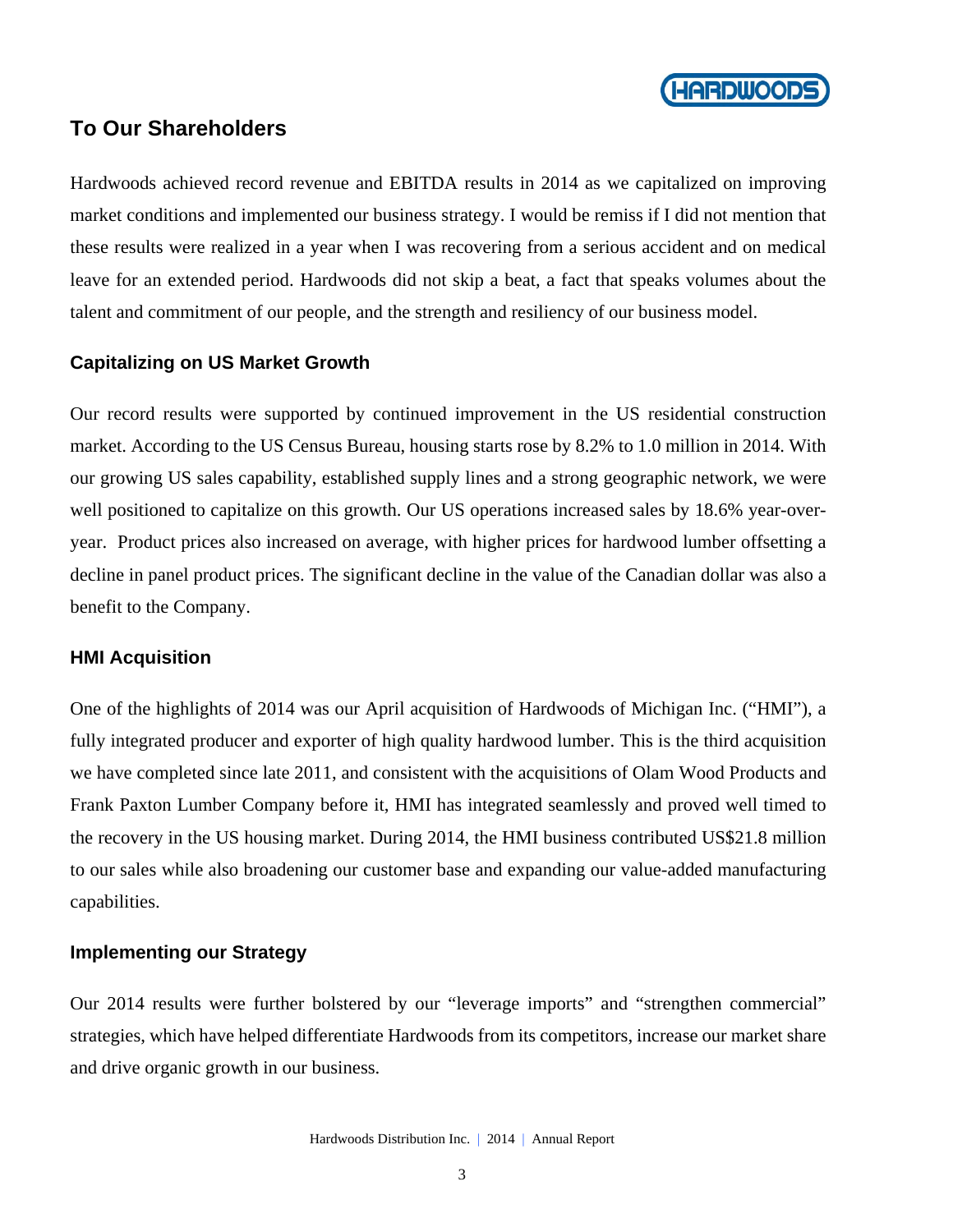## To Our Shareholders

Hardwoods achieved record revenue and EBITDA results in 2014 as we capitalized on improving market conditions and implemented our business strategy. I would be remiss if I did not mention that these results were realized in a year when I was recovering from a serious accident and on medical leave for an extended period. Hardwoods did not skip a beat, a fact that speaks volumes about the talent and commitment of our people, and the strength and resiliency of our business model.

### Capitalizing on US Market Growth

Our record results were supported by continued improvement in the US residential construction market. According to the US Census Bureau, housing starts rose by 8.2% to 1.0 million in 2014. With our growing US sales capability, established supply lines and a strong geographic network, we were well positioned to capitalize on this growth. Our US operations increased sales by 18.6% year-over-year. Product prices also increased on average, with higher prices for hardwood lumber offsetting a decline in panel product prices. The significant decline in the value of the Canadian dollar was also a benefit to the Company.

### HMI Acquisition

One of the highlights of 2014 was our April acquisition of Hardwoods of Michigan Inc. ("HMI"), a fully integrated producer and exporter of high quality hardwood lumber. This is the third acquisition we have completed since late 2011, and consistent with the acquisitions of Olam Wood Products and Frank Paxton Lumber Company before it, HMI has integrated seamlessly and proved well timed to the recovery in the US housing market. During 2014, the HMI business contributed US$21.8 million to our sales while also broadening our customer base and expanding our value-added manufacturing capabilities.

### Implementing our Strategy

Our 2014 results were further bolstered by our "leverage imports" and "strengthen commercial" strategies, which have helped differentiate Hardwoods from its competitors, increase our market share and drive organic growth in our business.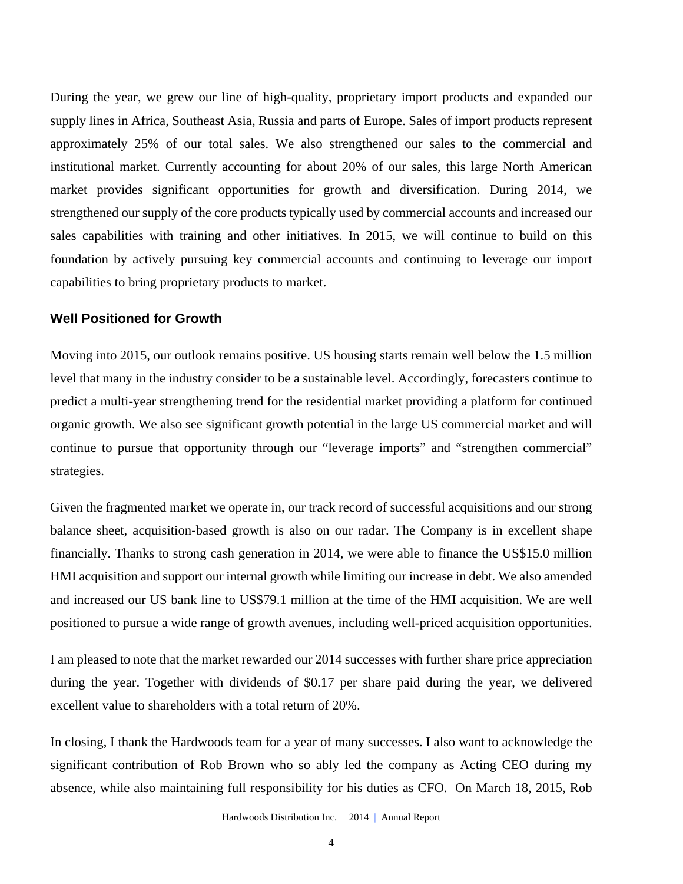During the year, we grew our line of high-quality, proprietary import products and expanded our supply lines in Africa, Southeast Asia, Russia and parts of Europe. Sales of import products represent approximately 25% of our total sales. We also strengthened our sales to the commercial and institutional market. Currently accounting for about 20% of our sales, this large North American market provides significant opportunities for growth and diversification. During 2014, we strengthened our supply of the core products typically used by commercial accounts and increased our sales capabilities with training and other initiatives. In 2015, we will continue to build on this foundation by actively pursuing key commercial accounts and continuing to leverage our import capabilities to bring proprietary products to market.

### Well Positioned for Growth

Moving into 2015, our outlook remains positive. US housing starts remain well below the 1.5 million level that many in the industry consider to be a sustainable level. Accordingly, forecasters continue to predict a multi-year strengthening trend for the residential market providing a platform for continued organic growth. We also see significant growth potential in the large US commercial market and will continue to pursue that opportunity through our "leverage imports" and "strengthen commercial" strategies.

Given the fragmented market we operate in, our track record of successful acquisitions and our strong balance sheet, acquisition-based growth is also on our radar. The Company is in excellent shape financially. Thanks to strong cash generation in 2014, we were able to finance the US$15.0 million HMI acquisition and support our internal growth while limiting our increase in debt. We also amended and increased our US bank line to US$79.1 million at the time of the HMI acquisition. We are well positioned to pursue a wide range of growth avenues, including well-priced acquisition opportunities.

I am pleased to note that the market rewarded our 2014 successes with further share price appreciation during the year. Together with dividends of $0.17 per share paid during the year, we delivered excellent value to shareholders with a total return of 20%.

In closing, I thank the Hardwoods team for a year of many successes. I also want to acknowledge the significant contribution of Rob Brown who so ably led the company as Acting CEO during my absence, while also maintaining full responsibility for his duties as CFO. On March 18, 2015, Rob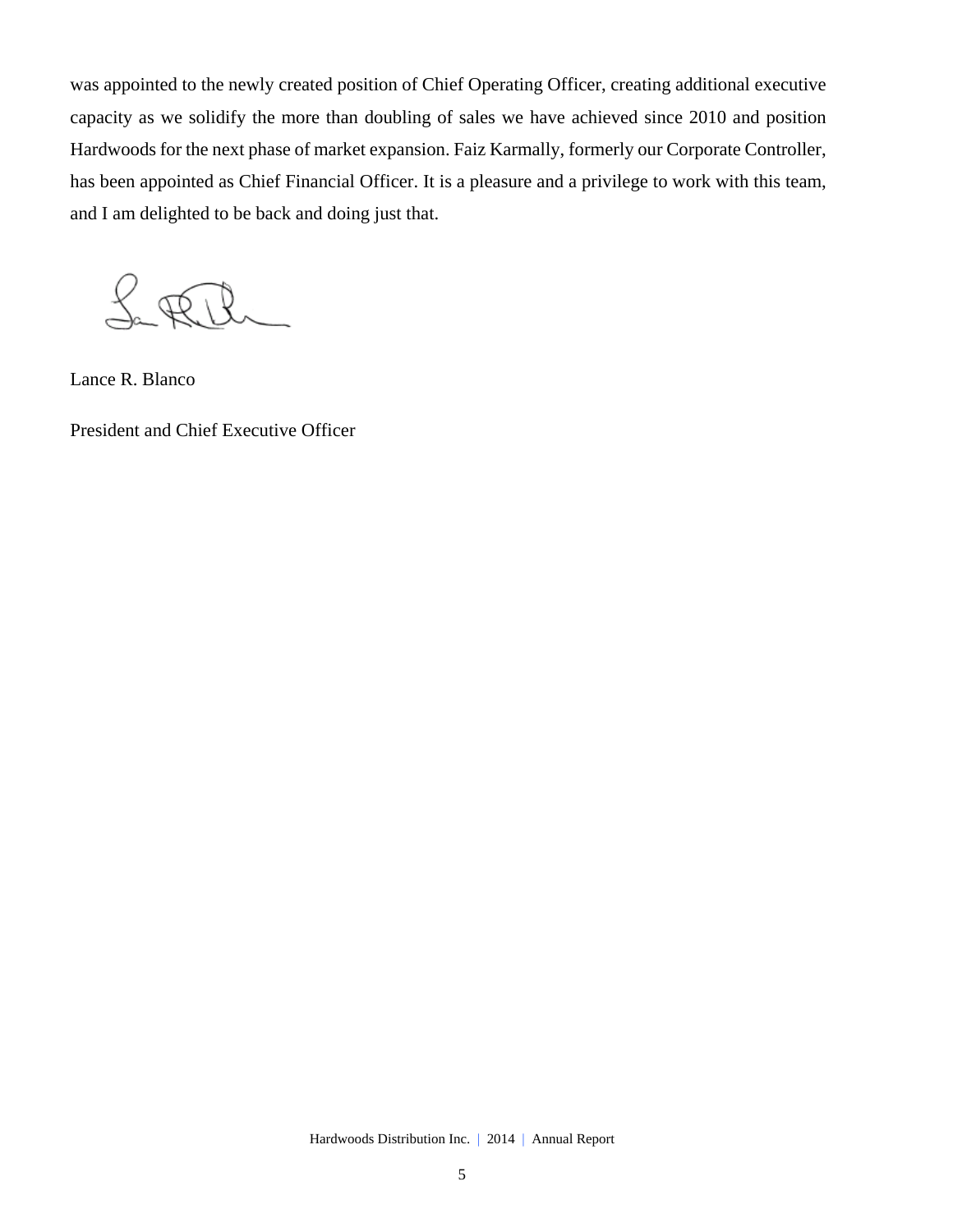was appointed to the newly created position of Chief Operating Officer, creating additional executive capacity as we solidify the more than doubling of sales we have achieved since 2010 and position Hardwoods for the next phase of market expansion. Faiz Karmally, formerly our Corporate Controller, has been appointed as Chief Financial Officer. It is a pleasure and a privilege to work with this team, and I am delighted to be back and doing just that.

Lance R. Blanco

President and Chief Executive Officer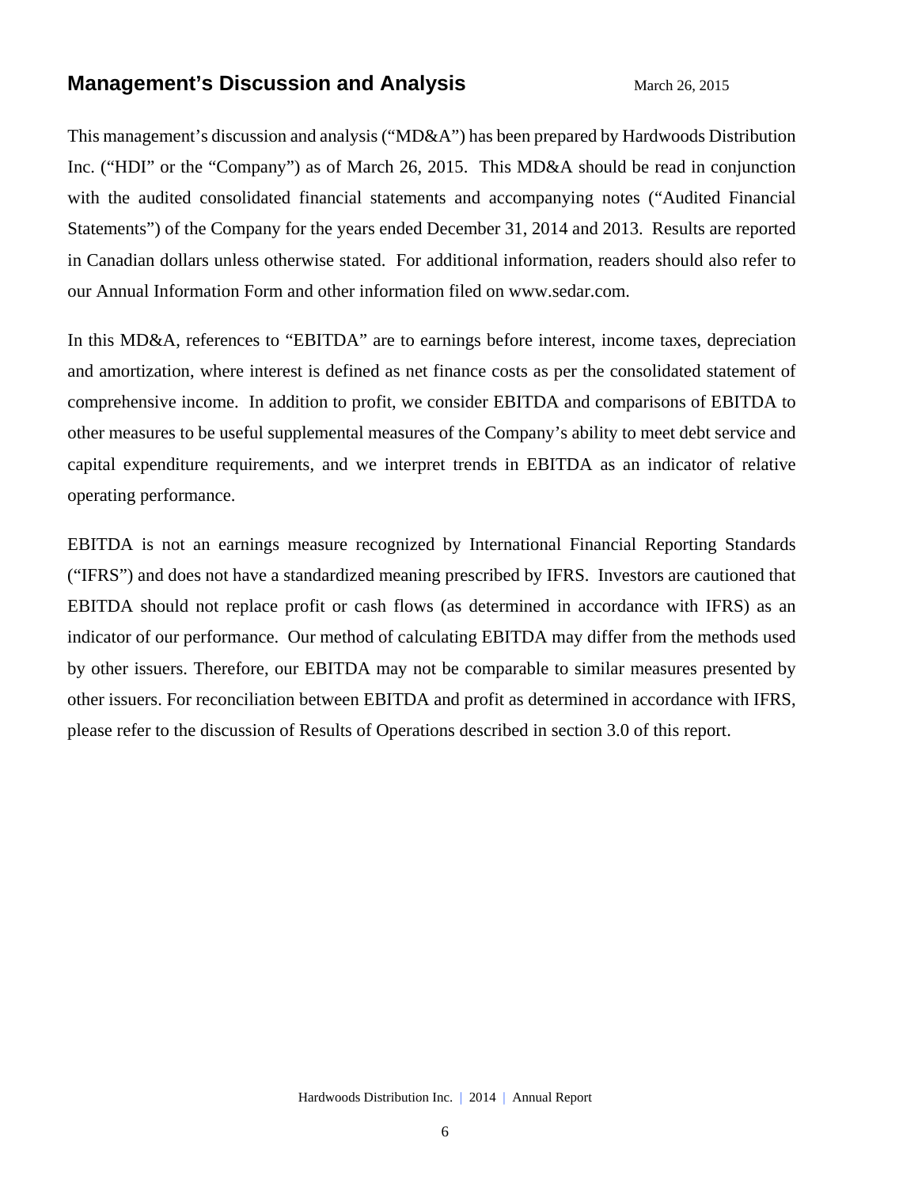# Management's Discussion and Analysis

March 26, 2015

This management's discussion and analysis ("MD&A") has been prepared by Hardwoods Distribution Inc. ("HDI" or the "Company") as of March 26, 2015. This MD&A should be read in conjunction with the audited consolidated financial statements and accompanying notes ("Audited Financial Statements") of the Company for the years ended December 31, 2014 and 2013. Results are reported in Canadian dollars unless otherwise stated. For additional information, readers should also refer to our Annual Information Form and other information filed on www.sedar.com.

In this MD&A, references to "EBITDA" are to earnings before interest, income taxes, depreciation and amortization, where interest is defined as net finance costs as per the consolidated statement of comprehensive income. In addition to profit, we consider EBITDA and comparisons of EBITDA to other measures to be useful supplemental measures of the Company's ability to meet debt service and capital expenditure requirements, and we interpret trends in EBITDA as an indicator of relative operating performance.

EBITDA is not an earnings measure recognized by International Financial Reporting Standards ("IFRS") and does not have a standardized meaning prescribed by IFRS. Investors are cautioned that EBITDA should not replace profit or cash flows (as determined in accordance with IFRS) as an indicator of our performance. Our method of calculating EBITDA may differ from the methods used by other issuers. Therefore, our EBITDA may not be comparable to similar measures presented by other issuers. For reconciliation between EBITDA and profit as determined in accordance with IFRS, please refer to the discussion of Results of Operations described in section 3.0 of this report.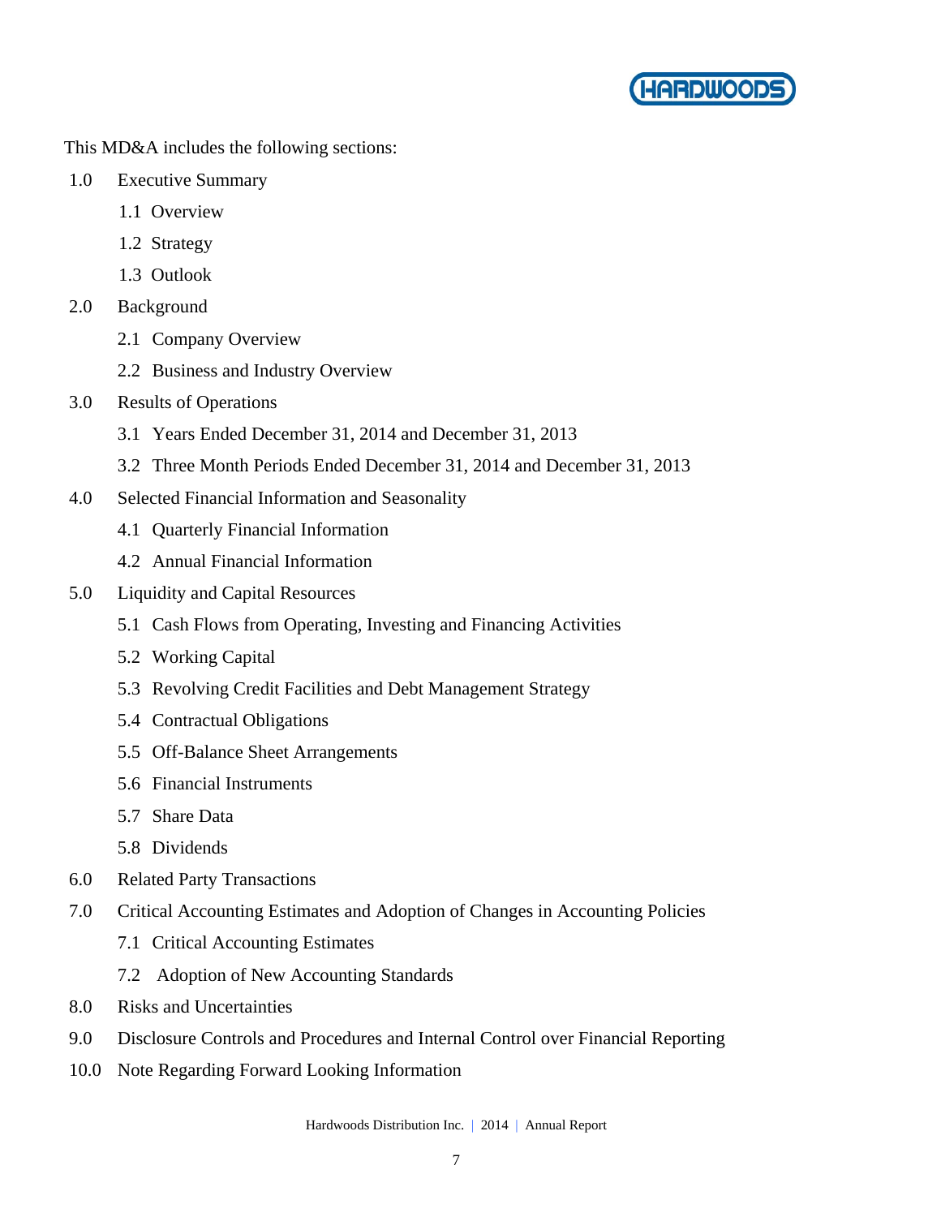This MD&A includes the following sections:

- 1.0 Executive Summary
  - 1.1 Overview
  - 1.2 Strategy
  - 1.3 Outlook
- 2.0 Background
  - 2.1 Company Overview
  - 2.2 Business and Industry Overview
- 3.0 Results of Operations
  - 3.1 Years Ended December 31, 2014 and December 31, 2013
  - 3.2 Three Month Periods Ended December 31, 2014 and December 31, 2013
- 4.0 Selected Financial Information and Seasonality
  - 4.1 Quarterly Financial Information
  - 4.2 Annual Financial Information
- 5.0 Liquidity and Capital Resources
  - 5.1 Cash Flows from Operating, Investing and Financing Activities
  - 5.2 Working Capital
  - 5.3 Revolving Credit Facilities and Debt Management Strategy
  - 5.4 Contractual Obligations
  - 5.5 Off-Balance Sheet Arrangements
  - 5.6 Financial Instruments
  - 5.7 Share Data
  - 5.8 Dividends
- 6.0 Related Party Transactions
- 7.0 Critical Accounting Estimates and Adoption of Changes in Accounting Policies
  - 7.1 Critical Accounting Estimates
  - 7.2 Adoption of New Accounting Standards
- 8.0 Risks and Uncertainties
- 9.0 Disclosure Controls and Procedures and Internal Control over Financial Reporting
- 10.0 Note Regarding Forward Looking Information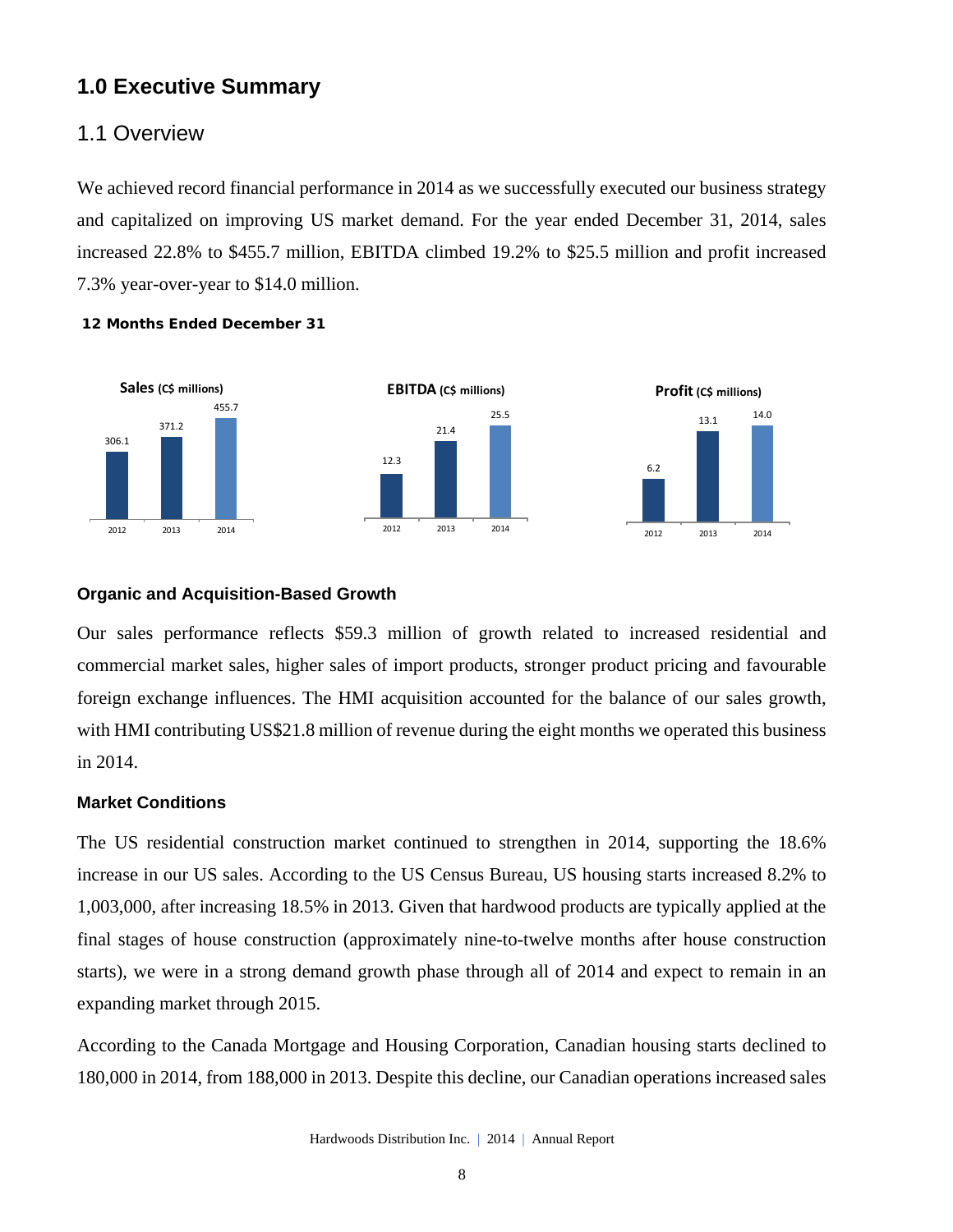# 1.0 Executive Summary

## 1.1 Overview

We achieved record financial performance in 2014 as we successfully executed our business strategy and capitalized on improving US market demand. For the year ended December 31, 2014, sales increased 22.8% to $455.7 million, EBITDA climbed 19.2% to $25.5 million and profit increased 7.3% year-over-year to $14.0 million.

**12 Months Ended December 31**

| | 2012 | 2013 | 2014 |
|---|---|---|---|
| Sales (C$ millions) | 306.1 | 371.2 | 455.7 |
| EBITDA (C$ millions) | 12.3 | 21.4 | 25.5 |
| Profit (C$ millions) | 6.2 | 13.1 | 14.0 |

### Organic and Acquisition-Based Growth

Our sales performance reflects $59.3 million of growth related to increased residential and commercial market sales, higher sales of import products, stronger product pricing and favourable foreign exchange influences. The HMI acquisition accounted for the balance of our sales growth, with HMI contributing US$21.8 million of revenue during the eight months we operated this business in 2014.

### Market Conditions

The US residential construction market continued to strengthen in 2014, supporting the 18.6% increase in our US sales. According to the US Census Bureau, US housing starts increased 8.2% to 1,003,000, after increasing 18.5% in 2013. Given that hardwood products are typically applied at the final stages of house construction (approximately nine-to-twelve months after house construction starts), we were in a strong demand growth phase through all of 2014 and expect to remain in an expanding market through 2015.

According to the Canada Mortgage and Housing Corporation, Canadian housing starts declined to 180,000 in 2014, from 188,000 in 2013. Despite this decline, our Canadian operations increased sales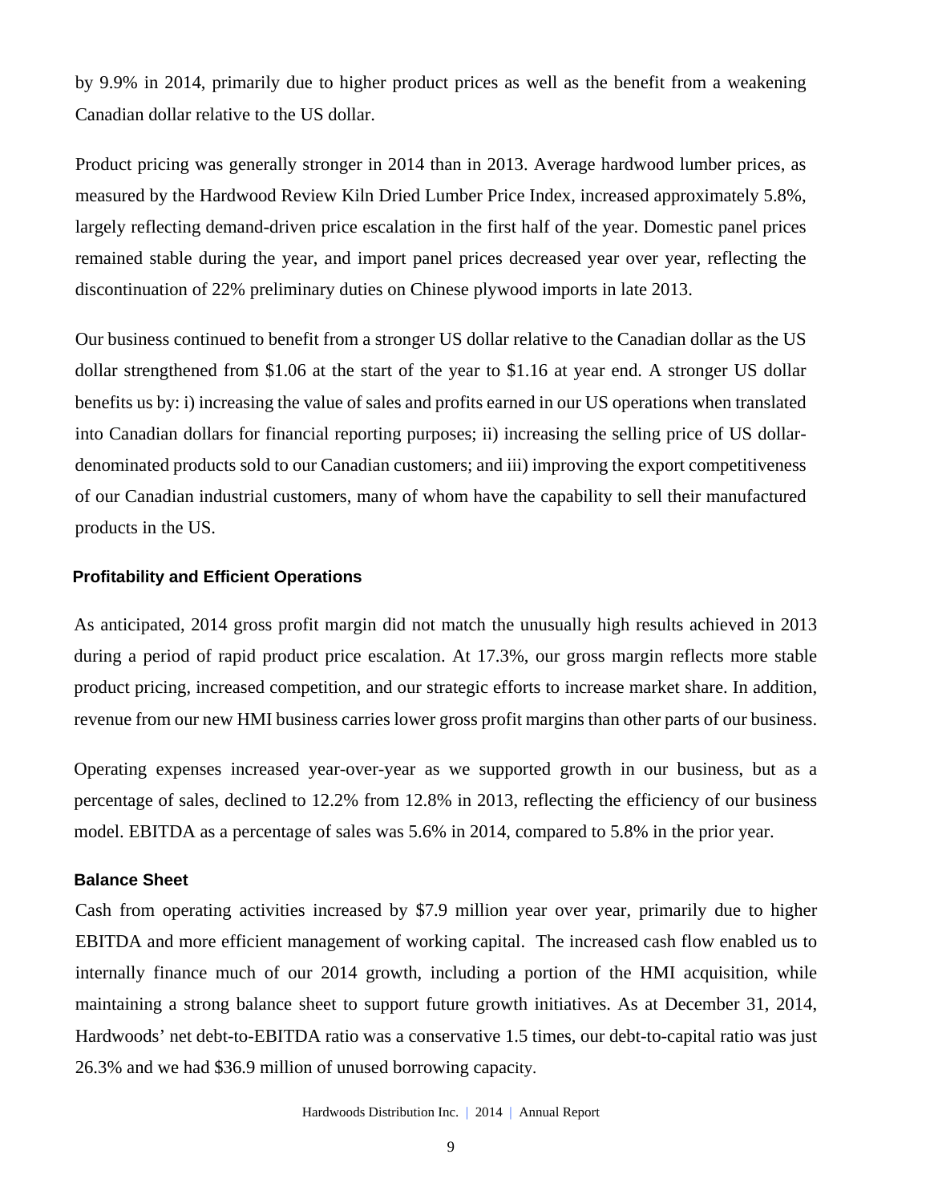by 9.9% in 2014, primarily due to higher product prices as well as the benefit from a weakening Canadian dollar relative to the US dollar.

Product pricing was generally stronger in 2014 than in 2013. Average hardwood lumber prices, as measured by the Hardwood Review Kiln Dried Lumber Price Index, increased approximately 5.8%, largely reflecting demand-driven price escalation in the first half of the year. Domestic panel prices remained stable during the year, and import panel prices decreased year over year, reflecting the discontinuation of 22% preliminary duties on Chinese plywood imports in late 2013.

Our business continued to benefit from a stronger US dollar relative to the Canadian dollar as the US dollar strengthened from $1.06 at the start of the year to $1.16 at year end. A stronger US dollar benefits us by: i) increasing the value of sales and profits earned in our US operations when translated into Canadian dollars for financial reporting purposes; ii) increasing the selling price of US dollar-denominated products sold to our Canadian customers; and iii) improving the export competitiveness of our Canadian industrial customers, many of whom have the capability to sell their manufactured products in the US.

### Profitability and Efficient Operations

As anticipated, 2014 gross profit margin did not match the unusually high results achieved in 2013 during a period of rapid product price escalation. At 17.3%, our gross margin reflects more stable product pricing, increased competition, and our strategic efforts to increase market share. In addition, revenue from our new HMI business carries lower gross profit margins than other parts of our business.

Operating expenses increased year-over-year as we supported growth in our business, but as a percentage of sales, declined to 12.2% from 12.8% in 2013, reflecting the efficiency of our business model. EBITDA as a percentage of sales was 5.6% in 2014, compared to 5.8% in the prior year.

### Balance Sheet

Cash from operating activities increased by $7.9 million year over year, primarily due to higher EBITDA and more efficient management of working capital. The increased cash flow enabled us to internally finance much of our 2014 growth, including a portion of the HMI acquisition, while maintaining a strong balance sheet to support future growth initiatives. As at December 31, 2014, Hardwoods' net debt-to-EBITDA ratio was a conservative 1.5 times, our debt-to-capital ratio was just 26.3% and we had $36.9 million of unused borrowing capacity.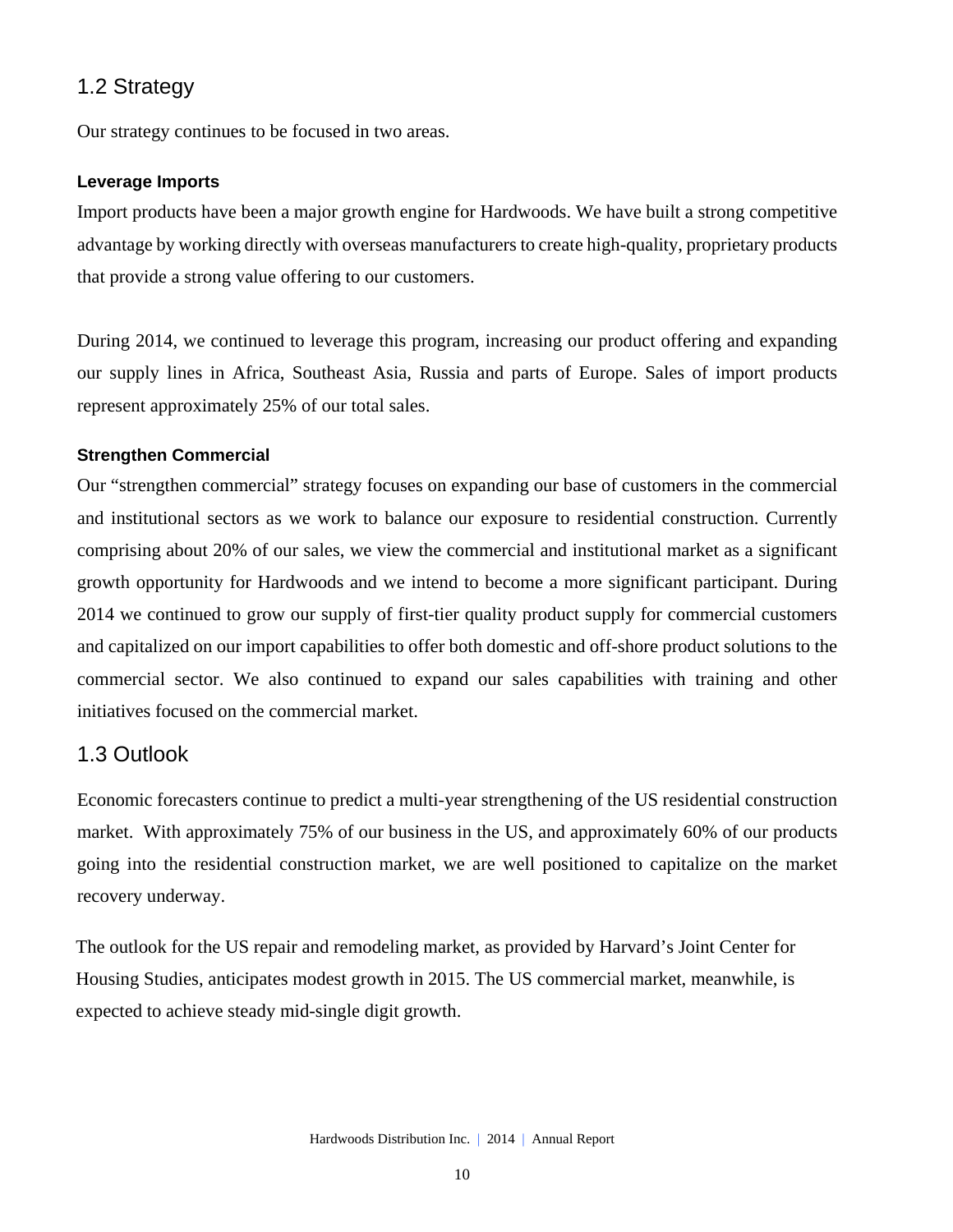## 1.2 Strategy

Our strategy continues to be focused in two areas.

### Leverage Imports

Import products have been a major growth engine for Hardwoods. We have built a strong competitive advantage by working directly with overseas manufacturers to create high-quality, proprietary products that provide a strong value offering to our customers.

During 2014, we continued to leverage this program, increasing our product offering and expanding our supply lines in Africa, Southeast Asia, Russia and parts of Europe. Sales of import products represent approximately 25% of our total sales.

### Strengthen Commercial

Our "strengthen commercial" strategy focuses on expanding our base of customers in the commercial and institutional sectors as we work to balance our exposure to residential construction. Currently comprising about 20% of our sales, we view the commercial and institutional market as a significant growth opportunity for Hardwoods and we intend to become a more significant participant. During 2014 we continued to grow our supply of first-tier quality product supply for commercial customers and capitalized on our import capabilities to offer both domestic and off-shore product solutions to the commercial sector. We also continued to expand our sales capabilities with training and other initiatives focused on the commercial market.

## 1.3 Outlook

Economic forecasters continue to predict a multi-year strengthening of the US residential construction market. With approximately 75% of our business in the US, and approximately 60% of our products going into the residential construction market, we are well positioned to capitalize on the market recovery underway.

The outlook for the US repair and remodeling market, as provided by Harvard's Joint Center for Housing Studies, anticipates modest growth in 2015. The US commercial market, meanwhile, is expected to achieve steady mid-single digit growth.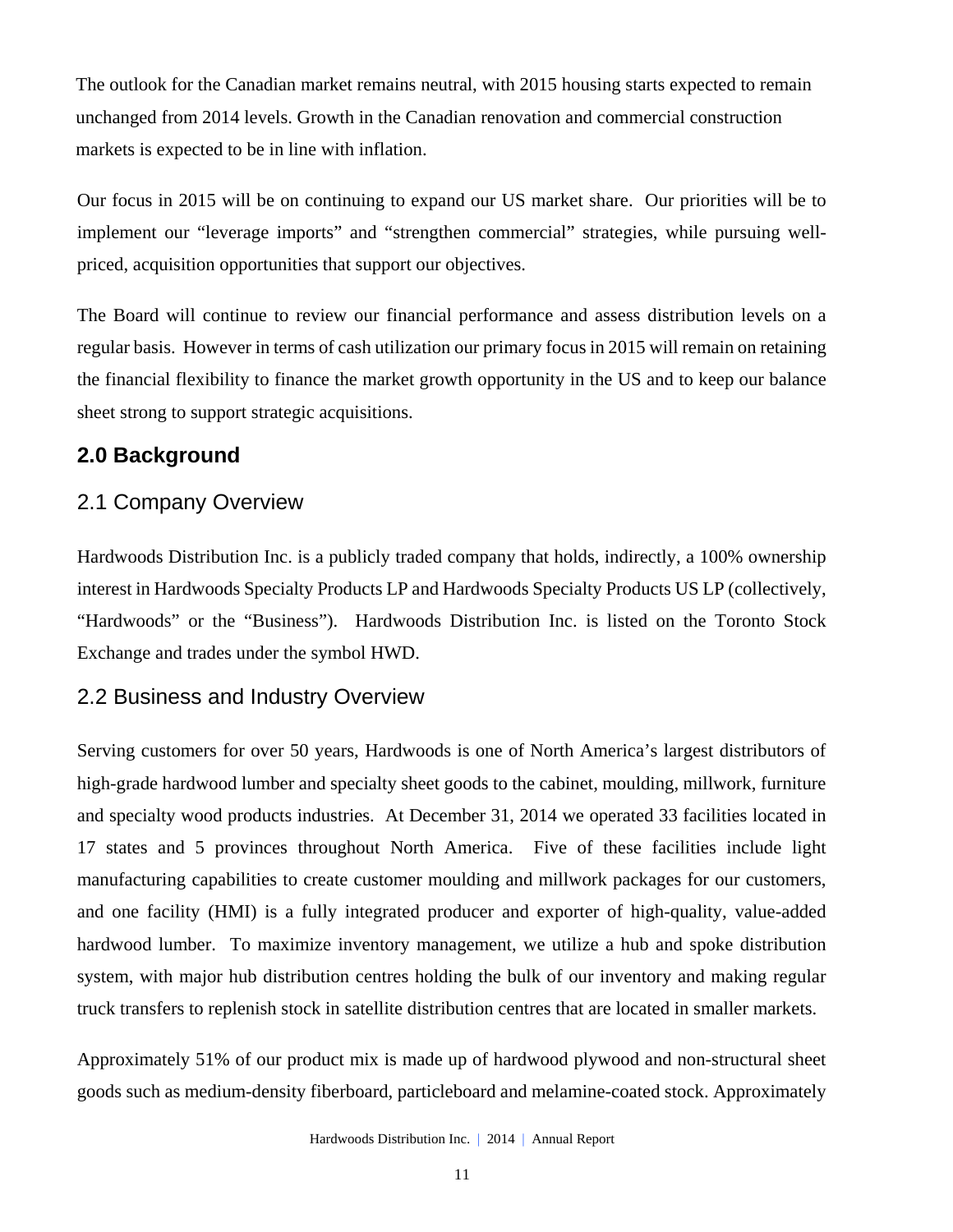The outlook for the Canadian market remains neutral, with 2015 housing starts expected to remain unchanged from 2014 levels. Growth in the Canadian renovation and commercial construction markets is expected to be in line with inflation.

Our focus in 2015 will be on continuing to expand our US market share. Our priorities will be to implement our "leverage imports" and "strengthen commercial" strategies, while pursuing well-priced, acquisition opportunities that support our objectives.

The Board will continue to review our financial performance and assess distribution levels on a regular basis. However in terms of cash utilization our primary focus in 2015 will remain on retaining the financial flexibility to finance the market growth opportunity in the US and to keep our balance sheet strong to support strategic acquisitions.

## 2.0 Background

### 2.1 Company Overview

Hardwoods Distribution Inc. is a publicly traded company that holds, indirectly, a 100% ownership interest in Hardwoods Specialty Products LP and Hardwoods Specialty Products US LP (collectively, "Hardwoods" or the "Business"). Hardwoods Distribution Inc. is listed on the Toronto Stock Exchange and trades under the symbol HWD.

### 2.2 Business and Industry Overview

Serving customers for over 50 years, Hardwoods is one of North America's largest distributors of high-grade hardwood lumber and specialty sheet goods to the cabinet, moulding, millwork, furniture and specialty wood products industries. At December 31, 2014 we operated 33 facilities located in 17 states and 5 provinces throughout North America. Five of these facilities include light manufacturing capabilities to create customer moulding and millwork packages for our customers, and one facility (HMI) is a fully integrated producer and exporter of high-quality, value-added hardwood lumber. To maximize inventory management, we utilize a hub and spoke distribution system, with major hub distribution centres holding the bulk of our inventory and making regular truck transfers to replenish stock in satellite distribution centres that are located in smaller markets.

Approximately 51% of our product mix is made up of hardwood plywood and non-structural sheet goods such as medium-density fiberboard, particleboard and melamine-coated stock. Approximately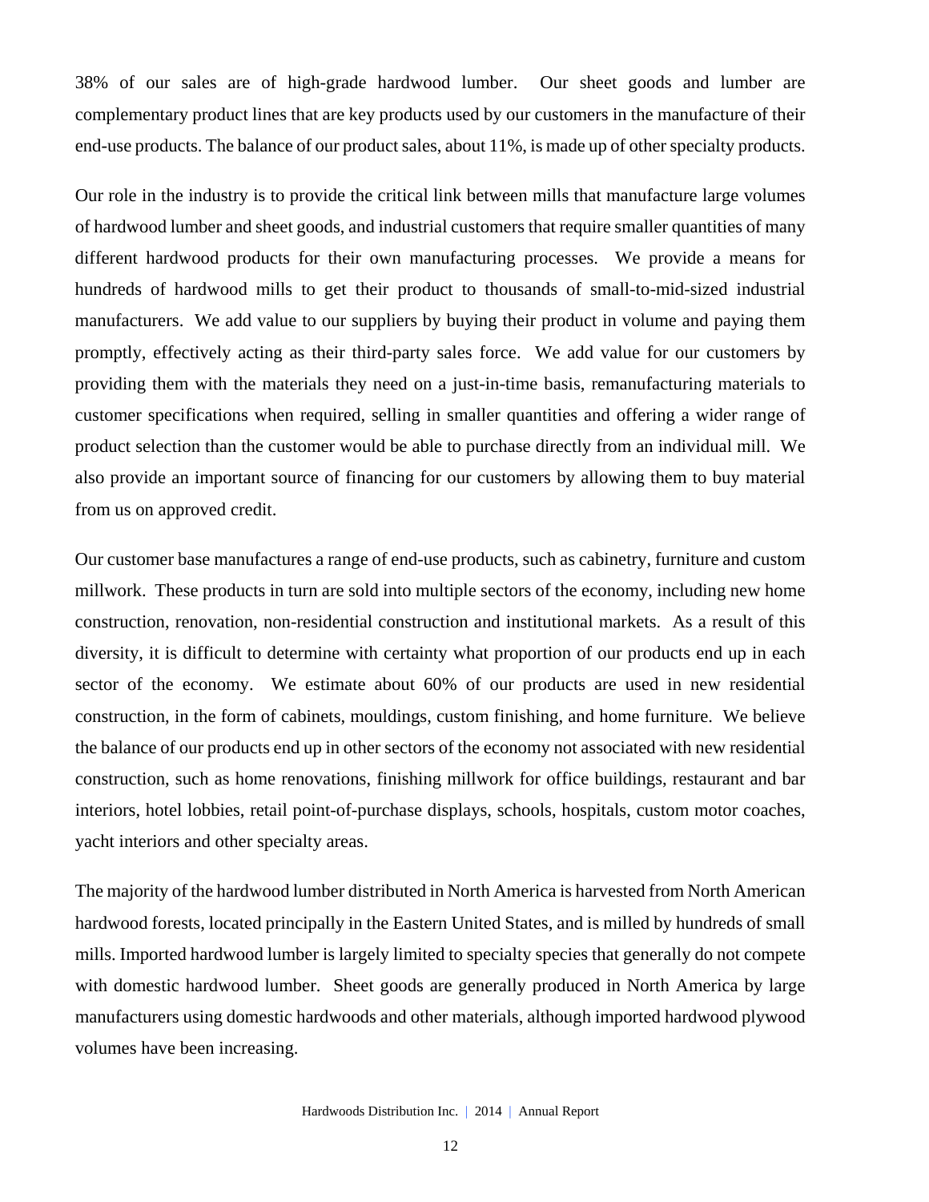38% of our sales are of high-grade hardwood lumber. Our sheet goods and lumber are complementary product lines that are key products used by our customers in the manufacture of their end-use products. The balance of our product sales, about 11%, is made up of other specialty products.

Our role in the industry is to provide the critical link between mills that manufacture large volumes of hardwood lumber and sheet goods, and industrial customers that require smaller quantities of many different hardwood products for their own manufacturing processes. We provide a means for hundreds of hardwood mills to get their product to thousands of small-to-mid-sized industrial manufacturers. We add value to our suppliers by buying their product in volume and paying them promptly, effectively acting as their third-party sales force. We add value for our customers by providing them with the materials they need on a just-in-time basis, remanufacturing materials to customer specifications when required, selling in smaller quantities and offering a wider range of product selection than the customer would be able to purchase directly from an individual mill. We also provide an important source of financing for our customers by allowing them to buy material from us on approved credit.

Our customer base manufactures a range of end-use products, such as cabinetry, furniture and custom millwork. These products in turn are sold into multiple sectors of the economy, including new home construction, renovation, non-residential construction and institutional markets. As a result of this diversity, it is difficult to determine with certainty what proportion of our products end up in each sector of the economy. We estimate about 60% of our products are used in new residential construction, in the form of cabinets, mouldings, custom finishing, and home furniture. We believe the balance of our products end up in other sectors of the economy not associated with new residential construction, such as home renovations, finishing millwork for office buildings, restaurant and bar interiors, hotel lobbies, retail point-of-purchase displays, schools, hospitals, custom motor coaches, yacht interiors and other specialty areas.

The majority of the hardwood lumber distributed in North America is harvested from North American hardwood forests, located principally in the Eastern United States, and is milled by hundreds of small mills. Imported hardwood lumber is largely limited to specialty species that generally do not compete with domestic hardwood lumber. Sheet goods are generally produced in North America by large manufacturers using domestic hardwoods and other materials, although imported hardwood plywood volumes have been increasing.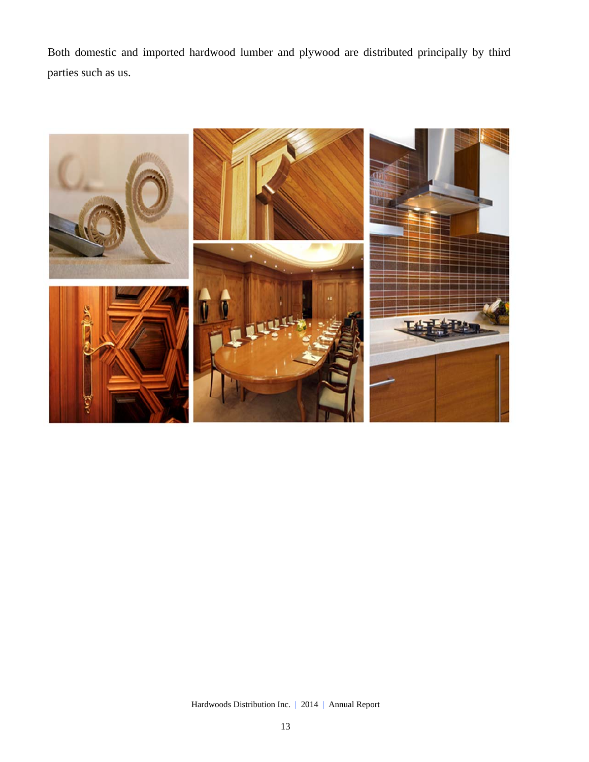Both domestic and imported hardwood lumber and plywood are distributed principally by third parties such as us.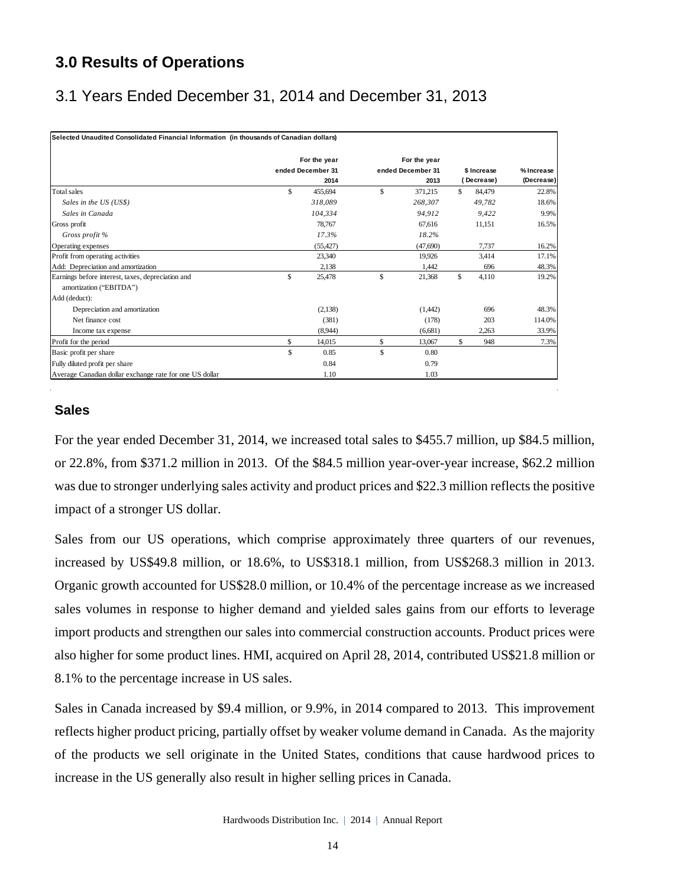# 3.0 Results of Operations

## 3.1 Years Ended December 31, 2014 and December 31, 2013

**Selected Unaudited Consolidated Financial Information (in thousands of Canadian dollars)**

| | For the year ended December 31 2014 | For the year ended December 31 2013 | $ Increase (Decrease) | % Increase (Decrease) |
|---|---|---|---|---|
| Total sales | $ 455,694 | $ 371,215 | $ 84,479 | 22.8% |
| *Sales in the US (US$)* | *318,089* | *268,307* | *49,782* | 18.6% |
| *Sales in Canada* | *104,334* | *94,912* | *9,422* | 9.9% |
| Gross profit | 78,767 | 67,616 | 11,151 | 16.5% |
| *Gross profit %* | *17.3%* | *18.2%* | | |
| Operating expenses | (55,427) | (47,690) | 7,737 | 16.2% |
| Profit from operating activities | 23,340 | 19,926 | 3,414 | 17.1% |
| Add: Depreciation and amortization | 2,138 | 1,442 | 696 | 48.3% |
| Earnings before interest, taxes, depreciation and amortization ("EBITDA") | $ 25,478 | $ 21,368 | $ 4,110 | 19.2% |
| Add (deduct): | | | | |
| Depreciation and amortization | (2,138) | (1,442) | 696 | 48.3% |
| Net finance cost | (381) | (178) | 203 | 114.0% |
| Income tax expense | (8,944) | (6,681) | 2,263 | 33.9% |
| Profit for the period | $ 14,015 | $ 13,067 | $ 948 | 7.3% |
| Basic profit per share | $ 0.85 | $ 0.80 | | |
| Fully diluted profit per share | 0.84 | 0.79 | | |
| Average Canadian dollar exchange rate for one US dollar | 1.10 | 1.03 | | |

### Sales

For the year ended December 31, 2014, we increased total sales to $455.7 million, up $84.5 million, or 22.8%, from $371.2 million in 2013. Of the $84.5 million year-over-year increase, $62.2 million was due to stronger underlying sales activity and product prices and $22.3 million reflects the positive impact of a stronger US dollar.

Sales from our US operations, which comprise approximately three quarters of our revenues, increased by US$49.8 million, or 18.6%, to US$318.1 million, from US$268.3 million in 2013. Organic growth accounted for US$28.0 million, or 10.4% of the percentage increase as we increased sales volumes in response to higher demand and yielded sales gains from our efforts to leverage import products and strengthen our sales into commercial construction accounts. Product prices were also higher for some product lines. HMI, acquired on April 28, 2014, contributed US$21.8 million or 8.1% to the percentage increase in US sales.

Sales in Canada increased by $9.4 million, or 9.9%, in 2014 compared to 2013. This improvement reflects higher product pricing, partially offset by weaker volume demand in Canada. As the majority of the products we sell originate in the United States, conditions that cause hardwood prices to increase in the US generally also result in higher selling prices in Canada.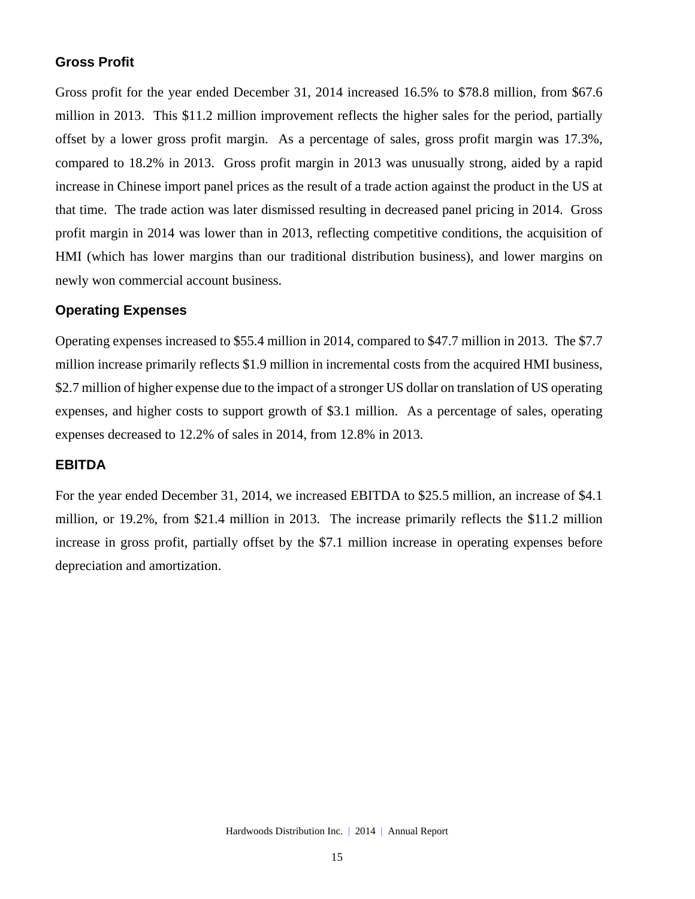### Gross Profit

Gross profit for the year ended December 31, 2014 increased 16.5% to $78.8 million, from $67.6 million in 2013. This $11.2 million improvement reflects the higher sales for the period, partially offset by a lower gross profit margin. As a percentage of sales, gross profit margin was 17.3%, compared to 18.2% in 2013. Gross profit margin in 2013 was unusually strong, aided by a rapid increase in Chinese import panel prices as the result of a trade action against the product in the US at that time. The trade action was later dismissed resulting in decreased panel pricing in 2014. Gross profit margin in 2014 was lower than in 2013, reflecting competitive conditions, the acquisition of HMI (which has lower margins than our traditional distribution business), and lower margins on newly won commercial account business.

### Operating Expenses

Operating expenses increased to $55.4 million in 2014, compared to $47.7 million in 2013. The $7.7 million increase primarily reflects $1.9 million in incremental costs from the acquired HMI business, $2.7 million of higher expense due to the impact of a stronger US dollar on translation of US operating expenses, and higher costs to support growth of $3.1 million. As a percentage of sales, operating expenses decreased to 12.2% of sales in 2014, from 12.8% in 2013.

### EBITDA

For the year ended December 31, 2014, we increased EBITDA to $25.5 million, an increase of $4.1 million, or 19.2%, from $21.4 million in 2013. The increase primarily reflects the $11.2 million increase in gross profit, partially offset by the $7.1 million increase in operating expenses before depreciation and amortization.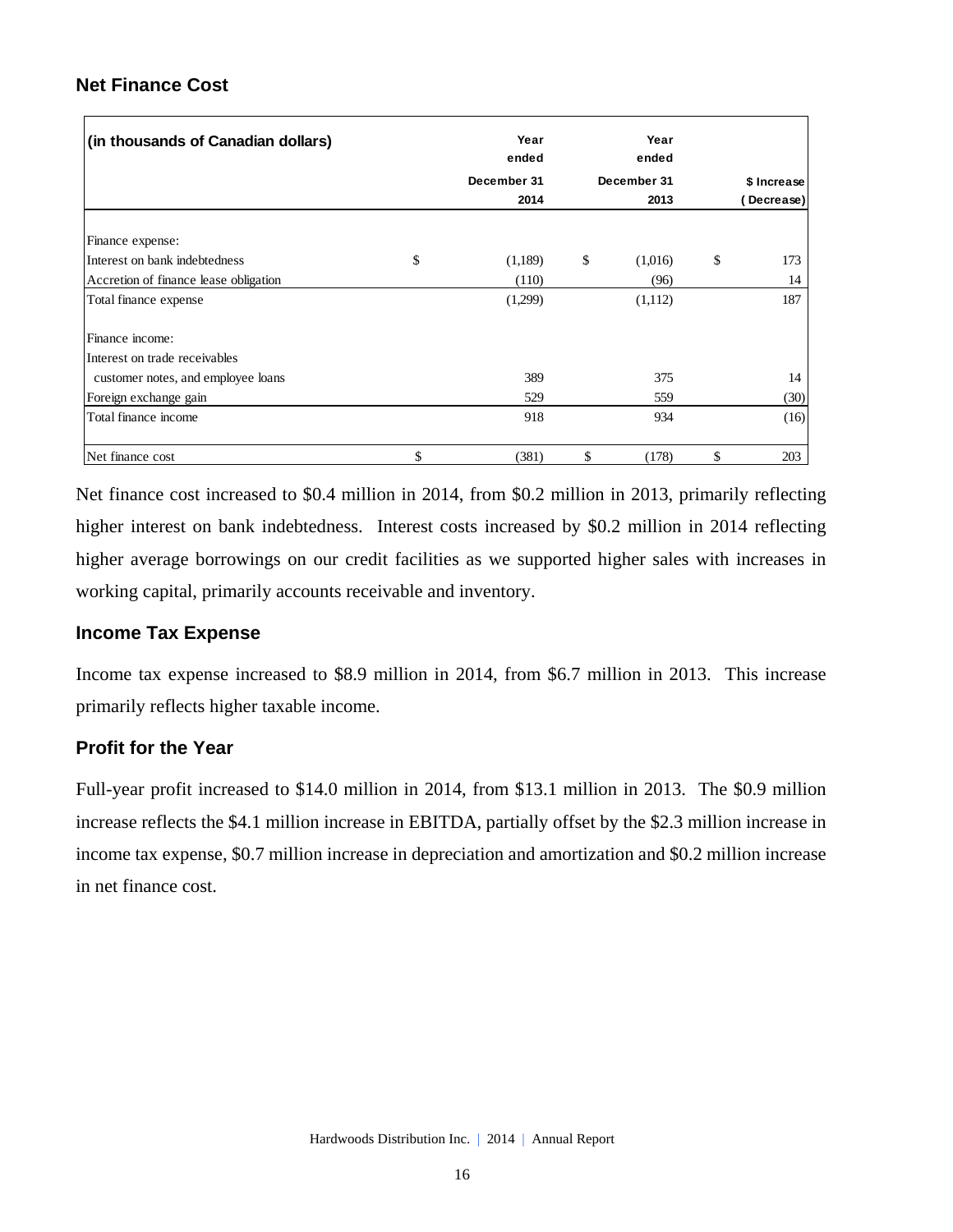## Net Finance Cost

| (in thousands of Canadian dollars) | Year ended December 31 2014 | Year ended December 31 2013 | $ Increase (Decrease) |
|---|---|---|---|
| Finance expense: | | | |
| Interest on bank indebtedness | $ (1,189) | $ (1,016) | $ 173 |
| Accretion of finance lease obligation | (110) | (96) | 14 |
| Total finance expense | (1,299) | (1,112) | 187 |
| Finance income: | | | |
| Interest on trade receivables customer notes, and employee loans | 389 | 375 | 14 |
| Foreign exchange gain | 529 | 559 | (30) |
| Total finance income | 918 | 934 | (16) |
| Net finance cost | $ (381) | $ (178) | $ 203 |

Net finance cost increased to $0.4 million in 2014, from $0.2 million in 2013, primarily reflecting higher interest on bank indebtedness. Interest costs increased by $0.2 million in 2014 reflecting higher average borrowings on our credit facilities as we supported higher sales with increases in working capital, primarily accounts receivable and inventory.

## Income Tax Expense

Income tax expense increased to $8.9 million in 2014, from $6.7 million in 2013. This increase primarily reflects higher taxable income.

## Profit for the Year

Full-year profit increased to $14.0 million in 2014, from $13.1 million in 2013. The $0.9 million increase reflects the $4.1 million increase in EBITDA, partially offset by the $2.3 million increase in income tax expense, $0.7 million increase in depreciation and amortization and $0.2 million increase in net finance cost.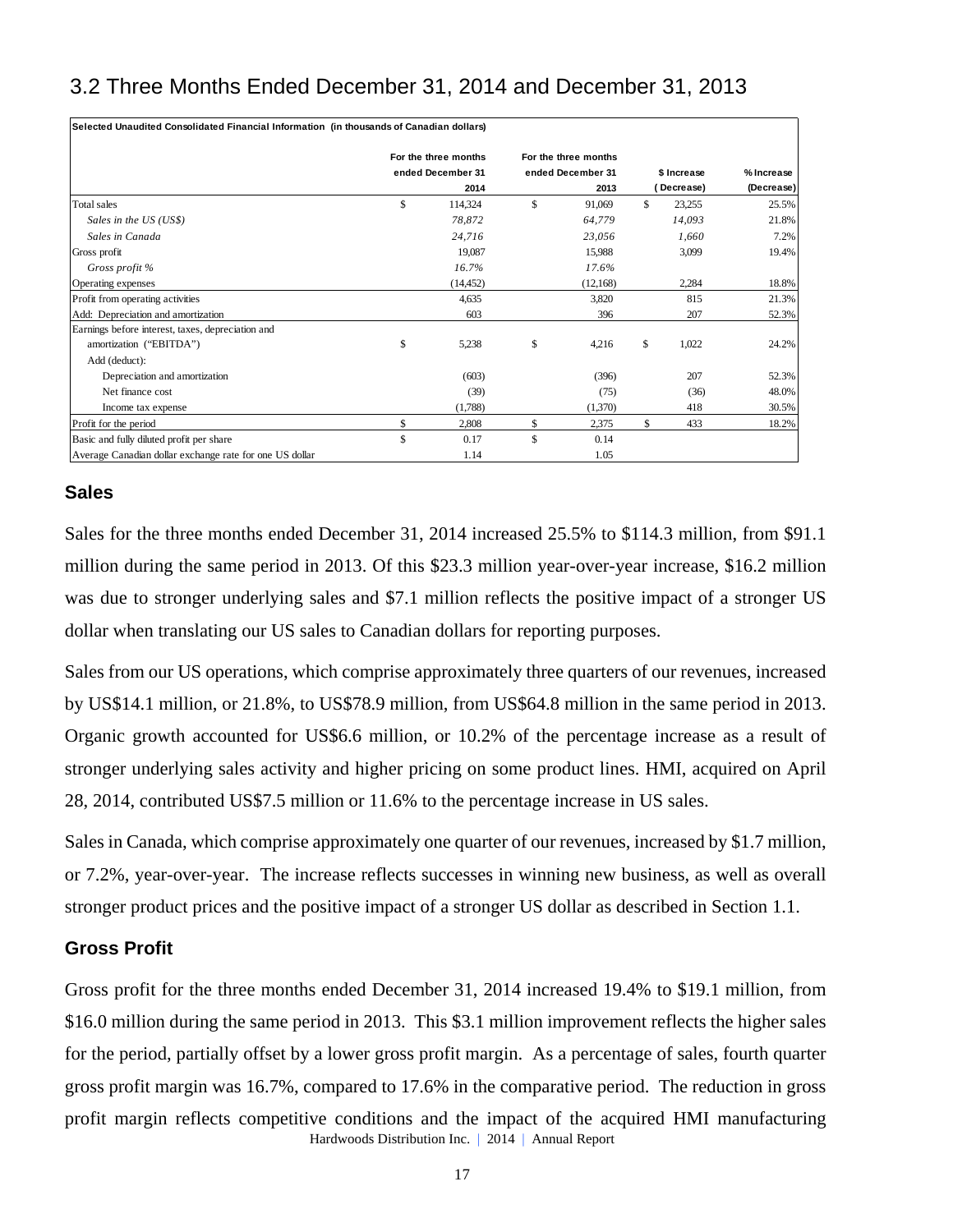## 3.2 Three Months Ended December 31, 2014 and December 31, 2013

| Selected Unaudited Consolidated Financial Information (in thousands of Canadian dollars) | For the three months ended December 31 2014 | For the three months ended December 31 2013 | $ Increase (Decrease) | % Increase (Decrease) |
|---|---|---|---|---|
| Total sales | $ 114,324 | $ 91,069 | $ 23,255 | 25.5% |
| *Sales in the US (US$)* | *78,872* | *64,779* | *14,093* | 21.8% |
| *Sales in Canada* | *24,716* | *23,056* | *1,660* | 7.2% |
| Gross profit | 19,087 | 15,988 | 3,099 | 19.4% |
| *Gross profit %* | *16.7%* | *17.6%* | | |
| Operating expenses | (14,452) | (12,168) | 2,284 | 18.8% |
| Profit from operating activities | 4,635 | 3,820 | 815 | 21.3% |
| Add: Depreciation and amortization | 603 | 396 | 207 | 52.3% |
| Earnings before interest, taxes, depreciation and amortization ("EBITDA") | $ 5,238 | $ 4,216 | $ 1,022 | 24.2% |
| Add (deduct): | | | | |
| Depreciation and amortization | (603) | (396) | 207 | 52.3% |
| Net finance cost | (39) | (75) | (36) | 48.0% |
| Income tax expense | (1,788) | (1,370) | 418 | 30.5% |
| Profit for the period | $ 2,808 | $ 2,375 | $ 433 | 18.2% |
| Basic and fully diluted profit per share | $ 0.17 | $ 0.14 | | |
| Average Canadian dollar exchange rate for one US dollar | 1.14 | 1.05 | | |

### Sales

Sales for the three months ended December 31, 2014 increased 25.5% to $114.3 million, from $91.1 million during the same period in 2013. Of this $23.3 million year-over-year increase, $16.2 million was due to stronger underlying sales and $7.1 million reflects the positive impact of a stronger US dollar when translating our US sales to Canadian dollars for reporting purposes.

Sales from our US operations, which comprise approximately three quarters of our revenues, increased by US$14.1 million, or 21.8%, to US$78.9 million, from US$64.8 million in the same period in 2013. Organic growth accounted for US$6.6 million, or 10.2% of the percentage increase as a result of stronger underlying sales activity and higher pricing on some product lines. HMI, acquired on April 28, 2014, contributed US$7.5 million or 11.6% to the percentage increase in US sales.

Sales in Canada, which comprise approximately one quarter of our revenues, increased by $1.7 million, or 7.2%, year-over-year. The increase reflects successes in winning new business, as well as overall stronger product prices and the positive impact of a stronger US dollar as described in Section 1.1.

### Gross Profit

Gross profit for the three months ended December 31, 2014 increased 19.4% to $19.1 million, from $16.0 million during the same period in 2013. This $3.1 million improvement reflects the higher sales for the period, partially offset by a lower gross profit margin. As a percentage of sales, fourth quarter gross profit margin was 16.7%, compared to 17.6% in the comparative period. The reduction in gross profit margin reflects competitive conditions and the impact of the acquired HMI manufacturing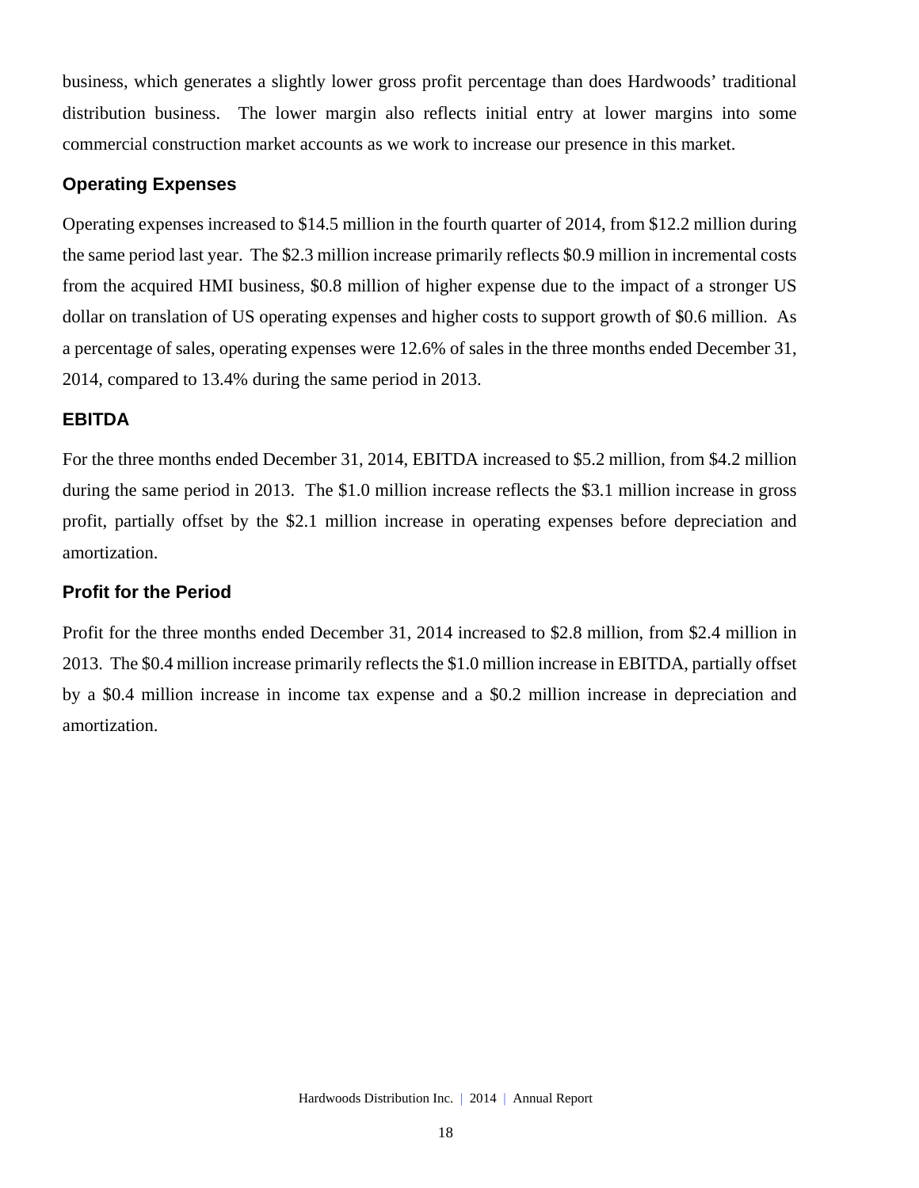business, which generates a slightly lower gross profit percentage than does Hardwoods' traditional distribution business. The lower margin also reflects initial entry at lower margins into some commercial construction market accounts as we work to increase our presence in this market.

### Operating Expenses

Operating expenses increased to $14.5 million in the fourth quarter of 2014, from $12.2 million during the same period last year. The $2.3 million increase primarily reflects $0.9 million in incremental costs from the acquired HMI business, $0.8 million of higher expense due to the impact of a stronger US dollar on translation of US operating expenses and higher costs to support growth of $0.6 million. As a percentage of sales, operating expenses were 12.6% of sales in the three months ended December 31, 2014, compared to 13.4% during the same period in 2013.

### EBITDA

For the three months ended December 31, 2014, EBITDA increased to $5.2 million, from $4.2 million during the same period in 2013. The $1.0 million increase reflects the $3.1 million increase in gross profit, partially offset by the $2.1 million increase in operating expenses before depreciation and amortization.

### Profit for the Period

Profit for the three months ended December 31, 2014 increased to $2.8 million, from $2.4 million in 2013. The $0.4 million increase primarily reflects the $1.0 million increase in EBITDA, partially offset by a $0.4 million increase in income tax expense and a $0.2 million increase in depreciation and amortization.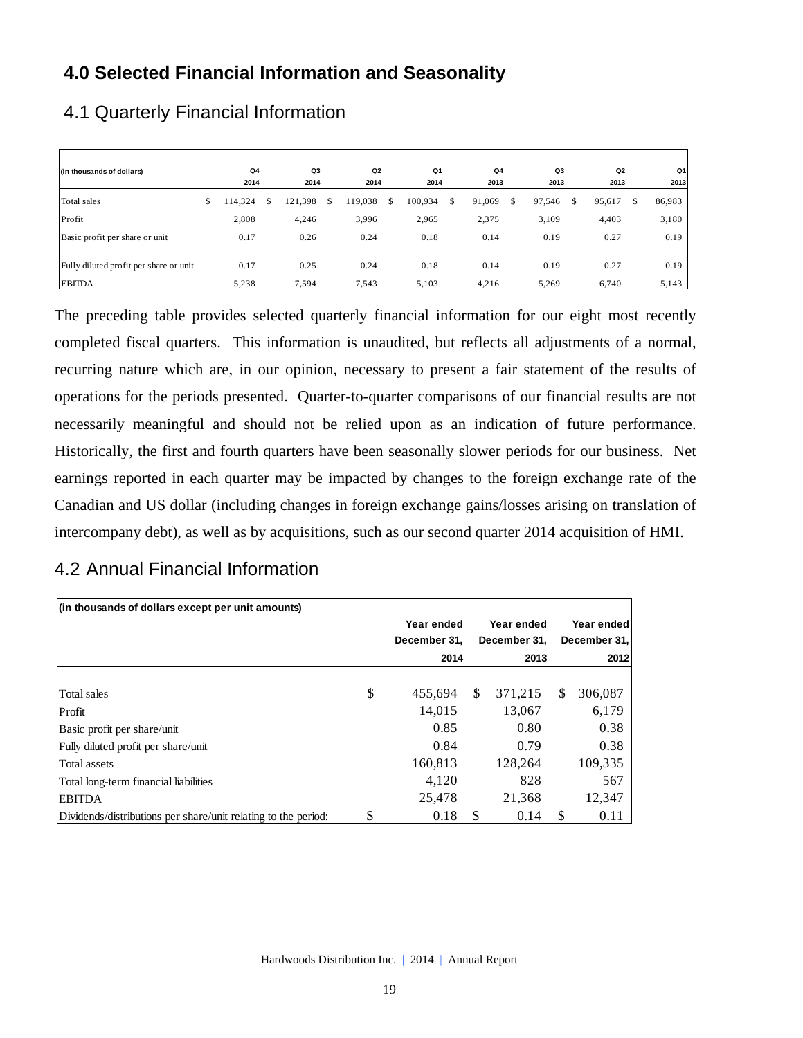## 4.0 Selected Financial Information and Seasonality

### 4.1 Quarterly Financial Information

| (in thousands of dollars) | Q4 2014 | Q3 2014 | Q2 2014 | Q1 2014 | Q4 2013 | Q3 2013 | Q2 2013 | Q1 2013 |
|---|---|---|---|---|---|---|---|---|
| Total sales | $ 114,324 | $ 121,398 | $ 119,038 | $ 100,934 | $ 91,069 | $ 97,546 | $ 95,617 | $ 86,983 |
| Profit | 2,808 | 4,246 | 3,996 | 2,965 | 2,375 | 3,109 | 4,403 | 3,180 |
| Basic profit per share or unit | 0.17 | 0.26 | 0.24 | 0.18 | 0.14 | 0.19 | 0.27 | 0.19 |
| Fully diluted profit per share or unit | 0.17 | 0.25 | 0.24 | 0.18 | 0.14 | 0.19 | 0.27 | 0.19 |
| EBITDA | 5,238 | 7,594 | 7,543 | 5,103 | 4,216 | 5,269 | 6,740 | 5,143 |

The preceding table provides selected quarterly financial information for our eight most recently completed fiscal quarters. This information is unaudited, but reflects all adjustments of a normal, recurring nature which are, in our opinion, necessary to present a fair statement of the results of operations for the periods presented. Quarter-to-quarter comparisons of our financial results are not necessarily meaningful and should not be relied upon as an indication of future performance. Historically, the first and fourth quarters have been seasonally slower periods for our business. Net earnings reported in each quarter may be impacted by changes to the foreign exchange rate of the Canadian and US dollar (including changes in foreign exchange gains/losses arising on translation of intercompany debt), as well as by acquisitions, such as our second quarter 2014 acquisition of HMI.

### 4.2 Annual Financial Information

| (in thousands of dollars except per unit amounts) | Year ended December 31, 2014 | Year ended December 31, 2013 | Year ended December 31, 2012 |
|---|---|---|---|
| Total sales | $ 455,694 | $ 371,215 | $ 306,087 |
| Profit | 14,015 | 13,067 | 6,179 |
| Basic profit per share/unit | 0.85 | 0.80 | 0.38 |
| Fully diluted profit per share/unit | 0.84 | 0.79 | 0.38 |
| Total assets | 160,813 | 128,264 | 109,335 |
| Total long-term financial liabilities | 4,120 | 828 | 567 |
| EBITDA | 25,478 | 21,368 | 12,347 |
| Dividends/distributions per share/unit relating to the period: | $ 0.18 | $ 0.14 | $ 0.11 |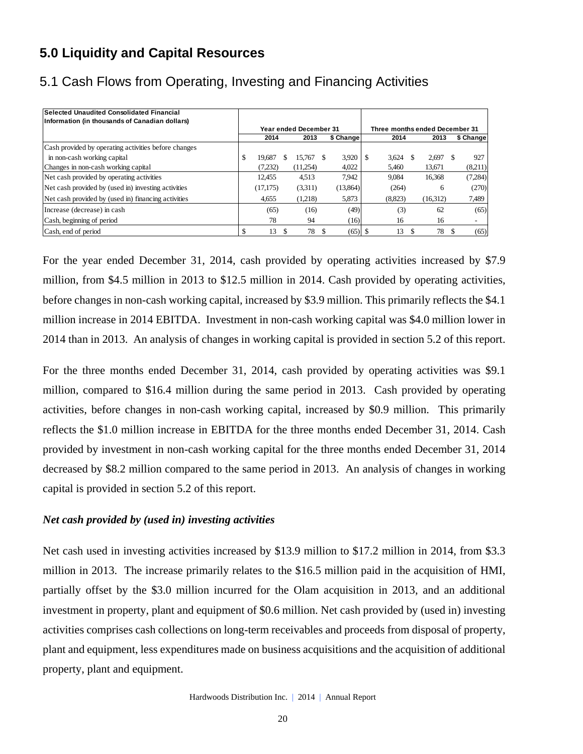## 5.0 Liquidity and Capital Resources

### 5.1 Cash Flows from Operating, Investing and Financing Activities

| Selected Unaudited Consolidated Financial Information (in thousands of Canadian dollars) | Year ended December 31 | | | Three months ended December 31 | | |
|---|---|---|---|---|---|---|
| | 2014 | 2013 | $ Change | 2014 | 2013 | $ Change |
| Cash provided by operating activities before changes in non-cash working capital | $ 19,687 | $ 15,767 | $ 3,920 | $ 3,624 | $ 2,697 | $ 927 |
| Changes in non-cash working capital | (7,232) | (11,254) | 4,022 | 5,460 | 13,671 | (8,211) |
| Net cash provided by operating activities | 12,455 | 4,513 | 7,942 | 9,084 | 16,368 | (7,284) |
| Net cash provided by (used in) investing activities | (17,175) | (3,311) | (13,864) | (264) | 6 | (270) |
| Net cash provided by (used in) financing activities | 4,655 | (1,218) | 5,873 | (8,823) | (16,312) | 7,489 |
| Increase (decrease) in cash | (65) | (16) | (49) | (3) | 62 | (65) |
| Cash, beginning of period | 78 | 94 | (16) | 16 | 16 | - |
| Cash, end of period | $ 13 | $ 78 | $ (65) | $ 13 | $ 78 | $ (65) |

For the year ended December 31, 2014, cash provided by operating activities increased by $7.9 million, from $4.5 million in 2013 to $12.5 million in 2014. Cash provided by operating activities, before changes in non-cash working capital, increased by $3.9 million. This primarily reflects the $4.1 million increase in 2014 EBITDA. Investment in non-cash working capital was $4.0 million lower in 2014 than in 2013. An analysis of changes in working capital is provided in section 5.2 of this report.

For the three months ended December 31, 2014, cash provided by operating activities was $9.1 million, compared to $16.4 million during the same period in 2013. Cash provided by operating activities, before changes in non-cash working capital, increased by $0.9 million. This primarily reflects the $1.0 million increase in EBITDA for the three months ended December 31, 2014. Cash provided by investment in non-cash working capital for the three months ended December 31, 2014 decreased by $8.2 million compared to the same period in 2013. An analysis of changes in working capital is provided in section 5.2 of this report.

***Net cash provided by (used in) investing activities***

Net cash used in investing activities increased by $13.9 million to $17.2 million in 2014, from $3.3 million in 2013. The increase primarily relates to the $16.5 million paid in the acquisition of HMI, partially offset by the $3.0 million incurred for the Olam acquisition in 2013, and an additional investment in property, plant and equipment of $0.6 million. Net cash provided by (used in) investing activities comprises cash collections on long-term receivables and proceeds from disposal of property, plant and equipment, less expenditures made on business acquisitions and the acquisition of additional property, plant and equipment.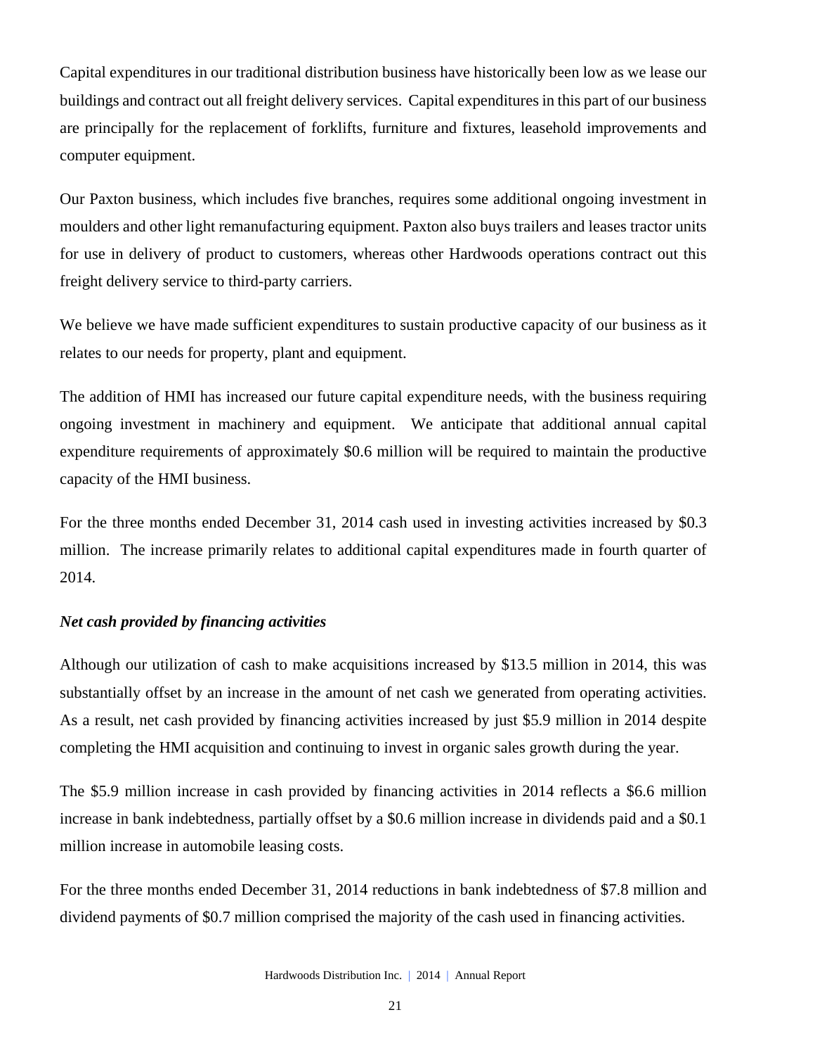Capital expenditures in our traditional distribution business have historically been low as we lease our buildings and contract out all freight delivery services. Capital expenditures in this part of our business are principally for the replacement of forklifts, furniture and fixtures, leasehold improvements and computer equipment.

Our Paxton business, which includes five branches, requires some additional ongoing investment in moulders and other light remanufacturing equipment. Paxton also buys trailers and leases tractor units for use in delivery of product to customers, whereas other Hardwoods operations contract out this freight delivery service to third-party carriers.

We believe we have made sufficient expenditures to sustain productive capacity of our business as it relates to our needs for property, plant and equipment.

The addition of HMI has increased our future capital expenditure needs, with the business requiring ongoing investment in machinery and equipment. We anticipate that additional annual capital expenditure requirements of approximately $0.6 million will be required to maintain the productive capacity of the HMI business.

For the three months ended December 31, 2014 cash used in investing activities increased by $0.3 million. The increase primarily relates to additional capital expenditures made in fourth quarter of 2014.

***Net cash provided by financing activities***

Although our utilization of cash to make acquisitions increased by $13.5 million in 2014, this was substantially offset by an increase in the amount of net cash we generated from operating activities. As a result, net cash provided by financing activities increased by just $5.9 million in 2014 despite completing the HMI acquisition and continuing to invest in organic sales growth during the year.

The $5.9 million increase in cash provided by financing activities in 2014 reflects a $6.6 million increase in bank indebtedness, partially offset by a $0.6 million increase in dividends paid and a $0.1 million increase in automobile leasing costs.

For the three months ended December 31, 2014 reductions in bank indebtedness of $7.8 million and dividend payments of $0.7 million comprised the majority of the cash used in financing activities.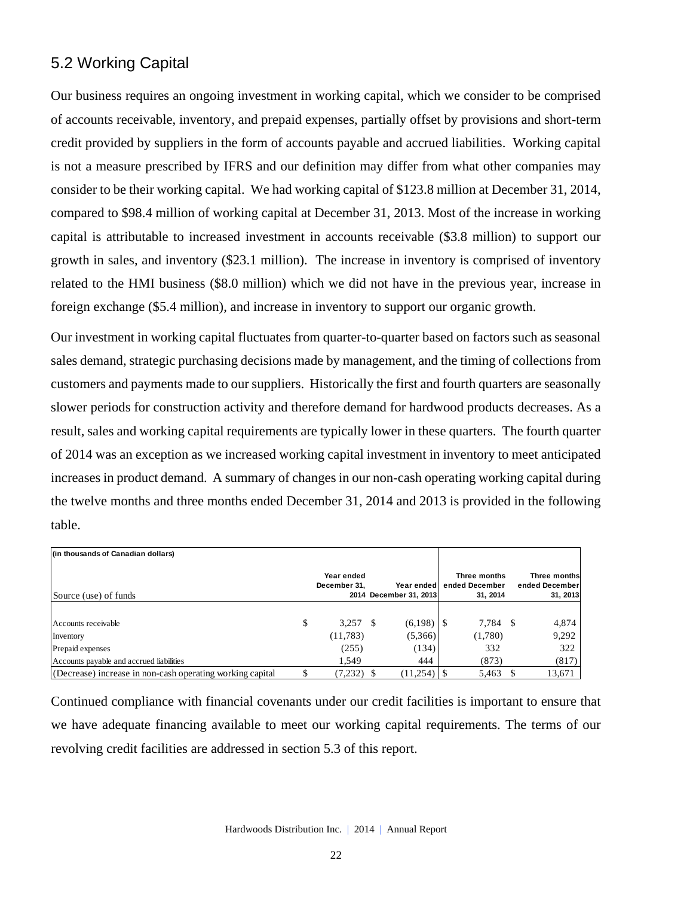## 5.2 Working Capital

Our business requires an ongoing investment in working capital, which we consider to be comprised of accounts receivable, inventory, and prepaid expenses, partially offset by provisions and short-term credit provided by suppliers in the form of accounts payable and accrued liabilities. Working capital is not a measure prescribed by IFRS and our definition may differ from what other companies may consider to be their working capital. We had working capital of $123.8 million at December 31, 2014, compared to $98.4 million of working capital at December 31, 2013. Most of the increase in working capital is attributable to increased investment in accounts receivable ($3.8 million) to support our growth in sales, and inventory ($23.1 million). The increase in inventory is comprised of inventory related to the HMI business ($8.0 million) which we did not have in the previous year, increase in foreign exchange ($5.4 million), and increase in inventory to support our organic growth.

Our investment in working capital fluctuates from quarter-to-quarter based on factors such as seasonal sales demand, strategic purchasing decisions made by management, and the timing of collections from customers and payments made to our suppliers. Historically the first and fourth quarters are seasonally slower periods for construction activity and therefore demand for hardwood products decreases. As a result, sales and working capital requirements are typically lower in these quarters. The fourth quarter of 2014 was an exception as we increased working capital investment in inventory to meet anticipated increases in product demand. A summary of changes in our non-cash operating working capital during the twelve months and three months ended December 31, 2014 and 2013 is provided in the following table.

| (in thousands of Canadian dollars) | | | | |
|---|---|---|---|---|
| Source (use) of funds | Year ended December 31, 2014 | Year ended December 31, 2013 | Three months ended December 31, 2014 | Three months ended December 31, 2013 |
| Accounts receivable | $ 3,257 | $ (6,198) | $ 7,784 | $ 4,874 |
| Inventory | (11,783) | (5,366) | (1,780) | 9,292 |
| Prepaid expenses | (255) | (134) | 332 | 322 |
| Accounts payable and accrued liabilities | 1,549 | 444 | (873) | (817) |
| (Decrease) increase in non-cash operating working capital | $ (7,232) | $ (11,254) | $ 5,463 | $ 13,671 |

Continued compliance with financial covenants under our credit facilities is important to ensure that we have adequate financing available to meet our working capital requirements. The terms of our revolving credit facilities are addressed in section 5.3 of this report.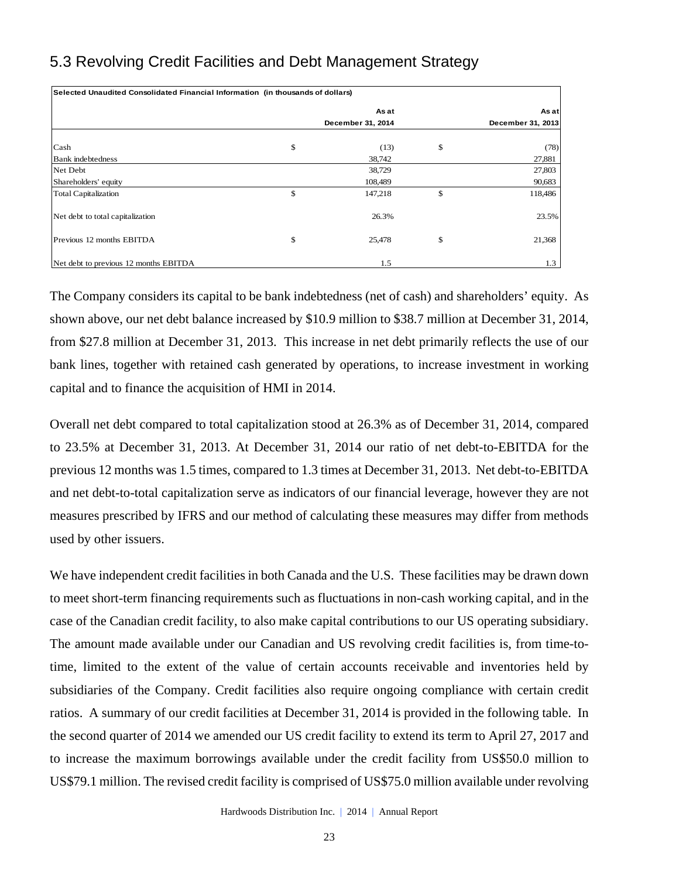## 5.3 Revolving Credit Facilities and Debt Management Strategy

| Selected Unaudited Consolidated Financial Information (in thousands of dollars) | | | | |
|---|---|---|---|---|
| | | As at<br>December 31, 2014 | | As at<br>December 31, 2013 |
| Cash | $ | (13) | $ | (78) |
| Bank indebtedness | | 38,742 | | 27,881 |
| Net Debt | | 38,729 | | 27,803 |
| Shareholders' equity | | 108,489 | | 90,683 |
| Total Capitalization | $ | 147,218 | $ | 118,486 |
| Net debt to total capitalization | | 26.3% | | 23.5% |
| Previous 12 months EBITDA | $ | 25,478 | $ | 21,368 |
| Net debt to previous 12 months EBITDA | | 1.5 | | 1.3 |

The Company considers its capital to be bank indebtedness (net of cash) and shareholders' equity. As shown above, our net debt balance increased by $10.9 million to $38.7 million at December 31, 2014, from $27.8 million at December 31, 2013. This increase in net debt primarily reflects the use of our bank lines, together with retained cash generated by operations, to increase investment in working capital and to finance the acquisition of HMI in 2014.

Overall net debt compared to total capitalization stood at 26.3% as of December 31, 2014, compared to 23.5% at December 31, 2013. At December 31, 2014 our ratio of net debt-to-EBITDA for the previous 12 months was 1.5 times, compared to 1.3 times at December 31, 2013. Net debt-to-EBITDA and net debt-to-total capitalization serve as indicators of our financial leverage, however they are not measures prescribed by IFRS and our method of calculating these measures may differ from methods used by other issuers.

We have independent credit facilities in both Canada and the U.S. These facilities may be drawn down to meet short-term financing requirements such as fluctuations in non-cash working capital, and in the case of the Canadian credit facility, to also make capital contributions to our US operating subsidiary. The amount made available under our Canadian and US revolving credit facilities is, from time-to-time, limited to the extent of the value of certain accounts receivable and inventories held by subsidiaries of the Company. Credit facilities also require ongoing compliance with certain credit ratios. A summary of our credit facilities at December 31, 2014 is provided in the following table. In the second quarter of 2014 we amended our US credit facility to extend its term to April 27, 2017 and to increase the maximum borrowings available under the credit facility from US$50.0 million to US$79.1 million. The revised credit facility is comprised of US$75.0 million available under revolving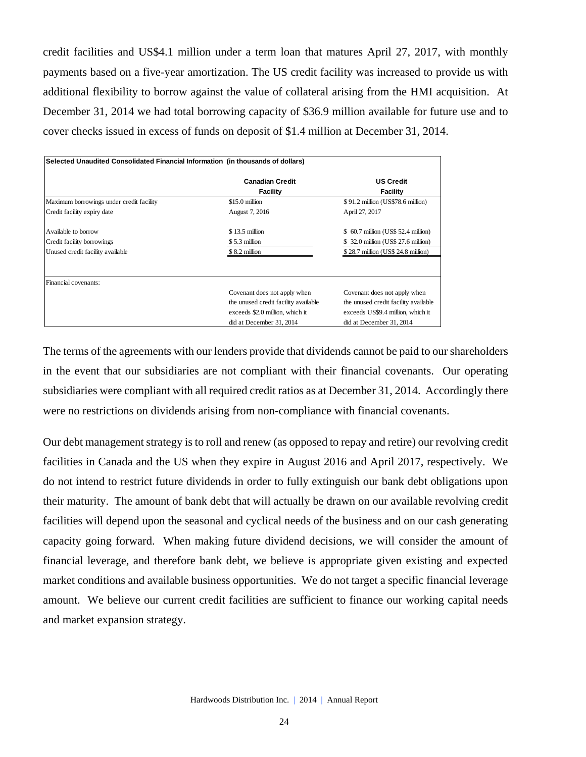credit facilities and US$4.1 million under a term loan that matures April 27, 2017, with monthly payments based on a five-year amortization. The US credit facility was increased to provide us with additional flexibility to borrow against the value of collateral arising from the HMI acquisition. At December 31, 2014 we had total borrowing capacity of $36.9 million available for future use and to cover checks issued in excess of funds on deposit of $1.4 million at December 31, 2014.

**Selected Unaudited Consolidated Financial Information (in thousands of dollars)**

| | Canadian Credit Facility | US Credit Facility |
|---|---|---|
| Maximum borrowings under credit facility | $15.0 million | $ 91.2 million (US$78.6 million) |
| Credit facility expiry date | August 7, 2016 | April 27, 2017 |
| Available to borrow | $ 13.5 million | $ 60.7 million (US$ 52.4 million) |
| Credit facility borrowings | $ 5.3 million | $ 32.0 million (US$ 27.6 million) |
| Unused credit facility available | $ 8.2 million | $ 28.7 million (US$ 24.8 million) |
| Financial covenants: | | |
| | Covenant does not apply when the unused credit facility available exceeds $2.0 million, which it did at December 31, 2014 | Covenant does not apply when the unused credit facility available exceeds US$9.4 million, which it did at December 31, 2014 |

The terms of the agreements with our lenders provide that dividends cannot be paid to our shareholders in the event that our subsidiaries are not compliant with their financial covenants. Our operating subsidiaries were compliant with all required credit ratios as at December 31, 2014. Accordingly there were no restrictions on dividends arising from non-compliance with financial covenants.

Our debt management strategy is to roll and renew (as opposed to repay and retire) our revolving credit facilities in Canada and the US when they expire in August 2016 and April 2017, respectively. We do not intend to restrict future dividends in order to fully extinguish our bank debt obligations upon their maturity. The amount of bank debt that will actually be drawn on our available revolving credit facilities will depend upon the seasonal and cyclical needs of the business and on our cash generating capacity going forward. When making future dividend decisions, we will consider the amount of financial leverage, and therefore bank debt, we believe is appropriate given existing and expected market conditions and available business opportunities. We do not target a specific financial leverage amount. We believe our current credit facilities are sufficient to finance our working capital needs and market expansion strategy.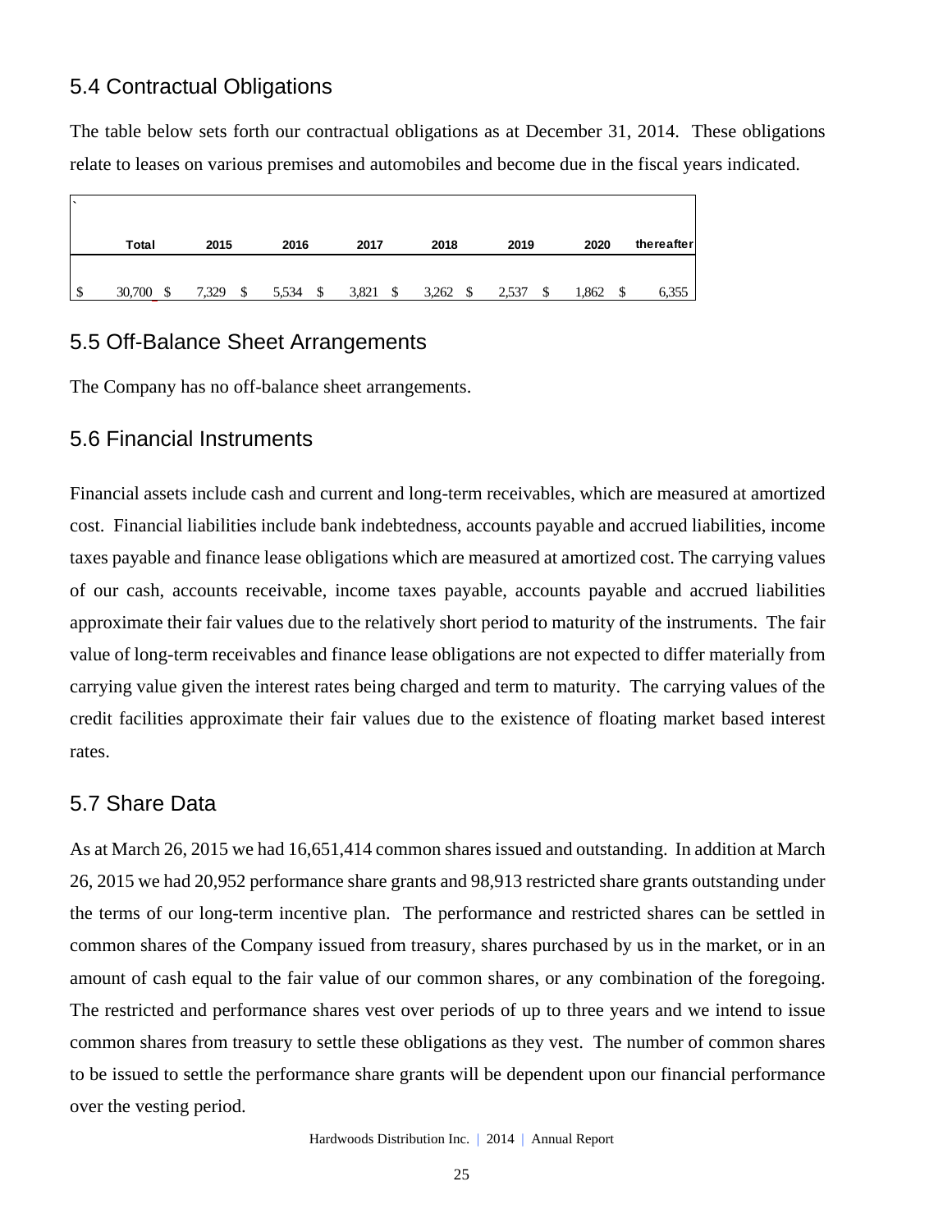## 5.4 Contractual Obligations

The table below sets forth our contractual obligations as at December 31, 2014. These obligations relate to leases on various premises and automobiles and become due in the fiscal years indicated.

| Total | 2015 | 2016 | 2017 | 2018 | 2019 | 2020 | thereafter |
|---|---|---|---|---|---|---|---|
| $ 30,700 | $ 7,329 | $ 5,534 | $ 3,821 | $ 3,262 | $ 2,537 | $ 1,862 | $ 6,355 |

## 5.5 Off-Balance Sheet Arrangements

The Company has no off-balance sheet arrangements.

## 5.6 Financial Instruments

Financial assets include cash and current and long-term receivables, which are measured at amortized cost. Financial liabilities include bank indebtedness, accounts payable and accrued liabilities, income taxes payable and finance lease obligations which are measured at amortized cost. The carrying values of our cash, accounts receivable, income taxes payable, accounts payable and accrued liabilities approximate their fair values due to the relatively short period to maturity of the instruments. The fair value of long-term receivables and finance lease obligations are not expected to differ materially from carrying value given the interest rates being charged and term to maturity. The carrying values of the credit facilities approximate their fair values due to the existence of floating market based interest rates.

## 5.7 Share Data

As at March 26, 2015 we had 16,651,414 common shares issued and outstanding. In addition at March 26, 2015 we had 20,952 performance share grants and 98,913 restricted share grants outstanding under the terms of our long-term incentive plan. The performance and restricted shares can be settled in common shares of the Company issued from treasury, shares purchased by us in the market, or in an amount of cash equal to the fair value of our common shares, or any combination of the foregoing. The restricted and performance shares vest over periods of up to three years and we intend to issue common shares from treasury to settle these obligations as they vest. The number of common shares to be issued to settle the performance share grants will be dependent upon our financial performance over the vesting period.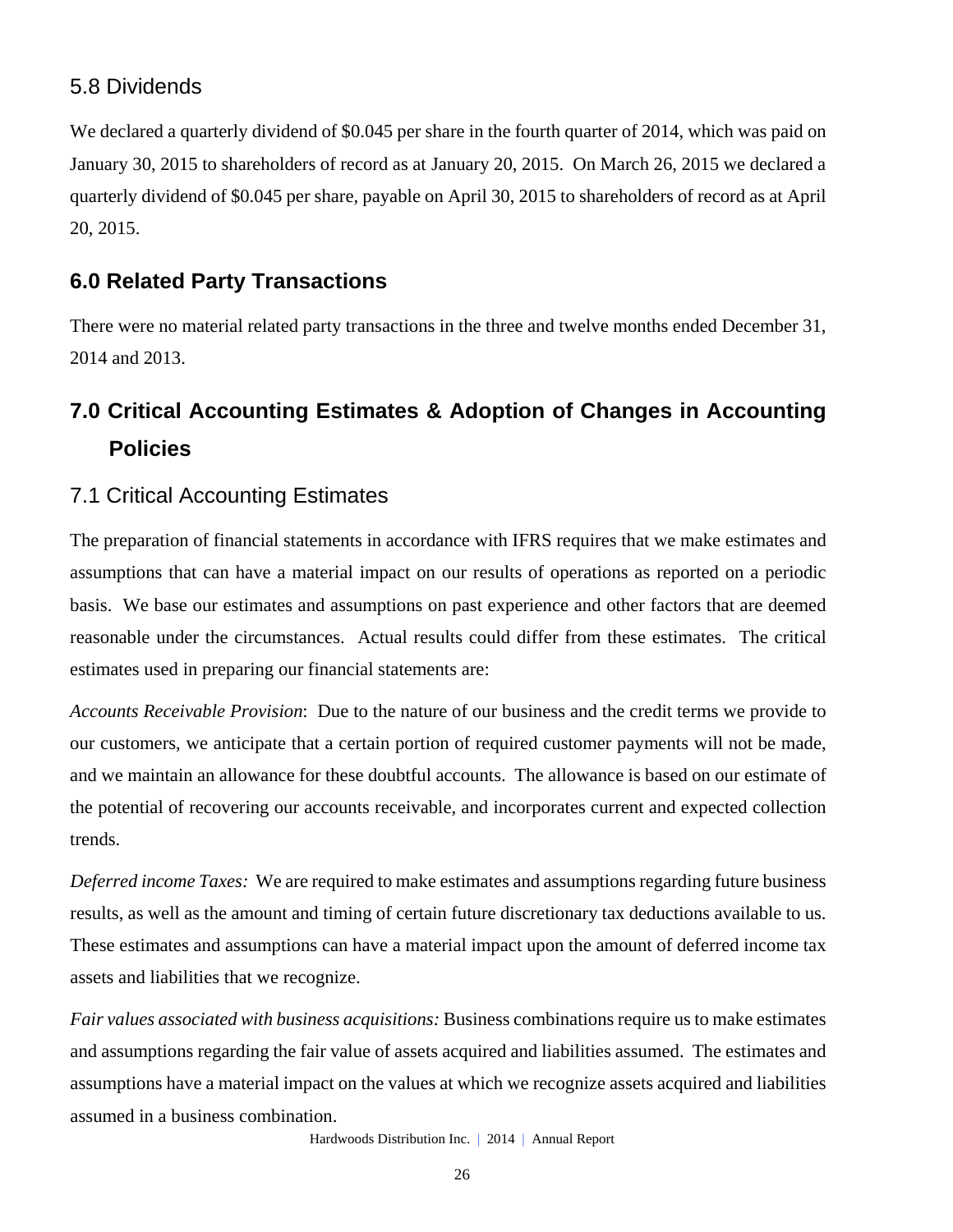### 5.8 Dividends

We declared a quarterly dividend of $0.045 per share in the fourth quarter of 2014, which was paid on January 30, 2015 to shareholders of record as at January 20, 2015. On March 26, 2015 we declared a quarterly dividend of $0.045 per share, payable on April 30, 2015 to shareholders of record as at April 20, 2015.

## 6.0 Related Party Transactions

There were no material related party transactions in the three and twelve months ended December 31, 2014 and 2013.

## 7.0 Critical Accounting Estimates & Adoption of Changes in Accounting Policies

### 7.1 Critical Accounting Estimates

The preparation of financial statements in accordance with IFRS requires that we make estimates and assumptions that can have a material impact on our results of operations as reported on a periodic basis. We base our estimates and assumptions on past experience and other factors that are deemed reasonable under the circumstances. Actual results could differ from these estimates. The critical estimates used in preparing our financial statements are:

*Accounts Receivable Provision*: Due to the nature of our business and the credit terms we provide to our customers, we anticipate that a certain portion of required customer payments will not be made, and we maintain an allowance for these doubtful accounts. The allowance is based on our estimate of the potential of recovering our accounts receivable, and incorporates current and expected collection trends.

*Deferred income Taxes:* We are required to make estimates and assumptions regarding future business results, as well as the amount and timing of certain future discretionary tax deductions available to us. These estimates and assumptions can have a material impact upon the amount of deferred income tax assets and liabilities that we recognize.

*Fair values associated with business acquisitions:* Business combinations require us to make estimates and assumptions regarding the fair value of assets acquired and liabilities assumed. The estimates and assumptions have a material impact on the values at which we recognize assets acquired and liabilities assumed in a business combination.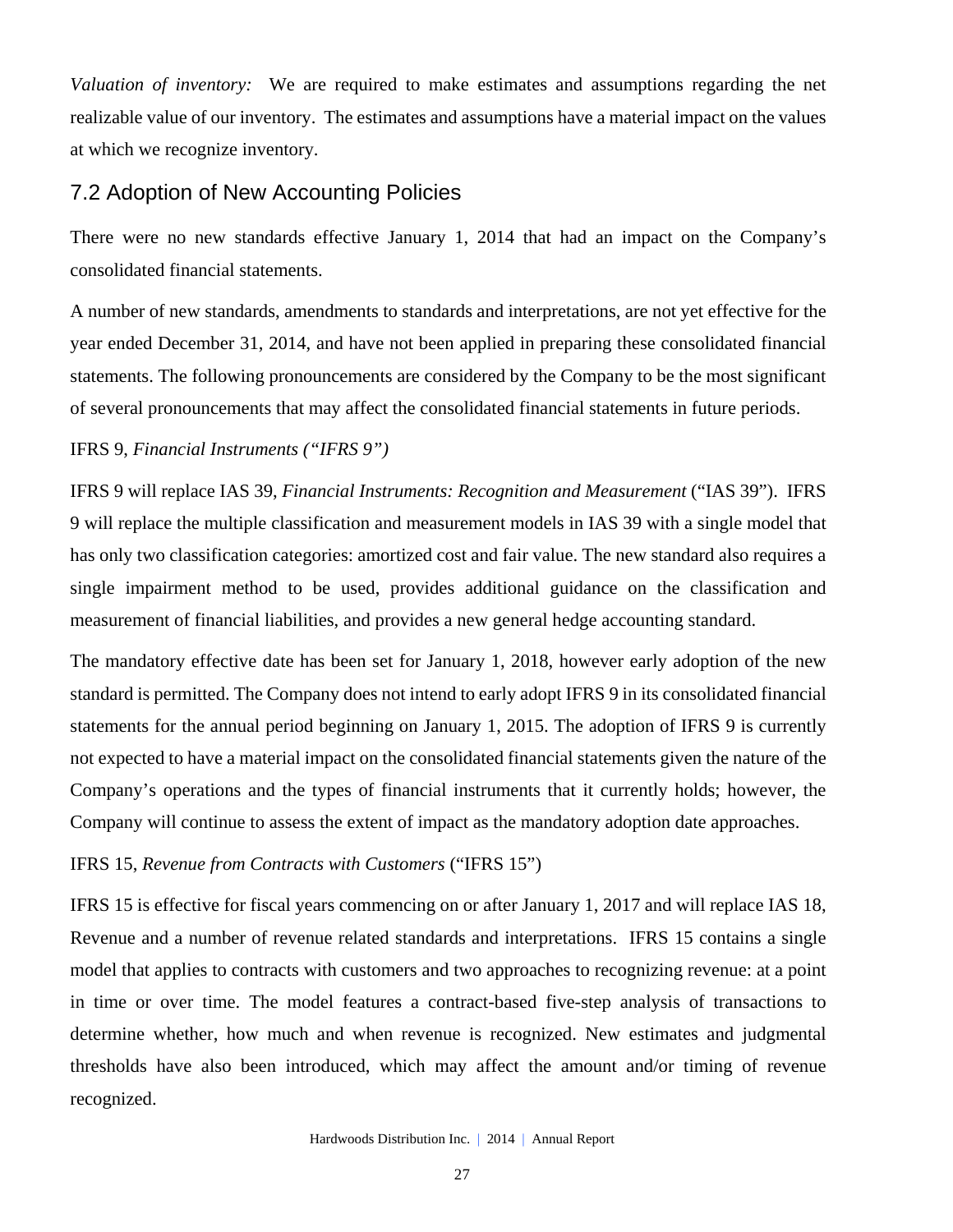*Valuation of inventory:* We are required to make estimates and assumptions regarding the net realizable value of our inventory. The estimates and assumptions have a material impact on the values at which we recognize inventory.

## 7.2 Adoption of New Accounting Policies

There were no new standards effective January 1, 2014 that had an impact on the Company's consolidated financial statements.

A number of new standards, amendments to standards and interpretations, are not yet effective for the year ended December 31, 2014, and have not been applied in preparing these consolidated financial statements. The following pronouncements are considered by the Company to be the most significant of several pronouncements that may affect the consolidated financial statements in future periods.

IFRS 9, *Financial Instruments ("IFRS 9")*

IFRS 9 will replace IAS 39, *Financial Instruments: Recognition and Measurement* ("IAS 39"). IFRS 9 will replace the multiple classification and measurement models in IAS 39 with a single model that has only two classification categories: amortized cost and fair value. The new standard also requires a single impairment method to be used, provides additional guidance on the classification and measurement of financial liabilities, and provides a new general hedge accounting standard.

The mandatory effective date has been set for January 1, 2018, however early adoption of the new standard is permitted. The Company does not intend to early adopt IFRS 9 in its consolidated financial statements for the annual period beginning on January 1, 2015. The adoption of IFRS 9 is currently not expected to have a material impact on the consolidated financial statements given the nature of the Company's operations and the types of financial instruments that it currently holds; however, the Company will continue to assess the extent of impact as the mandatory adoption date approaches.

IFRS 15, *Revenue from Contracts with Customers* ("IFRS 15")

IFRS 15 is effective for fiscal years commencing on or after January 1, 2017 and will replace IAS 18, Revenue and a number of revenue related standards and interpretations. IFRS 15 contains a single model that applies to contracts with customers and two approaches to recognizing revenue: at a point in time or over time. The model features a contract-based five-step analysis of transactions to determine whether, how much and when revenue is recognized. New estimates and judgmental thresholds have also been introduced, which may affect the amount and/or timing of revenue recognized.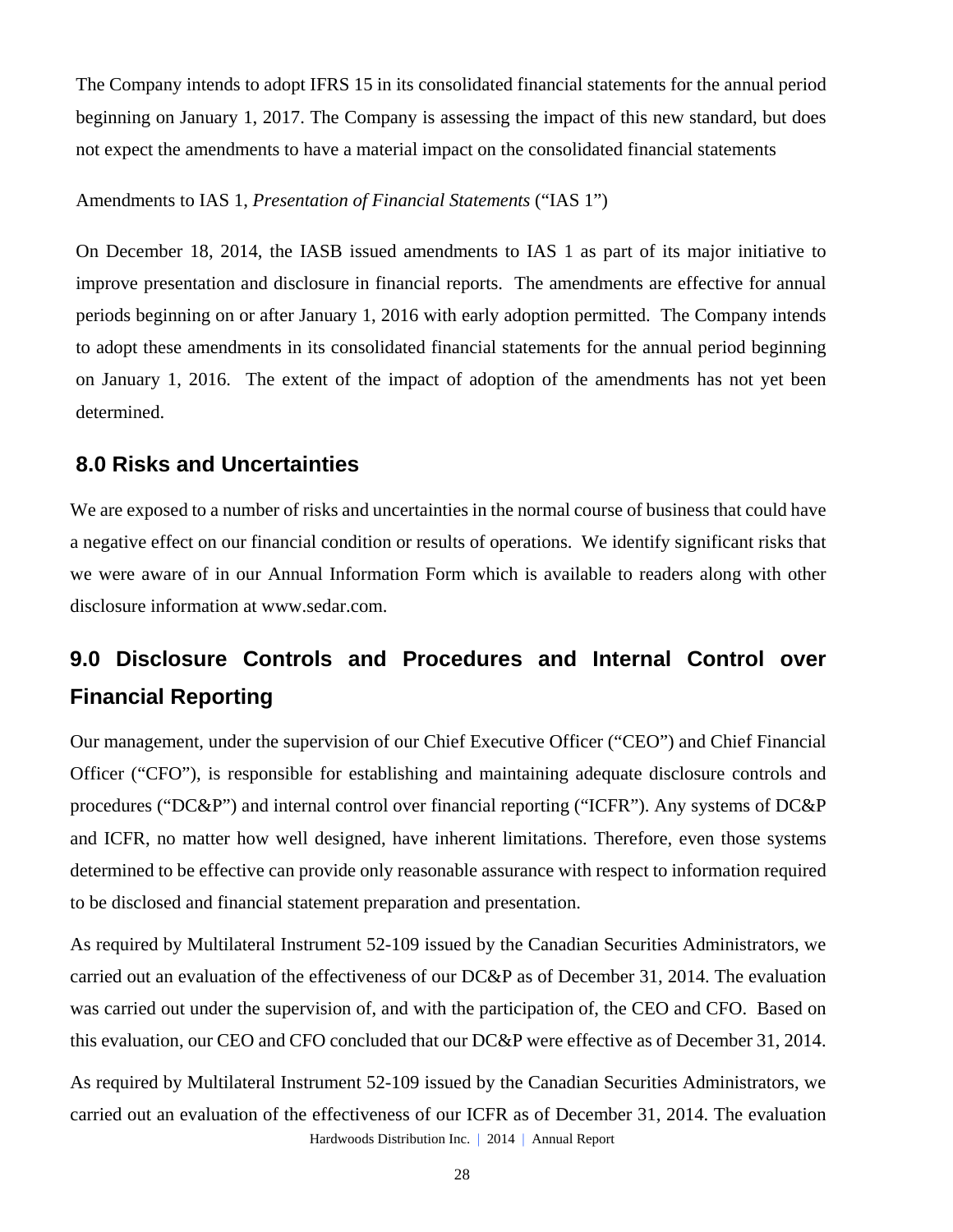The Company intends to adopt IFRS 15 in its consolidated financial statements for the annual period beginning on January 1, 2017. The Company is assessing the impact of this new standard, but does not expect the amendments to have a material impact on the consolidated financial statements

Amendments to IAS 1, *Presentation of Financial Statements* ("IAS 1")

On December 18, 2014, the IASB issued amendments to IAS 1 as part of its major initiative to improve presentation and disclosure in financial reports. The amendments are effective for annual periods beginning on or after January 1, 2016 with early adoption permitted. The Company intends to adopt these amendments in its consolidated financial statements for the annual period beginning on January 1, 2016. The extent of the impact of adoption of the amendments has not yet been determined.

## 8.0 Risks and Uncertainties

We are exposed to a number of risks and uncertainties in the normal course of business that could have a negative effect on our financial condition or results of operations. We identify significant risks that we were aware of in our Annual Information Form which is available to readers along with other disclosure information at www.sedar.com.

## 9.0 Disclosure Controls and Procedures and Internal Control over Financial Reporting

Our management, under the supervision of our Chief Executive Officer ("CEO") and Chief Financial Officer ("CFO"), is responsible for establishing and maintaining adequate disclosure controls and procedures ("DC&P") and internal control over financial reporting ("ICFR"). Any systems of DC&P and ICFR, no matter how well designed, have inherent limitations. Therefore, even those systems determined to be effective can provide only reasonable assurance with respect to information required to be disclosed and financial statement preparation and presentation.

As required by Multilateral Instrument 52-109 issued by the Canadian Securities Administrators, we carried out an evaluation of the effectiveness of our DC&P as of December 31, 2014. The evaluation was carried out under the supervision of, and with the participation of, the CEO and CFO. Based on this evaluation, our CEO and CFO concluded that our DC&P were effective as of December 31, 2014.

As required by Multilateral Instrument 52-109 issued by the Canadian Securities Administrators, we carried out an evaluation of the effectiveness of our ICFR as of December 31, 2014. The evaluation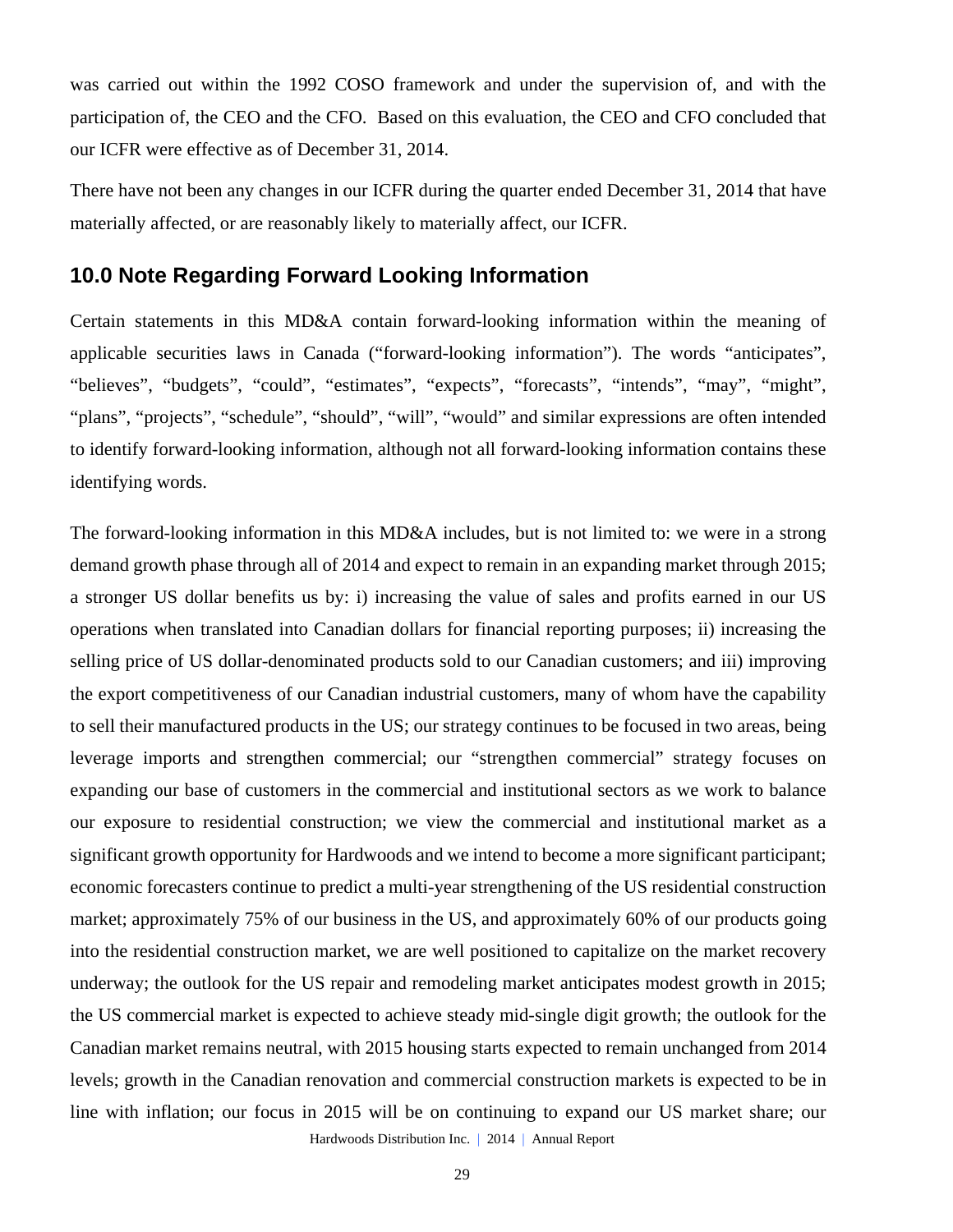was carried out within the 1992 COSO framework and under the supervision of, and with the participation of, the CEO and the CFO. Based on this evaluation, the CEO and CFO concluded that our ICFR were effective as of December 31, 2014.

There have not been any changes in our ICFR during the quarter ended December 31, 2014 that have materially affected, or are reasonably likely to materially affect, our ICFR.

## 10.0 Note Regarding Forward Looking Information

Certain statements in this MD&A contain forward-looking information within the meaning of applicable securities laws in Canada ("forward-looking information"). The words "anticipates", "believes", "budgets", "could", "estimates", "expects", "forecasts", "intends", "may", "might", "plans", "projects", "schedule", "should", "will", "would" and similar expressions are often intended to identify forward-looking information, although not all forward-looking information contains these identifying words.

The forward-looking information in this MD&A includes, but is not limited to: we were in a strong demand growth phase through all of 2014 and expect to remain in an expanding market through 2015; a stronger US dollar benefits us by: i) increasing the value of sales and profits earned in our US operations when translated into Canadian dollars for financial reporting purposes; ii) increasing the selling price of US dollar-denominated products sold to our Canadian customers; and iii) improving the export competitiveness of our Canadian industrial customers, many of whom have the capability to sell their manufactured products in the US; our strategy continues to be focused in two areas, being leverage imports and strengthen commercial; our "strengthen commercial" strategy focuses on expanding our base of customers in the commercial and institutional sectors as we work to balance our exposure to residential construction; we view the commercial and institutional market as a significant growth opportunity for Hardwoods and we intend to become a more significant participant; economic forecasters continue to predict a multi-year strengthening of the US residential construction market; approximately 75% of our business in the US, and approximately 60% of our products going into the residential construction market, we are well positioned to capitalize on the market recovery underway; the outlook for the US repair and remodeling market anticipates modest growth in 2015; the US commercial market is expected to achieve steady mid-single digit growth; the outlook for the Canadian market remains neutral, with 2015 housing starts expected to remain unchanged from 2014 levels; growth in the Canadian renovation and commercial construction markets is expected to be in line with inflation; our focus in 2015 will be on continuing to expand our US market share; our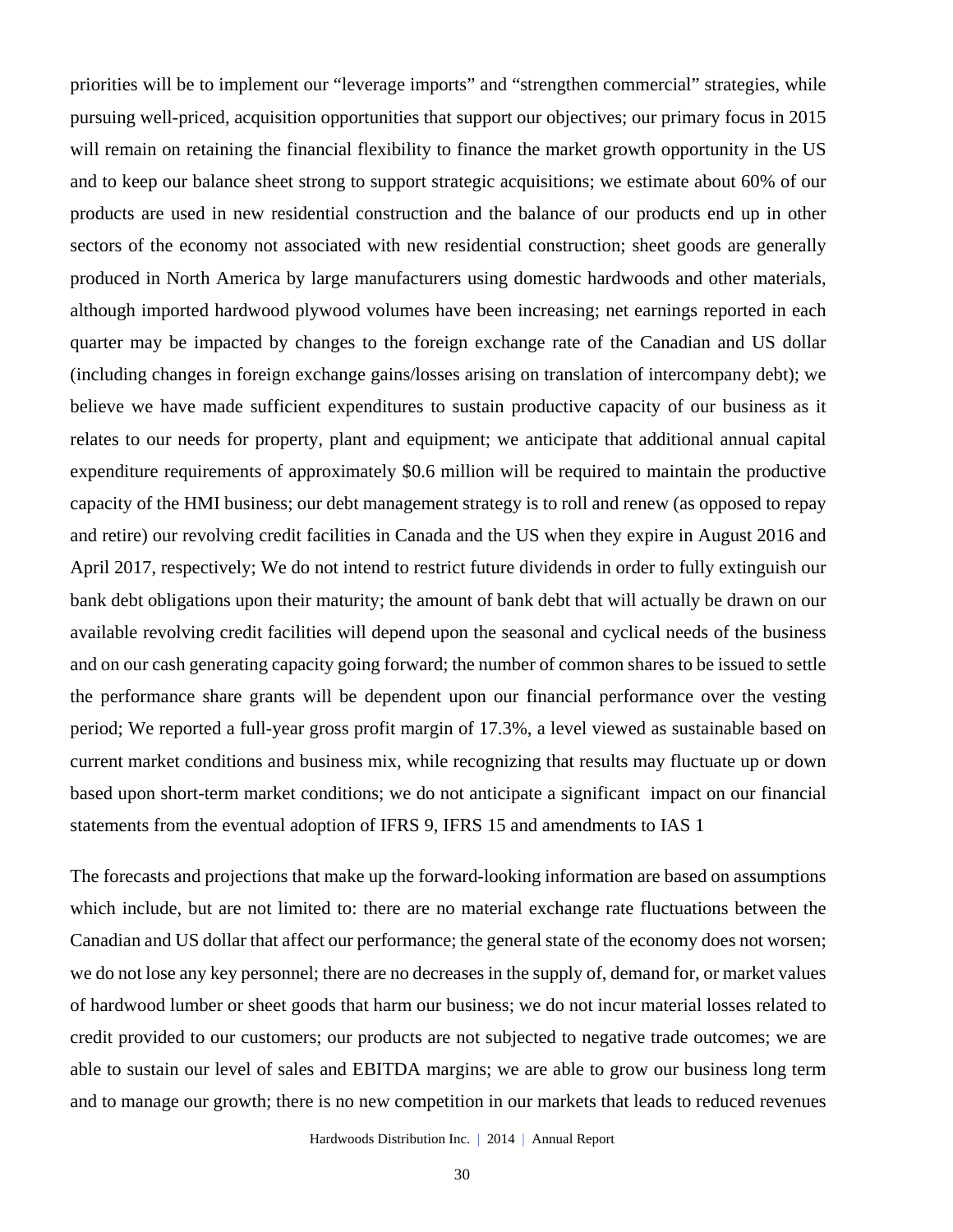priorities will be to implement our "leverage imports" and "strengthen commercial" strategies, while pursuing well-priced, acquisition opportunities that support our objectives; our primary focus in 2015 will remain on retaining the financial flexibility to finance the market growth opportunity in the US and to keep our balance sheet strong to support strategic acquisitions; we estimate about 60% of our products are used in new residential construction and the balance of our products end up in other sectors of the economy not associated with new residential construction; sheet goods are generally produced in North America by large manufacturers using domestic hardwoods and other materials, although imported hardwood plywood volumes have been increasing; net earnings reported in each quarter may be impacted by changes to the foreign exchange rate of the Canadian and US dollar (including changes in foreign exchange gains/losses arising on translation of intercompany debt); we believe we have made sufficient expenditures to sustain productive capacity of our business as it relates to our needs for property, plant and equipment; we anticipate that additional annual capital expenditure requirements of approximately $0.6 million will be required to maintain the productive capacity of the HMI business; our debt management strategy is to roll and renew (as opposed to repay and retire) our revolving credit facilities in Canada and the US when they expire in August 2016 and April 2017, respectively; We do not intend to restrict future dividends in order to fully extinguish our bank debt obligations upon their maturity; the amount of bank debt that will actually be drawn on our available revolving credit facilities will depend upon the seasonal and cyclical needs of the business and on our cash generating capacity going forward; the number of common shares to be issued to settle the performance share grants will be dependent upon our financial performance over the vesting period; We reported a full-year gross profit margin of 17.3%, a level viewed as sustainable based on current market conditions and business mix, while recognizing that results may fluctuate up or down based upon short-term market conditions; we do not anticipate a significant impact on our financial statements from the eventual adoption of IFRS 9, IFRS 15 and amendments to IAS 1

The forecasts and projections that make up the forward-looking information are based on assumptions which include, but are not limited to: there are no material exchange rate fluctuations between the Canadian and US dollar that affect our performance; the general state of the economy does not worsen; we do not lose any key personnel; there are no decreases in the supply of, demand for, or market values of hardwood lumber or sheet goods that harm our business; we do not incur material losses related to credit provided to our customers; our products are not subjected to negative trade outcomes; we are able to sustain our level of sales and EBITDA margins; we are able to grow our business long term and to manage our growth; there is no new competition in our markets that leads to reduced revenues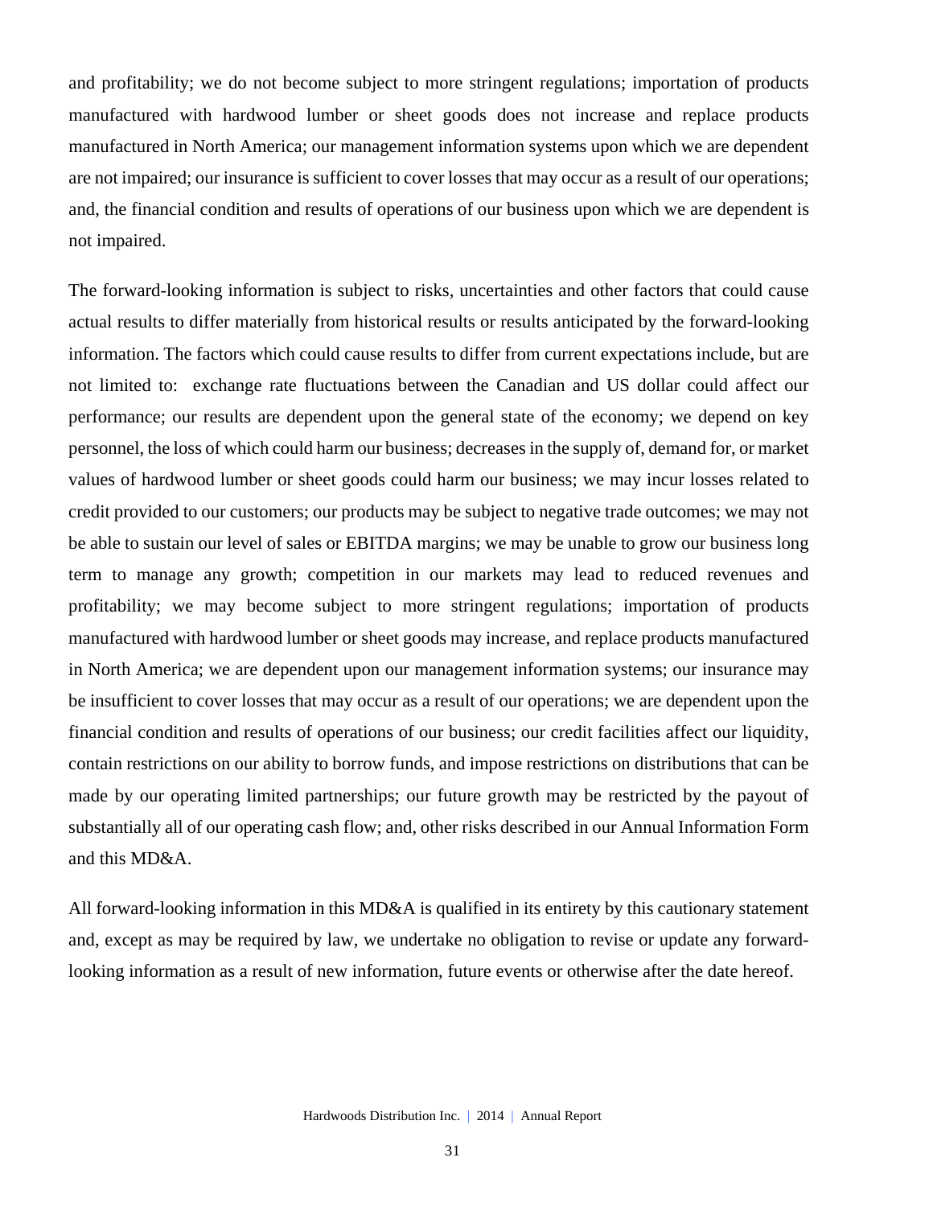and profitability; we do not become subject to more stringent regulations; importation of products manufactured with hardwood lumber or sheet goods does not increase and replace products manufactured in North America; our management information systems upon which we are dependent are not impaired; our insurance is sufficient to cover losses that may occur as a result of our operations; and, the financial condition and results of operations of our business upon which we are dependent is not impaired.

The forward-looking information is subject to risks, uncertainties and other factors that could cause actual results to differ materially from historical results or results anticipated by the forward-looking information. The factors which could cause results to differ from current expectations include, but are not limited to: exchange rate fluctuations between the Canadian and US dollar could affect our performance; our results are dependent upon the general state of the economy; we depend on key personnel, the loss of which could harm our business; decreases in the supply of, demand for, or market values of hardwood lumber or sheet goods could harm our business; we may incur losses related to credit provided to our customers; our products may be subject to negative trade outcomes; we may not be able to sustain our level of sales or EBITDA margins; we may be unable to grow our business long term to manage any growth; competition in our markets may lead to reduced revenues and profitability; we may become subject to more stringent regulations; importation of products manufactured with hardwood lumber or sheet goods may increase, and replace products manufactured in North America; we are dependent upon our management information systems; our insurance may be insufficient to cover losses that may occur as a result of our operations; we are dependent upon the financial condition and results of operations of our business; our credit facilities affect our liquidity, contain restrictions on our ability to borrow funds, and impose restrictions on distributions that can be made by our operating limited partnerships; our future growth may be restricted by the payout of substantially all of our operating cash flow; and, other risks described in our Annual Information Form and this MD&A.

All forward-looking information in this MD&A is qualified in its entirety by this cautionary statement and, except as may be required by law, we undertake no obligation to revise or update any forward-looking information as a result of new information, future events or otherwise after the date hereof.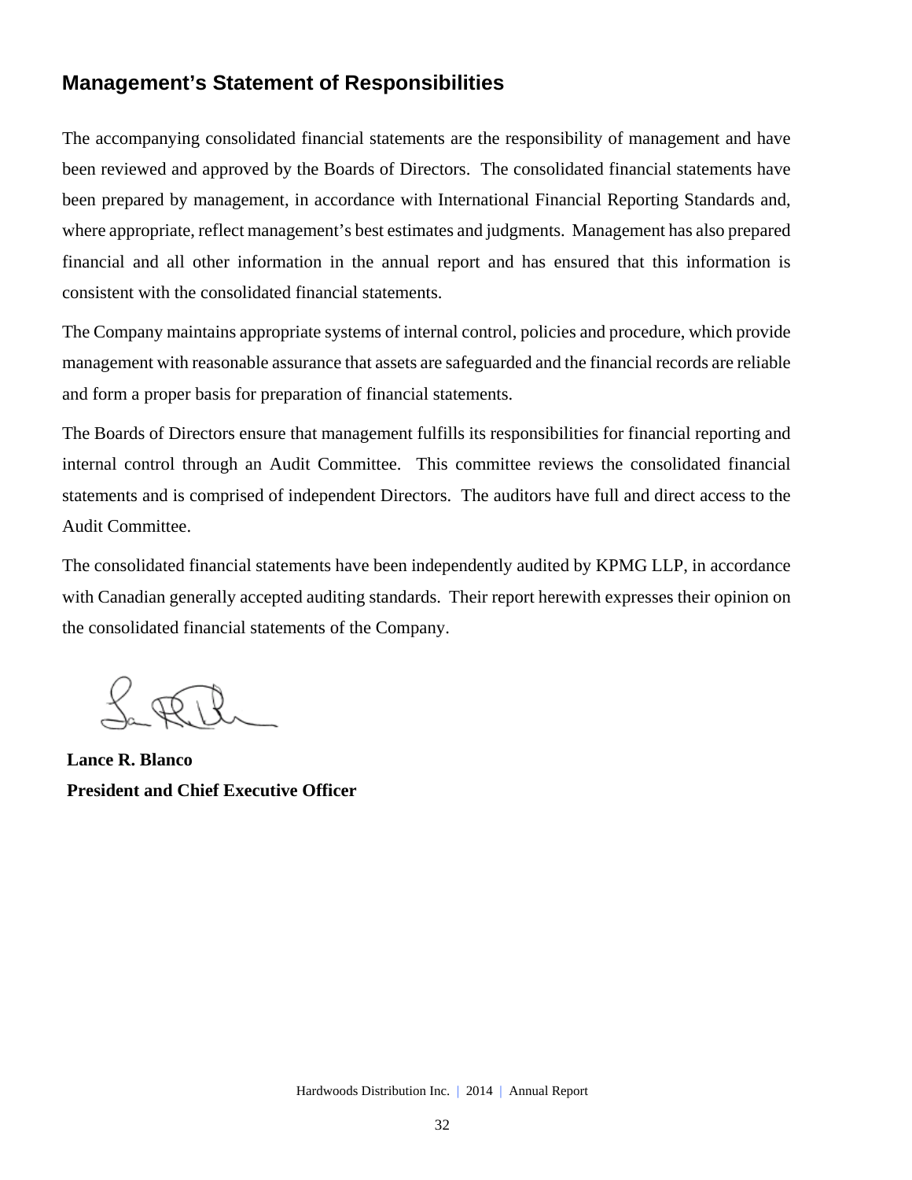## Management's Statement of Responsibilities

The accompanying consolidated financial statements are the responsibility of management and have been reviewed and approved by the Boards of Directors. The consolidated financial statements have been prepared by management, in accordance with International Financial Reporting Standards and, where appropriate, reflect management's best estimates and judgments. Management has also prepared financial and all other information in the annual report and has ensured that this information is consistent with the consolidated financial statements.

The Company maintains appropriate systems of internal control, policies and procedure, which provide management with reasonable assurance that assets are safeguarded and the financial records are reliable and form a proper basis for preparation of financial statements.

The Boards of Directors ensure that management fulfills its responsibilities for financial reporting and internal control through an Audit Committee. This committee reviews the consolidated financial statements and is comprised of independent Directors. The auditors have full and direct access to the Audit Committee.

The consolidated financial statements have been independently audited by KPMG LLP, in accordance with Canadian generally accepted auditing standards. Their report herewith expresses their opinion on the consolidated financial statements of the Company.

**Lance R. Blanco**
**President and Chief Executive Officer**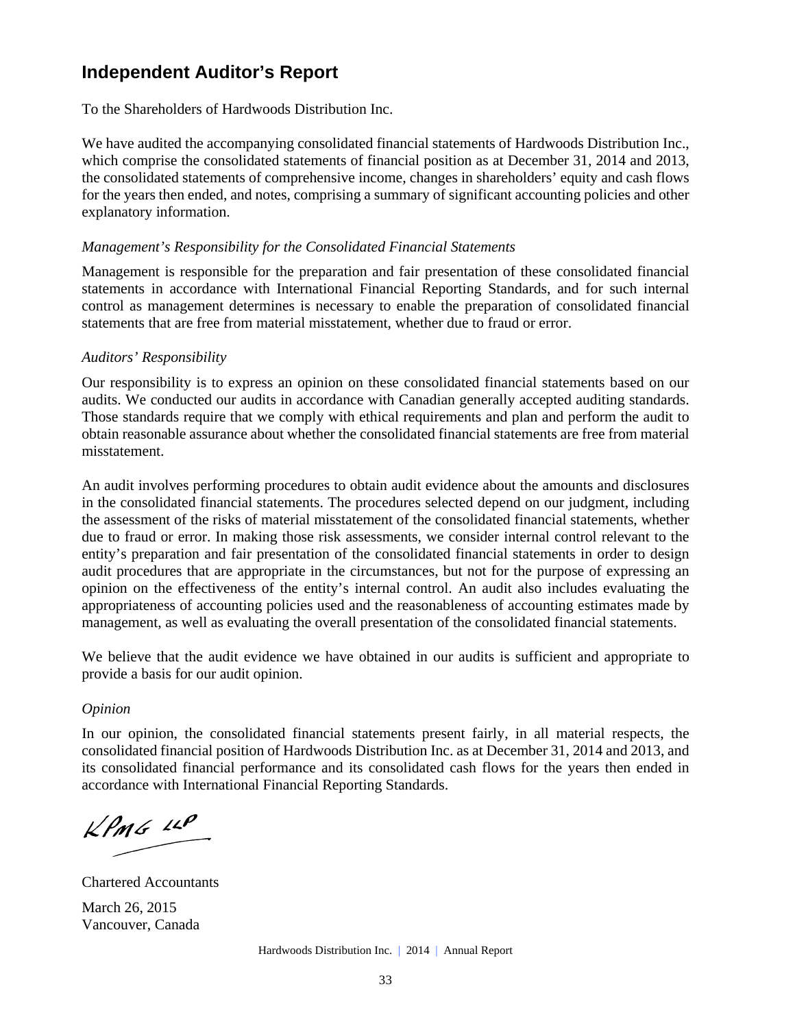# Independent Auditor's Report

To the Shareholders of Hardwoods Distribution Inc.

We have audited the accompanying consolidated financial statements of Hardwoods Distribution Inc., which comprise the consolidated statements of financial position as at December 31, 2014 and 2013, the consolidated statements of comprehensive income, changes in shareholders' equity and cash flows for the years then ended, and notes, comprising a summary of significant accounting policies and other explanatory information.

*Management's Responsibility for the Consolidated Financial Statements*

Management is responsible for the preparation and fair presentation of these consolidated financial statements in accordance with International Financial Reporting Standards, and for such internal control as management determines is necessary to enable the preparation of consolidated financial statements that are free from material misstatement, whether due to fraud or error.

*Auditors' Responsibility*

Our responsibility is to express an opinion on these consolidated financial statements based on our audits. We conducted our audits in accordance with Canadian generally accepted auditing standards. Those standards require that we comply with ethical requirements and plan and perform the audit to obtain reasonable assurance about whether the consolidated financial statements are free from material misstatement.

An audit involves performing procedures to obtain audit evidence about the amounts and disclosures in the consolidated financial statements. The procedures selected depend on our judgment, including the assessment of the risks of material misstatement of the consolidated financial statements, whether due to fraud or error. In making those risk assessments, we consider internal control relevant to the entity's preparation and fair presentation of the consolidated financial statements in order to design audit procedures that are appropriate in the circumstances, but not for the purpose of expressing an opinion on the effectiveness of the entity's internal control. An audit also includes evaluating the appropriateness of accounting policies used and the reasonableness of accounting estimates made by management, as well as evaluating the overall presentation of the consolidated financial statements.

We believe that the audit evidence we have obtained in our audits is sufficient and appropriate to provide a basis for our audit opinion.

*Opinion*

In our opinion, the consolidated financial statements present fairly, in all material respects, the consolidated financial position of Hardwoods Distribution Inc. as at December 31, 2014 and 2013, and its consolidated financial performance and its consolidated cash flows for the years then ended in accordance with International Financial Reporting Standards.

KPMG LLP

Chartered Accountants

March 26, 2015
Vancouver, Canada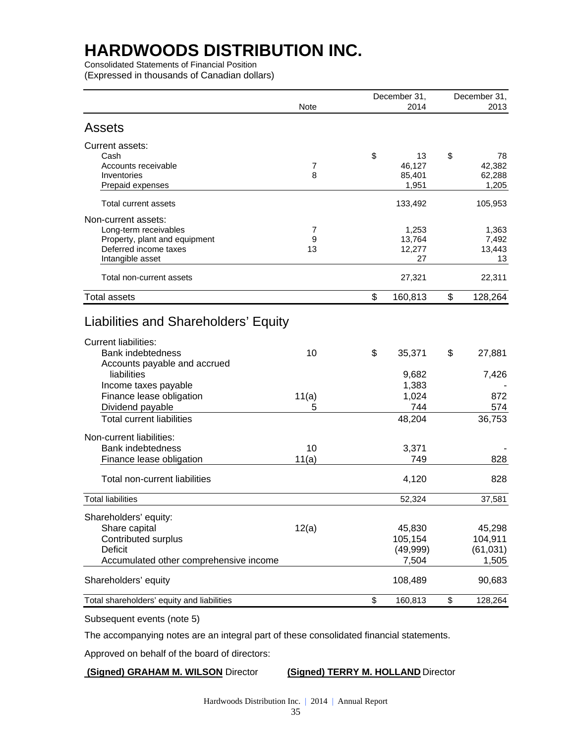# HARDWOODS DISTRIBUTION INC.

Consolidated Statements of Financial Position
(Expressed in thousands of Canadian dollars)

| | Note | December 31, 2014 | December 31, 2013 |
|---|---|---|---|
| **Assets** | | | |
| Current assets: | | | |
| Cash | | $ 13 | $ 78 |
| Accounts receivable | 7 | 46,127 | 42,382 |
| Inventories | 8 | 85,401 | 62,288 |
| Prepaid expenses | | 1,951 | 1,205 |
| Total current assets | | 133,492 | 105,953 |
| Non-current assets: | | | |
| Long-term receivables | 7 | 1,253 | 1,363 |
| Property, plant and equipment | 9 | 13,764 | 7,492 |
| Deferred income taxes | 13 | 12,277 | 13,443 |
| Intangible asset | | 27 | 13 |
| Total non-current assets | | 27,321 | 22,311 |
| Total assets | | $ 160,813 | $ 128,264 |
| **Liabilities and Shareholders' Equity** | | | |
| Current liabilities: | | | |
| Bank indebtedness | 10 | $ 35,371 | $ 27,881 |
| Accounts payable and accrued liabilities | | 9,682 | 7,426 |
| Income taxes payable | | 1,383 | - |
| Finance lease obligation | 11(a) | 1,024 | 872 |
| Dividend payable | 5 | 744 | 574 |
| Total current liabilities | | 48,204 | 36,753 |
| Non-current liabilities: | | | |
| Bank indebtedness | 10 | 3,371 | - |
| Finance lease obligation | 11(a) | 749 | 828 |
| Total non-current liabilities | | 4,120 | 828 |
| Total liabilities | | 52,324 | 37,581 |
| Shareholders' equity: | | | |
| Share capital | 12(a) | 45,830 | 45,298 |
| Contributed surplus | | 105,154 | 104,911 |
| Deficit | | (49,999) | (61,031) |
| Accumulated other comprehensive income | | 7,504 | 1,505 |
| Shareholders' equity | | 108,489 | 90,683 |
| Total shareholders' equity and liabilities | | $ 160,813 | $ 128,264 |

Subsequent events (note 5)

The accompanying notes are an integral part of these consolidated financial statements.

Approved on behalf of the board of directors:

**(Signed) GRAHAM M. WILSON** Director **(Signed) TERRY M. HOLLAND** Director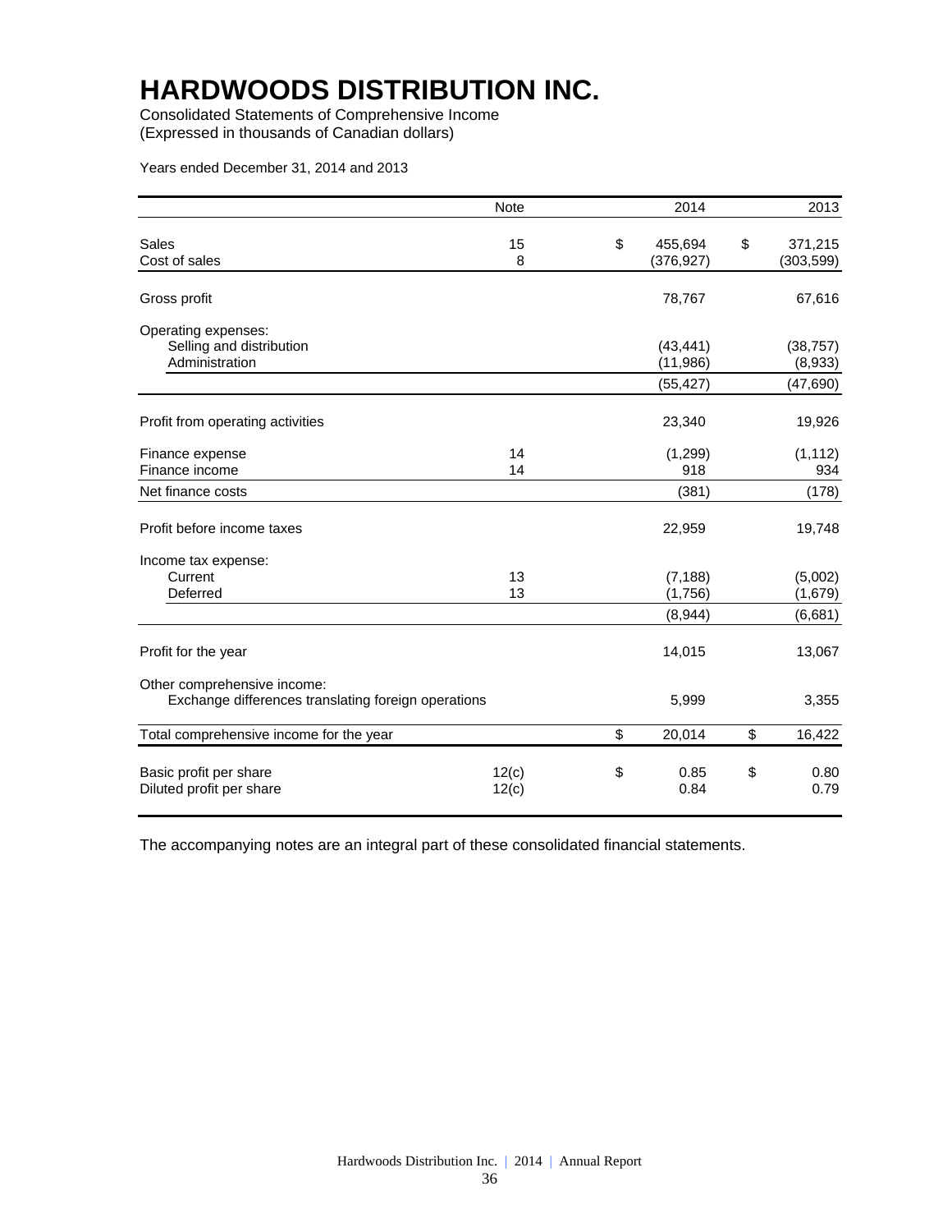# HARDWOODS DISTRIBUTION INC.

Consolidated Statements of Comprehensive Income
(Expressed in thousands of Canadian dollars)

Years ended December 31, 2014 and 2013

| | Note | 2014 | 2013 |
|---|---|---|---|
| Sales | 15 | $ 455,694 | $ 371,215 |
| Cost of sales | 8 | (376,927) | (303,599) |
| Gross profit | | 78,767 | 67,616 |
| Operating expenses: | | | |
| Selling and distribution | | (43,441) | (38,757) |
| Administration | | (11,986) | (8,933) |
| | | (55,427) | (47,690) |
| Profit from operating activities | | 23,340 | 19,926 |
| Finance expense | 14 | (1,299) | (1,112) |
| Finance income | 14 | 918 | 934 |
| Net finance costs | | (381) | (178) |
| Profit before income taxes | | 22,959 | 19,748 |
| Income tax expense: | | | |
| Current | 13 | (7,188) | (5,002) |
| Deferred | 13 | (1,756) | (1,679) |
| | | (8,944) | (6,681) |
| Profit for the year | | 14,015 | 13,067 |
| Other comprehensive income: | | | |
| Exchange differences translating foreign operations | | 5,999 | 3,355 |
| Total comprehensive income for the year | | $ 20,014 | $ 16,422 |
| Basic profit per share | 12(c) | $ 0.85 | $ 0.80 |
| Diluted profit per share | 12(c) | 0.84 | 0.79 |

The accompanying notes are an integral part of these consolidated financial statements.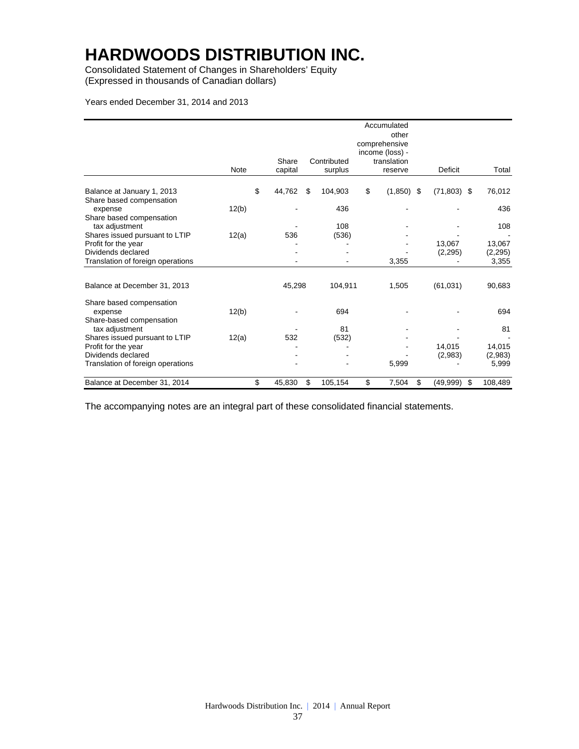# HARDWOODS DISTRIBUTION INC.

Consolidated Statement of Changes in Shareholders' Equity
(Expressed in thousands of Canadian dollars)

Years ended December 31, 2014 and 2013

| | Note | Share capital | Contributed surplus | Accumulated other comprehensive income (loss) - translation reserve | Deficit | Total |
|---|---|---|---|---|---|---|
| Balance at January 1, 2013 | | $ 44,762 | $ 104,903 | $ (1,850) | $ (71,803) | $ 76,012 |
| Share based compensation expense | 12(b) | - | 436 | - | - | 436 |
| Share based compensation tax adjustment | | - | 108 | - | - | 108 |
| Shares issued pursuant to LTIP | 12(a) | 536 | (536) | - | - | - |
| Profit for the year | | - | - | - | 13,067 | 13,067 |
| Dividends declared | | - | - | - | (2,295) | (2,295) |
| Translation of foreign operations | | - | - | 3,355 | - | 3,355 |
| Balance at December 31, 2013 | | 45,298 | 104,911 | 1,505 | (61,031) | 90,683 |
| Share based compensation expense | 12(b) | - | 694 | - | - | 694 |
| Share-based compensation tax adjustment | | - | 81 | - | - | 81 |
| Shares issued pursuant to LTIP | 12(a) | 532 | (532) | - | - | - |
| Profit for the year | | - | - | - | 14,015 | 14,015 |
| Dividends declared | | - | - | - | (2,983) | (2,983) |
| Translation of foreign operations | | - | - | 5,999 | - | 5,999 |
| Balance at December 31, 2014 | | $ 45,830 | $ 105,154 | $ 7,504 | $ (49,999) | $ 108,489 |

The accompanying notes are an integral part of these consolidated financial statements.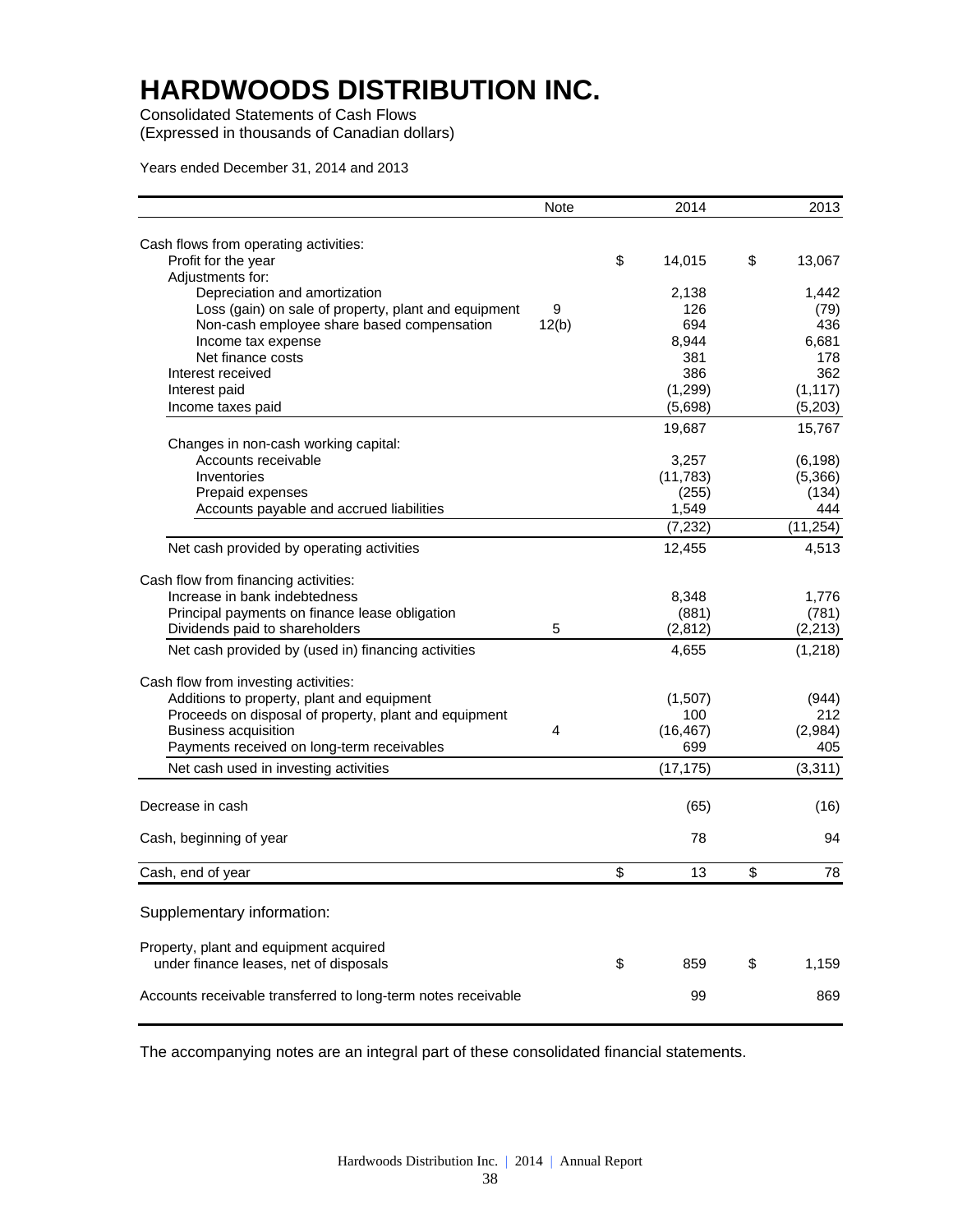# HARDWOODS DISTRIBUTION INC.

Consolidated Statements of Cash Flows
(Expressed in thousands of Canadian dollars)

Years ended December 31, 2014 and 2013

| | Note | 2014 | 2013 |
|---|---|---|---|
| Cash flows from operating activities: | | | |
| Profit for the year | | $ 14,015 | $ 13,067 |
| Adjustments for: | | | |
| Depreciation and amortization | | 2,138 | 1,442 |
| Loss (gain) on sale of property, plant and equipment | 9 | 126 | (79) |
| Non-cash employee share based compensation | 12(b) | 694 | 436 |
| Income tax expense | | 8,944 | 6,681 |
| Net finance costs | | 381 | 178 |
| Interest received | | 386 | 362 |
| Interest paid | | (1,299) | (1,117) |
| Income taxes paid | | (5,698) | (5,203) |
| | | 19,687 | 15,767 |
| Changes in non-cash working capital: | | | |
| Accounts receivable | | 3,257 | (6,198) |
| Inventories | | (11,783) | (5,366) |
| Prepaid expenses | | (255) | (134) |
| Accounts payable and accrued liabilities | | 1,549 | 444 |
| | | (7,232) | (11,254) |
| Net cash provided by operating activities | | 12,455 | 4,513 |
| Cash flow from financing activities: | | | |
| Increase in bank indebtedness | | 8,348 | 1,776 |
| Principal payments on finance lease obligation | | (881) | (781) |
| Dividends paid to shareholders | 5 | (2,812) | (2,213) |
| Net cash provided by (used in) financing activities | | 4,655 | (1,218) |
| Cash flow from investing activities: | | | |
| Additions to property, plant and equipment | | (1,507) | (944) |
| Proceeds on disposal of property, plant and equipment | | 100 | 212 |
| Business acquisition | 4 | (16,467) | (2,984) |
| Payments received on long-term receivables | | 699 | 405 |
| Net cash used in investing activities | | (17,175) | (3,311) |
| Decrease in cash | | (65) | (16) |
| Cash, beginning of year | | 78 | 94 |
| Cash, end of year | | $ 13 | $ 78 |

Supplementary information:

| | | 2014 | 2013 |
|---|---|---|---|
| Property, plant and equipment acquired under finance leases, net of disposals | | $ 859 | $ 1,159 |
| Accounts receivable transferred to long-term notes receivable | | 99 | 869 |

The accompanying notes are an integral part of these consolidated financial statements.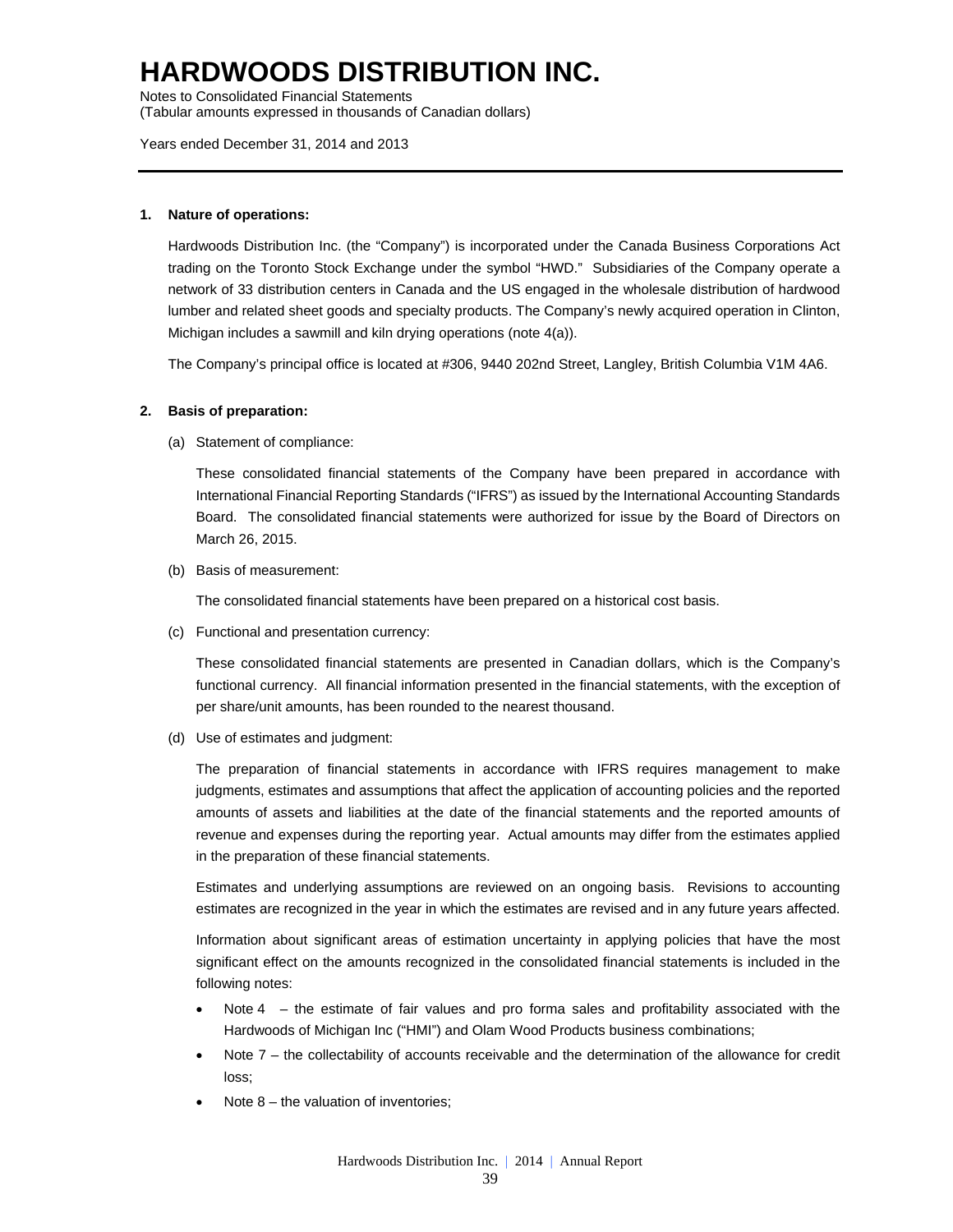# HARDWOODS DISTRIBUTION INC.

Notes to Consolidated Financial Statements
(Tabular amounts expressed in thousands of Canadian dollars)

Years ended December 31, 2014 and 2013

**1. Nature of operations:**

Hardwoods Distribution Inc. (the "Company") is incorporated under the Canada Business Corporations Act trading on the Toronto Stock Exchange under the symbol "HWD." Subsidiaries of the Company operate a network of 33 distribution centers in Canada and the US engaged in the wholesale distribution of hardwood lumber and related sheet goods and specialty products. The Company's newly acquired operation in Clinton, Michigan includes a sawmill and kiln drying operations (note 4(a)).

The Company's principal office is located at #306, 9440 202nd Street, Langley, British Columbia V1M 4A6.

**2. Basis of preparation:**

(a) Statement of compliance:

These consolidated financial statements of the Company have been prepared in accordance with International Financial Reporting Standards ("IFRS") as issued by the International Accounting Standards Board. The consolidated financial statements were authorized for issue by the Board of Directors on March 26, 2015.

(b) Basis of measurement:

The consolidated financial statements have been prepared on a historical cost basis.

(c) Functional and presentation currency:

These consolidated financial statements are presented in Canadian dollars, which is the Company's functional currency. All financial information presented in the financial statements, with the exception of per share/unit amounts, has been rounded to the nearest thousand.

(d) Use of estimates and judgment:

The preparation of financial statements in accordance with IFRS requires management to make judgments, estimates and assumptions that affect the application of accounting policies and the reported amounts of assets and liabilities at the date of the financial statements and the reported amounts of revenue and expenses during the reporting year. Actual amounts may differ from the estimates applied in the preparation of these financial statements.

Estimates and underlying assumptions are reviewed on an ongoing basis. Revisions to accounting estimates are recognized in the year in which the estimates are revised and in any future years affected.

Information about significant areas of estimation uncertainty in applying policies that have the most significant effect on the amounts recognized in the consolidated financial statements is included in the following notes:

- Note 4 – the estimate of fair values and pro forma sales and profitability associated with the Hardwoods of Michigan Inc ("HMI") and Olam Wood Products business combinations;
- Note 7 – the collectability of accounts receivable and the determination of the allowance for credit loss;
- Note 8 – the valuation of inventories;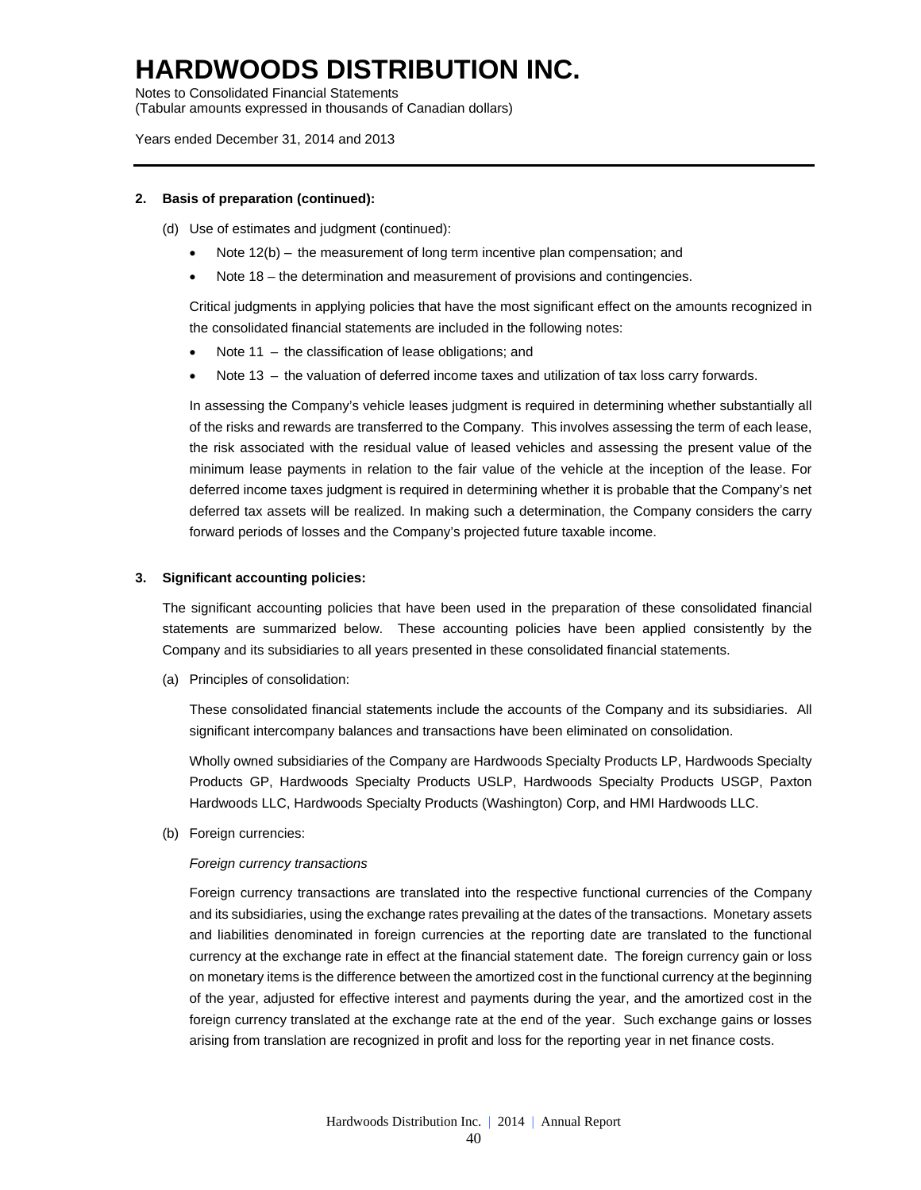# HARDWOODS DISTRIBUTION INC.

Notes to Consolidated Financial Statements
(Tabular amounts expressed in thousands of Canadian dollars)

Years ended December 31, 2014 and 2013

---

**2. Basis of preparation (continued):**

(d) Use of estimates and judgment (continued):

- Note 12(b) – the measurement of long term incentive plan compensation; and
- Note 18 – the determination and measurement of provisions and contingencies.

Critical judgments in applying policies that have the most significant effect on the amounts recognized in the consolidated financial statements are included in the following notes:

- Note 11 – the classification of lease obligations; and
- Note 13 – the valuation of deferred income taxes and utilization of tax loss carry forwards.

In assessing the Company's vehicle leases judgment is required in determining whether substantially all of the risks and rewards are transferred to the Company. This involves assessing the term of each lease, the risk associated with the residual value of leased vehicles and assessing the present value of the minimum lease payments in relation to the fair value of the vehicle at the inception of the lease. For deferred income taxes judgment is required in determining whether it is probable that the Company's net deferred tax assets will be realized. In making such a determination, the Company considers the carry forward periods of losses and the Company's projected future taxable income.

**3. Significant accounting policies:**

The significant accounting policies that have been used in the preparation of these consolidated financial statements are summarized below. These accounting policies have been applied consistently by the Company and its subsidiaries to all years presented in these consolidated financial statements.

(a) Principles of consolidation:

These consolidated financial statements include the accounts of the Company and its subsidiaries. All significant intercompany balances and transactions have been eliminated on consolidation.

Wholly owned subsidiaries of the Company are Hardwoods Specialty Products LP, Hardwoods Specialty Products GP, Hardwoods Specialty Products USLP, Hardwoods Specialty Products USGP, Paxton Hardwoods LLC, Hardwoods Specialty Products (Washington) Corp, and HMI Hardwoods LLC.

(b) Foreign currencies:

*Foreign currency transactions*

Foreign currency transactions are translated into the respective functional currencies of the Company and its subsidiaries, using the exchange rates prevailing at the dates of the transactions. Monetary assets and liabilities denominated in foreign currencies at the reporting date are translated to the functional currency at the exchange rate in effect at the financial statement date. The foreign currency gain or loss on monetary items is the difference between the amortized cost in the functional currency at the beginning of the year, adjusted for effective interest and payments during the year, and the amortized cost in the foreign currency translated at the exchange rate at the end of the year. Such exchange gains or losses arising from translation are recognized in profit and loss for the reporting year in net finance costs.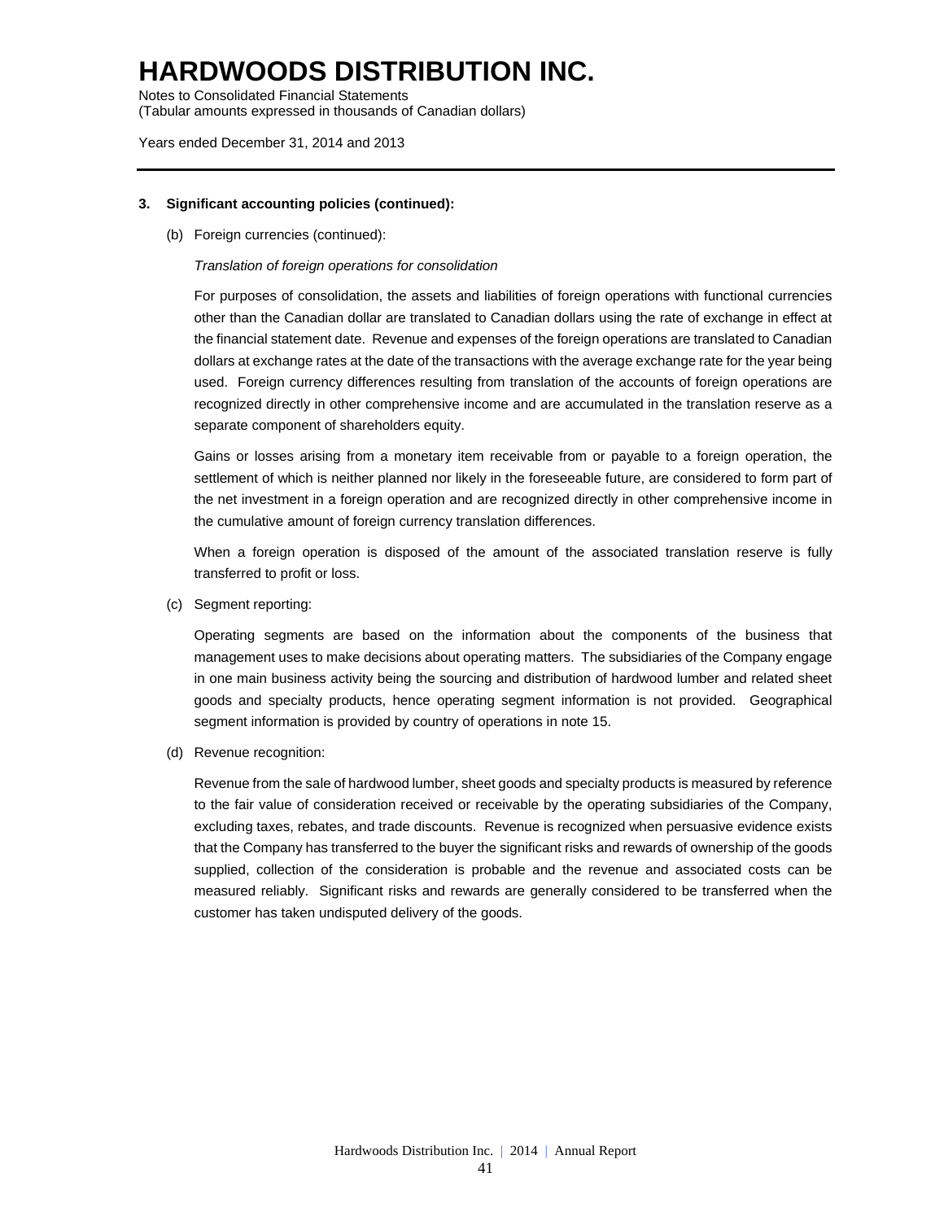# HARDWOODS DISTRIBUTION INC.

Notes to Consolidated Financial Statements
(Tabular amounts expressed in thousands of Canadian dollars)

Years ended December 31, 2014 and 2013

**3. Significant accounting policies (continued):**

(b) Foreign currencies (continued):

*Translation of foreign operations for consolidation*

For purposes of consolidation, the assets and liabilities of foreign operations with functional currencies other than the Canadian dollar are translated to Canadian dollars using the rate of exchange in effect at the financial statement date. Revenue and expenses of the foreign operations are translated to Canadian dollars at exchange rates at the date of the transactions with the average exchange rate for the year being used. Foreign currency differences resulting from translation of the accounts of foreign operations are recognized directly in other comprehensive income and are accumulated in the translation reserve as a separate component of shareholders equity.

Gains or losses arising from a monetary item receivable from or payable to a foreign operation, the settlement of which is neither planned nor likely in the foreseeable future, are considered to form part of the net investment in a foreign operation and are recognized directly in other comprehensive income in the cumulative amount of foreign currency translation differences.

When a foreign operation is disposed of the amount of the associated translation reserve is fully transferred to profit or loss.

(c) Segment reporting:

Operating segments are based on the information about the components of the business that management uses to make decisions about operating matters. The subsidiaries of the Company engage in one main business activity being the sourcing and distribution of hardwood lumber and related sheet goods and specialty products, hence operating segment information is not provided. Geographical segment information is provided by country of operations in note 15.

(d) Revenue recognition:

Revenue from the sale of hardwood lumber, sheet goods and specialty products is measured by reference to the fair value of consideration received or receivable by the operating subsidiaries of the Company, excluding taxes, rebates, and trade discounts. Revenue is recognized when persuasive evidence exists that the Company has transferred to the buyer the significant risks and rewards of ownership of the goods supplied, collection of the consideration is probable and the revenue and associated costs can be measured reliably. Significant risks and rewards are generally considered to be transferred when the customer has taken undisputed delivery of the goods.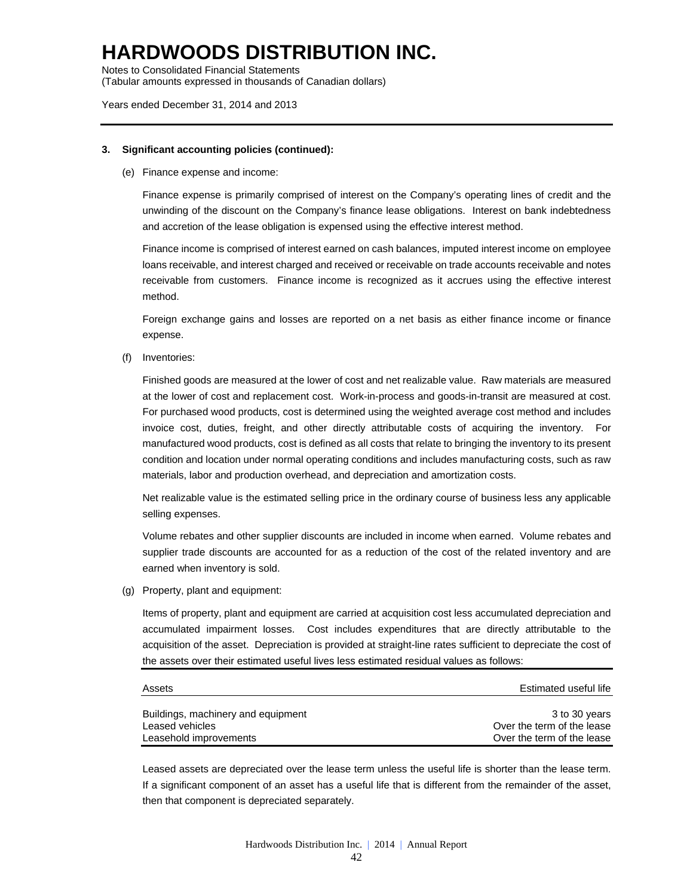# HARDWOODS DISTRIBUTION INC.

Notes to Consolidated Financial Statements
(Tabular amounts expressed in thousands of Canadian dollars)

Years ended December 31, 2014 and 2013

**3. Significant accounting policies (continued):**

(e) Finance expense and income:

Finance expense is primarily comprised of interest on the Company's operating lines of credit and the unwinding of the discount on the Company's finance lease obligations. Interest on bank indebtedness and accretion of the lease obligation is expensed using the effective interest method.

Finance income is comprised of interest earned on cash balances, imputed interest income on employee loans receivable, and interest charged and received or receivable on trade accounts receivable and notes receivable from customers. Finance income is recognized as it accrues using the effective interest method.

Foreign exchange gains and losses are reported on a net basis as either finance income or finance expense.

(f) Inventories:

Finished goods are measured at the lower of cost and net realizable value. Raw materials are measured at the lower of cost and replacement cost. Work-in-process and goods-in-transit are measured at cost. For purchased wood products, cost is determined using the weighted average cost method and includes invoice cost, duties, freight, and other directly attributable costs of acquiring the inventory. For manufactured wood products, cost is defined as all costs that relate to bringing the inventory to its present condition and location under normal operating conditions and includes manufacturing costs, such as raw materials, labor and production overhead, and depreciation and amortization costs.

Net realizable value is the estimated selling price in the ordinary course of business less any applicable selling expenses.

Volume rebates and other supplier discounts are included in income when earned. Volume rebates and supplier trade discounts are accounted for as a reduction of the cost of the related inventory and are earned when inventory is sold.

(g) Property, plant and equipment:

Items of property, plant and equipment are carried at acquisition cost less accumulated depreciation and accumulated impairment losses. Cost includes expenditures that are directly attributable to the acquisition of the asset. Depreciation is provided at straight-line rates sufficient to depreciate the cost of the assets over their estimated useful lives less estimated residual values as follows:

| Assets | Estimated useful life |
|---|---|
| Buildings, machinery and equipment | 3 to 30 years |
| Leased vehicles | Over the term of the lease |
| Leasehold improvements | Over the term of the lease |

Leased assets are depreciated over the lease term unless the useful life is shorter than the lease term. If a significant component of an asset has a useful life that is different from the remainder of the asset, then that component is depreciated separately.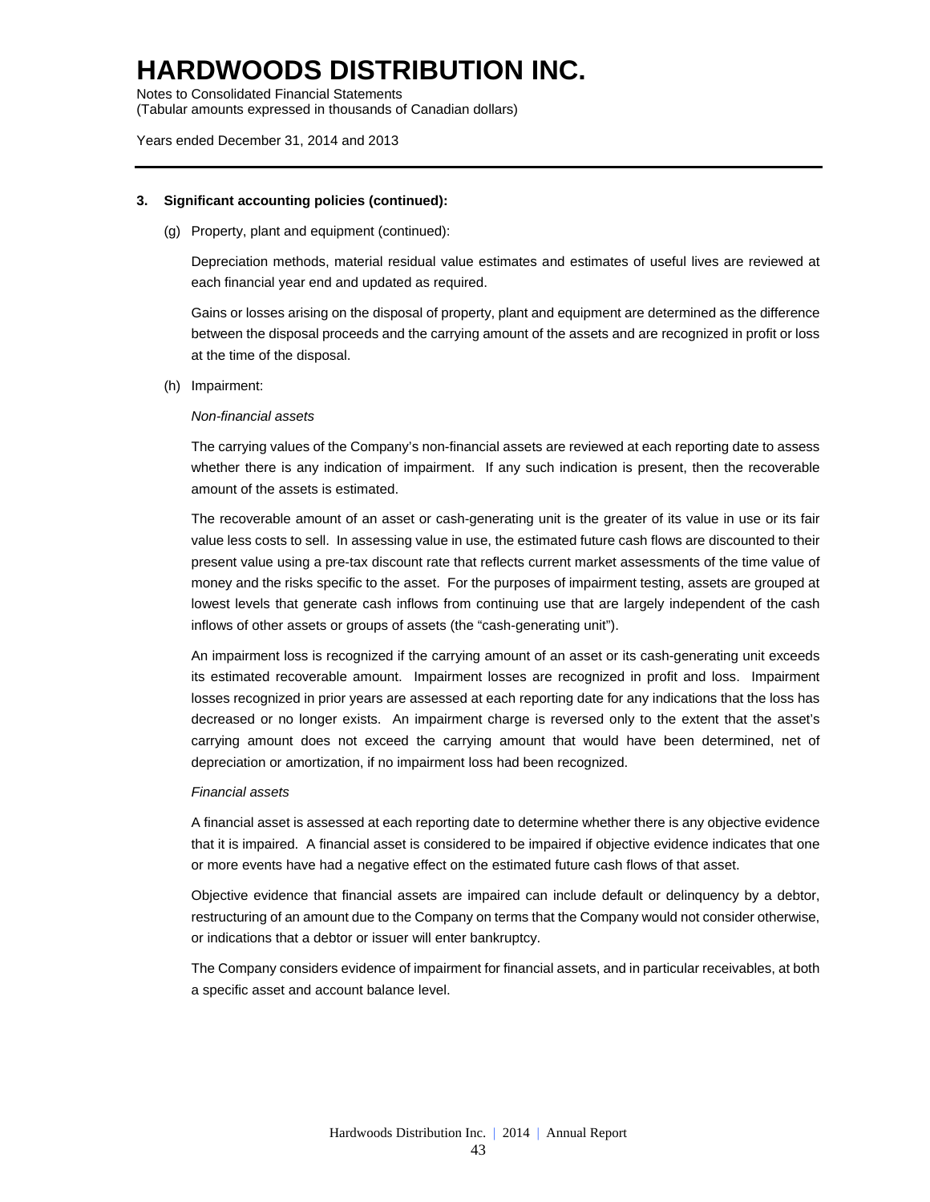# HARDWOODS DISTRIBUTION INC.

Notes to Consolidated Financial Statements
(Tabular amounts expressed in thousands of Canadian dollars)

Years ended December 31, 2014 and 2013

**3. Significant accounting policies (continued):**

(g) Property, plant and equipment (continued):

Depreciation methods, material residual value estimates and estimates of useful lives are reviewed at each financial year end and updated as required.

Gains or losses arising on the disposal of property, plant and equipment are determined as the difference between the disposal proceeds and the carrying amount of the assets and are recognized in profit or loss at the time of the disposal.

(h) Impairment:

*Non-financial assets*

The carrying values of the Company's non-financial assets are reviewed at each reporting date to assess whether there is any indication of impairment. If any such indication is present, then the recoverable amount of the assets is estimated.

The recoverable amount of an asset or cash-generating unit is the greater of its value in use or its fair value less costs to sell. In assessing value in use, the estimated future cash flows are discounted to their present value using a pre-tax discount rate that reflects current market assessments of the time value of money and the risks specific to the asset. For the purposes of impairment testing, assets are grouped at lowest levels that generate cash inflows from continuing use that are largely independent of the cash inflows of other assets or groups of assets (the "cash-generating unit").

An impairment loss is recognized if the carrying amount of an asset or its cash-generating unit exceeds its estimated recoverable amount. Impairment losses are recognized in profit and loss. Impairment losses recognized in prior years are assessed at each reporting date for any indications that the loss has decreased or no longer exists. An impairment charge is reversed only to the extent that the asset's carrying amount does not exceed the carrying amount that would have been determined, net of depreciation or amortization, if no impairment loss had been recognized.

*Financial assets*

A financial asset is assessed at each reporting date to determine whether there is any objective evidence that it is impaired. A financial asset is considered to be impaired if objective evidence indicates that one or more events have had a negative effect on the estimated future cash flows of that asset.

Objective evidence that financial assets are impaired can include default or delinquency by a debtor, restructuring of an amount due to the Company on terms that the Company would not consider otherwise, or indications that a debtor or issuer will enter bankruptcy.

The Company considers evidence of impairment for financial assets, and in particular receivables, at both a specific asset and account balance level.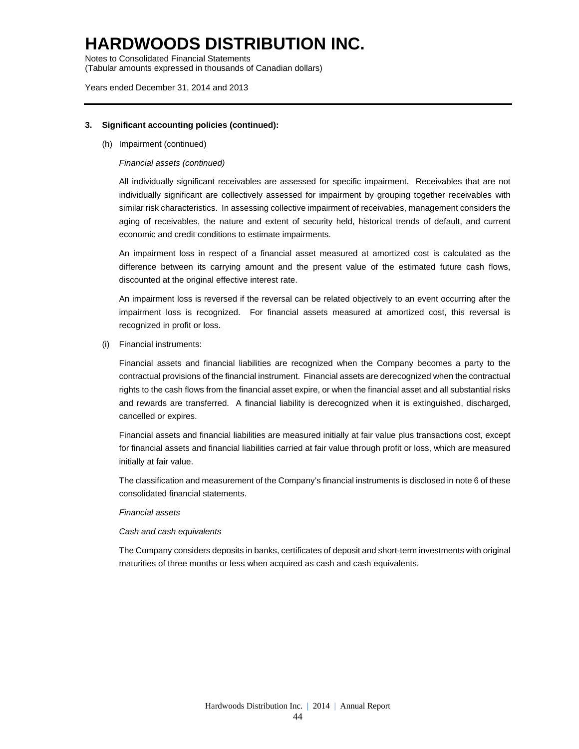# HARDWOODS DISTRIBUTION INC.

Notes to Consolidated Financial Statements
(Tabular amounts expressed in thousands of Canadian dollars)

Years ended December 31, 2014 and 2013

**3. Significant accounting policies (continued):**

(h) Impairment (continued)

*Financial assets (continued)*

All individually significant receivables are assessed for specific impairment. Receivables that are not individually significant are collectively assessed for impairment by grouping together receivables with similar risk characteristics. In assessing collective impairment of receivables, management considers the aging of receivables, the nature and extent of security held, historical trends of default, and current economic and credit conditions to estimate impairments.

An impairment loss in respect of a financial asset measured at amortized cost is calculated as the difference between its carrying amount and the present value of the estimated future cash flows, discounted at the original effective interest rate.

An impairment loss is reversed if the reversal can be related objectively to an event occurring after the impairment loss is recognized. For financial assets measured at amortized cost, this reversal is recognized in profit or loss.

(i) Financial instruments:

Financial assets and financial liabilities are recognized when the Company becomes a party to the contractual provisions of the financial instrument. Financial assets are derecognized when the contractual rights to the cash flows from the financial asset expire, or when the financial asset and all substantial risks and rewards are transferred. A financial liability is derecognized when it is extinguished, discharged, cancelled or expires.

Financial assets and financial liabilities are measured initially at fair value plus transactions cost, except for financial assets and financial liabilities carried at fair value through profit or loss, which are measured initially at fair value.

The classification and measurement of the Company's financial instruments is disclosed in note 6 of these consolidated financial statements.

*Financial assets*

*Cash and cash equivalents*

The Company considers deposits in banks, certificates of deposit and short-term investments with original maturities of three months or less when acquired as cash and cash equivalents.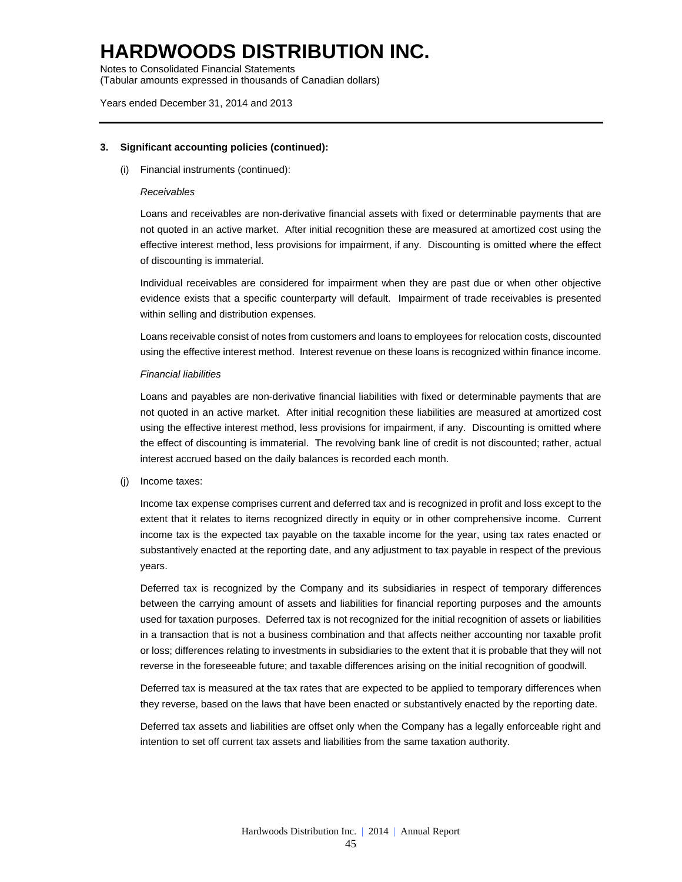# HARDWOODS DISTRIBUTION INC.

Notes to Consolidated Financial Statements
(Tabular amounts expressed in thousands of Canadian dollars)

Years ended December 31, 2014 and 2013

---

**3. Significant accounting policies (continued):**

(i) Financial instruments (continued):

*Receivables*

Loans and receivables are non-derivative financial assets with fixed or determinable payments that are not quoted in an active market. After initial recognition these are measured at amortized cost using the effective interest method, less provisions for impairment, if any. Discounting is omitted where the effect of discounting is immaterial.

Individual receivables are considered for impairment when they are past due or when other objective evidence exists that a specific counterparty will default. Impairment of trade receivables is presented within selling and distribution expenses.

Loans receivable consist of notes from customers and loans to employees for relocation costs, discounted using the effective interest method. Interest revenue on these loans is recognized within finance income.

*Financial liabilities*

Loans and payables are non-derivative financial liabilities with fixed or determinable payments that are not quoted in an active market. After initial recognition these liabilities are measured at amortized cost using the effective interest method, less provisions for impairment, if any. Discounting is omitted where the effect of discounting is immaterial. The revolving bank line of credit is not discounted; rather, actual interest accrued based on the daily balances is recorded each month.

(j) Income taxes:

Income tax expense comprises current and deferred tax and is recognized in profit and loss except to the extent that it relates to items recognized directly in equity or in other comprehensive income. Current income tax is the expected tax payable on the taxable income for the year, using tax rates enacted or substantively enacted at the reporting date, and any adjustment to tax payable in respect of the previous years.

Deferred tax is recognized by the Company and its subsidiaries in respect of temporary differences between the carrying amount of assets and liabilities for financial reporting purposes and the amounts used for taxation purposes. Deferred tax is not recognized for the initial recognition of assets or liabilities in a transaction that is not a business combination and that affects neither accounting nor taxable profit or loss; differences relating to investments in subsidiaries to the extent that it is probable that they will not reverse in the foreseeable future; and taxable differences arising on the initial recognition of goodwill.

Deferred tax is measured at the tax rates that are expected to be applied to temporary differences when they reverse, based on the laws that have been enacted or substantively enacted by the reporting date.

Deferred tax assets and liabilities are offset only when the Company has a legally enforceable right and intention to set off current tax assets and liabilities from the same taxation authority.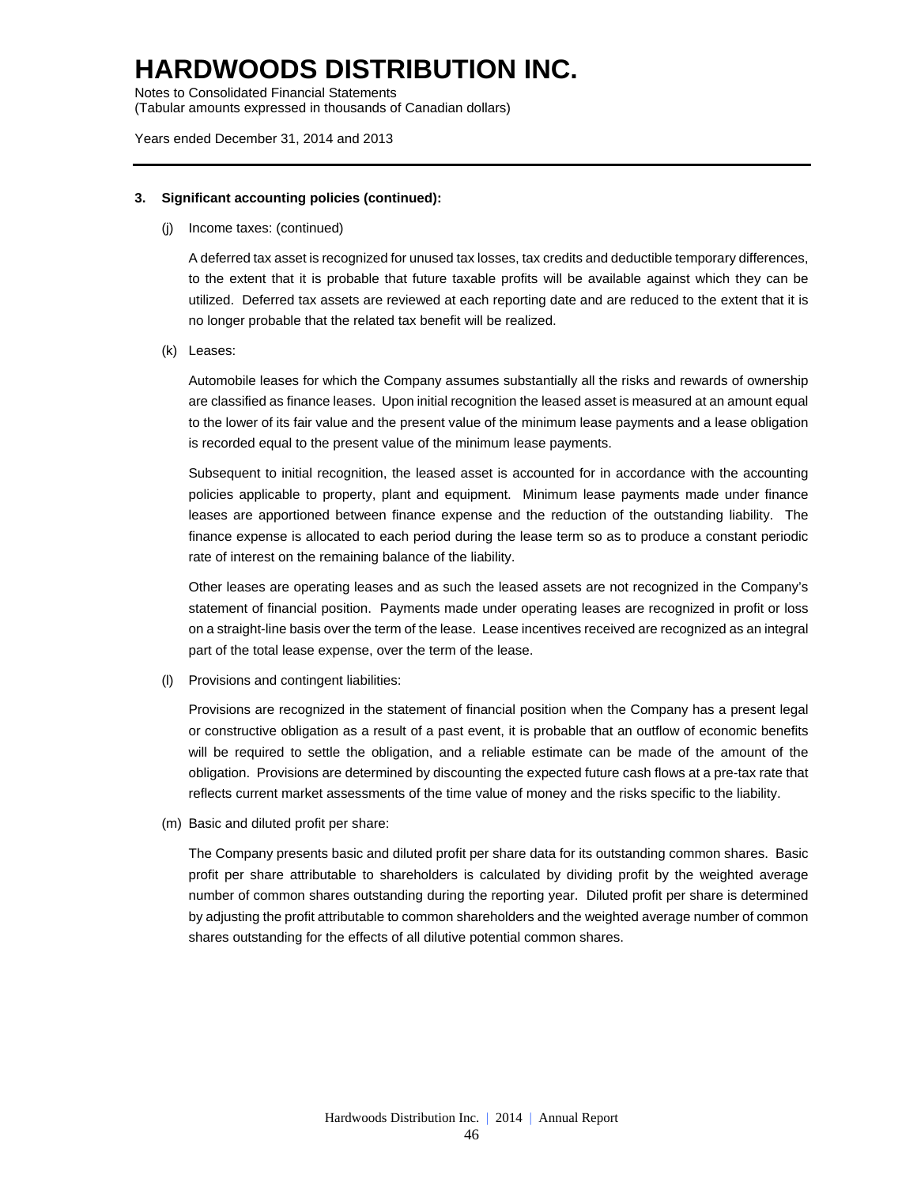### 3. Significant accounting policies (continued):

(j) Income taxes: (continued)

A deferred tax asset is recognized for unused tax losses, tax credits and deductible temporary differences, to the extent that it is probable that future taxable profits will be available against which they can be utilized. Deferred tax assets are reviewed at each reporting date and are reduced to the extent that it is no longer probable that the related tax benefit will be realized.

(k) Leases:

Automobile leases for which the Company assumes substantially all the risks and rewards of ownership are classified as finance leases. Upon initial recognition the leased asset is measured at an amount equal to the lower of its fair value and the present value of the minimum lease payments and a lease obligation is recorded equal to the present value of the minimum lease payments.

Subsequent to initial recognition, the leased asset is accounted for in accordance with the accounting policies applicable to property, plant and equipment. Minimum lease payments made under finance leases are apportioned between finance expense and the reduction of the outstanding liability. The finance expense is allocated to each period during the lease term so as to produce a constant periodic rate of interest on the remaining balance of the liability.

Other leases are operating leases and as such the leased assets are not recognized in the Company's statement of financial position. Payments made under operating leases are recognized in profit or loss on a straight-line basis over the term of the lease. Lease incentives received are recognized as an integral part of the total lease expense, over the term of the lease.

(l) Provisions and contingent liabilities:

Provisions are recognized in the statement of financial position when the Company has a present legal or constructive obligation as a result of a past event, it is probable that an outflow of economic benefits will be required to settle the obligation, and a reliable estimate can be made of the amount of the obligation. Provisions are determined by discounting the expected future cash flows at a pre-tax rate that reflects current market assessments of the time value of money and the risks specific to the liability.

(m) Basic and diluted profit per share:

The Company presents basic and diluted profit per share data for its outstanding common shares. Basic profit per share attributable to shareholders is calculated by dividing profit by the weighted average number of common shares outstanding during the reporting year. Diluted profit per share is determined by adjusting the profit attributable to common shareholders and the weighted average number of common shares outstanding for the effects of all dilutive potential common shares.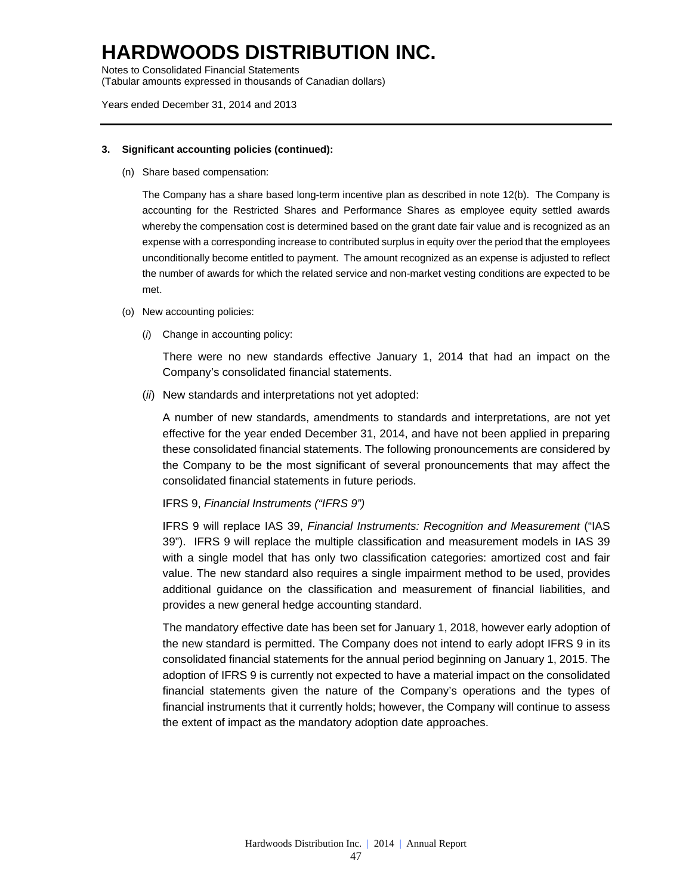# HARDWOODS DISTRIBUTION INC.

Notes to Consolidated Financial Statements
(Tabular amounts expressed in thousands of Canadian dollars)

Years ended December 31, 2014 and 2013

---

**3. Significant accounting policies (continued):**

(n) Share based compensation:

The Company has a share based long-term incentive plan as described in note 12(b). The Company is accounting for the Restricted Shares and Performance Shares as employee equity settled awards whereby the compensation cost is determined based on the grant date fair value and is recognized as an expense with a corresponding increase to contributed surplus in equity over the period that the employees unconditionally become entitled to payment. The amount recognized as an expense is adjusted to reflect the number of awards for which the related service and non-market vesting conditions are expected to be met.

(o) New accounting policies:

(*i*) Change in accounting policy:

There were no new standards effective January 1, 2014 that had an impact on the Company's consolidated financial statements.

(*ii*) New standards and interpretations not yet adopted:

A number of new standards, amendments to standards and interpretations, are not yet effective for the year ended December 31, 2014, and have not been applied in preparing these consolidated financial statements. The following pronouncements are considered by the Company to be the most significant of several pronouncements that may affect the consolidated financial statements in future periods.

IFRS 9, *Financial Instruments ("IFRS 9")*

IFRS 9 will replace IAS 39, *Financial Instruments: Recognition and Measurement* ("IAS 39"). IFRS 9 will replace the multiple classification and measurement models in IAS 39 with a single model that has only two classification categories: amortized cost and fair value. The new standard also requires a single impairment method to be used, provides additional guidance on the classification and measurement of financial liabilities, and provides a new general hedge accounting standard.

The mandatory effective date has been set for January 1, 2018, however early adoption of the new standard is permitted. The Company does not intend to early adopt IFRS 9 in its consolidated financial statements for the annual period beginning on January 1, 2015. The adoption of IFRS 9 is currently not expected to have a material impact on the consolidated financial statements given the nature of the Company's operations and the types of financial instruments that it currently holds; however, the Company will continue to assess the extent of impact as the mandatory adoption date approaches.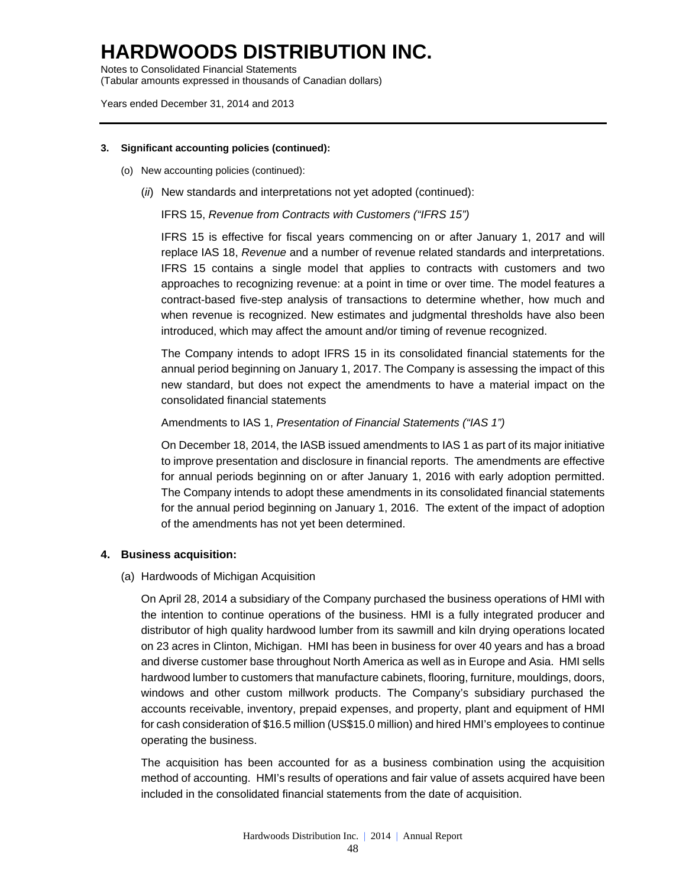# HARDWOODS DISTRIBUTION INC.

Notes to Consolidated Financial Statements
(Tabular amounts expressed in thousands of Canadian dollars)

Years ended December 31, 2014 and 2013

**3. Significant accounting policies (continued):**

(o) New accounting policies (continued):

(*ii*) New standards and interpretations not yet adopted (continued):

IFRS 15, *Revenue from Contracts with Customers ("IFRS 15")*

IFRS 15 is effective for fiscal years commencing on or after January 1, 2017 and will replace IAS 18, *Revenue* and a number of revenue related standards and interpretations. IFRS 15 contains a single model that applies to contracts with customers and two approaches to recognizing revenue: at a point in time or over time. The model features a contract-based five-step analysis of transactions to determine whether, how much and when revenue is recognized. New estimates and judgmental thresholds have also been introduced, which may affect the amount and/or timing of revenue recognized.

The Company intends to adopt IFRS 15 in its consolidated financial statements for the annual period beginning on January 1, 2017. The Company is assessing the impact of this new standard, but does not expect the amendments to have a material impact on the consolidated financial statements

Amendments to IAS 1, *Presentation of Financial Statements ("IAS 1")*

On December 18, 2014, the IASB issued amendments to IAS 1 as part of its major initiative to improve presentation and disclosure in financial reports. The amendments are effective for annual periods beginning on or after January 1, 2016 with early adoption permitted. The Company intends to adopt these amendments in its consolidated financial statements for the annual period beginning on January 1, 2016. The extent of the impact of adoption of the amendments has not yet been determined.

## 4. Business acquisition:

(a) Hardwoods of Michigan Acquisition

On April 28, 2014 a subsidiary of the Company purchased the business operations of HMI with the intention to continue operations of the business. HMI is a fully integrated producer and distributor of high quality hardwood lumber from its sawmill and kiln drying operations located on 23 acres in Clinton, Michigan. HMI has been in business for over 40 years and has a broad and diverse customer base throughout North America as well as in Europe and Asia. HMI sells hardwood lumber to customers that manufacture cabinets, flooring, furniture, mouldings, doors, windows and other custom millwork products. The Company's subsidiary purchased the accounts receivable, inventory, prepaid expenses, and property, plant and equipment of HMI for cash consideration of $16.5 million (US$15.0 million) and hired HMI's employees to continue operating the business.

The acquisition has been accounted for as a business combination using the acquisition method of accounting. HMI's results of operations and fair value of assets acquired have been included in the consolidated financial statements from the date of acquisition.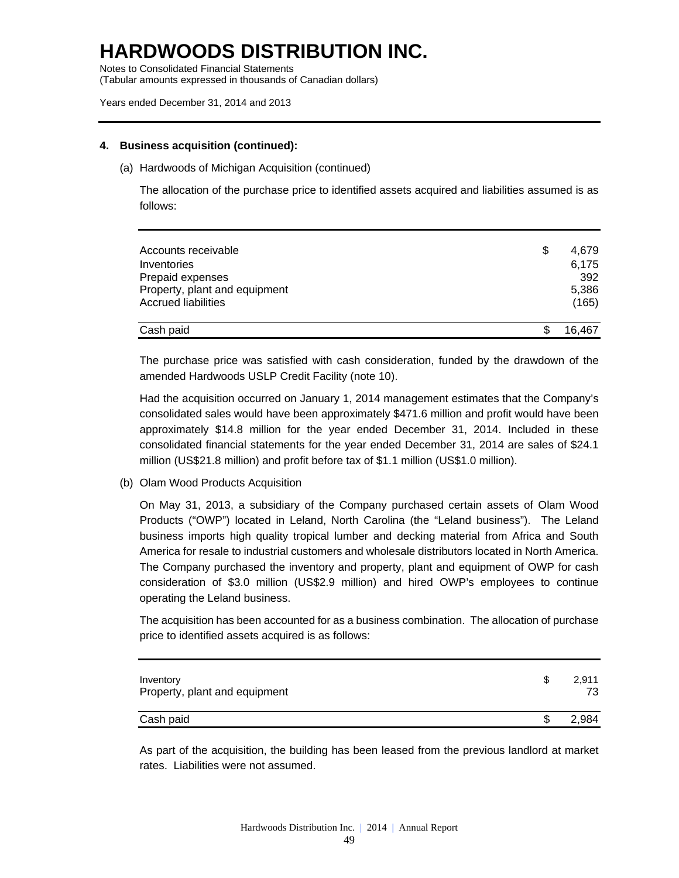# HARDWOODS DISTRIBUTION INC.

Notes to Consolidated Financial Statements
(Tabular amounts expressed in thousands of Canadian dollars)

Years ended December 31, 2014 and 2013

**4. Business acquisition (continued):**

(a) Hardwoods of Michigan Acquisition (continued)

The allocation of the purchase price to identified assets acquired and liabilities assumed is as follows:

| | | |
|---|---|---|
| Accounts receivable | $ | 4,679 |
| Inventories | | 6,175 |
| Prepaid expenses | | 392 |
| Property, plant and equipment | | 5,386 |
| Accrued liabilities | | (165) |
| Cash paid | $ | 16,467 |

The purchase price was satisfied with cash consideration, funded by the drawdown of the amended Hardwoods USLP Credit Facility (note 10).

Had the acquisition occurred on January 1, 2014 management estimates that the Company's consolidated sales would have been approximately $471.6 million and profit would have been approximately $14.8 million for the year ended December 31, 2014. Included in these consolidated financial statements for the year ended December 31, 2014 are sales of $24.1 million (US$21.8 million) and profit before tax of $1.1 million (US$1.0 million).

(b) Olam Wood Products Acquisition

On May 31, 2013, a subsidiary of the Company purchased certain assets of Olam Wood Products ("OWP") located in Leland, North Carolina (the "Leland business"). The Leland business imports high quality tropical lumber and decking material from Africa and South America for resale to industrial customers and wholesale distributors located in North America. The Company purchased the inventory and property, plant and equipment of OWP for cash consideration of $3.0 million (US$2.9 million) and hired OWP's employees to continue operating the Leland business.

The acquisition has been accounted for as a business combination. The allocation of purchase price to identified assets acquired is as follows:

| | | |
|---|---|---|
| Inventory | $ | 2,911 |
| Property, plant and equipment | | 73 |
| Cash paid | $ | 2,984 |

As part of the acquisition, the building has been leased from the previous landlord at market rates. Liabilities were not assumed.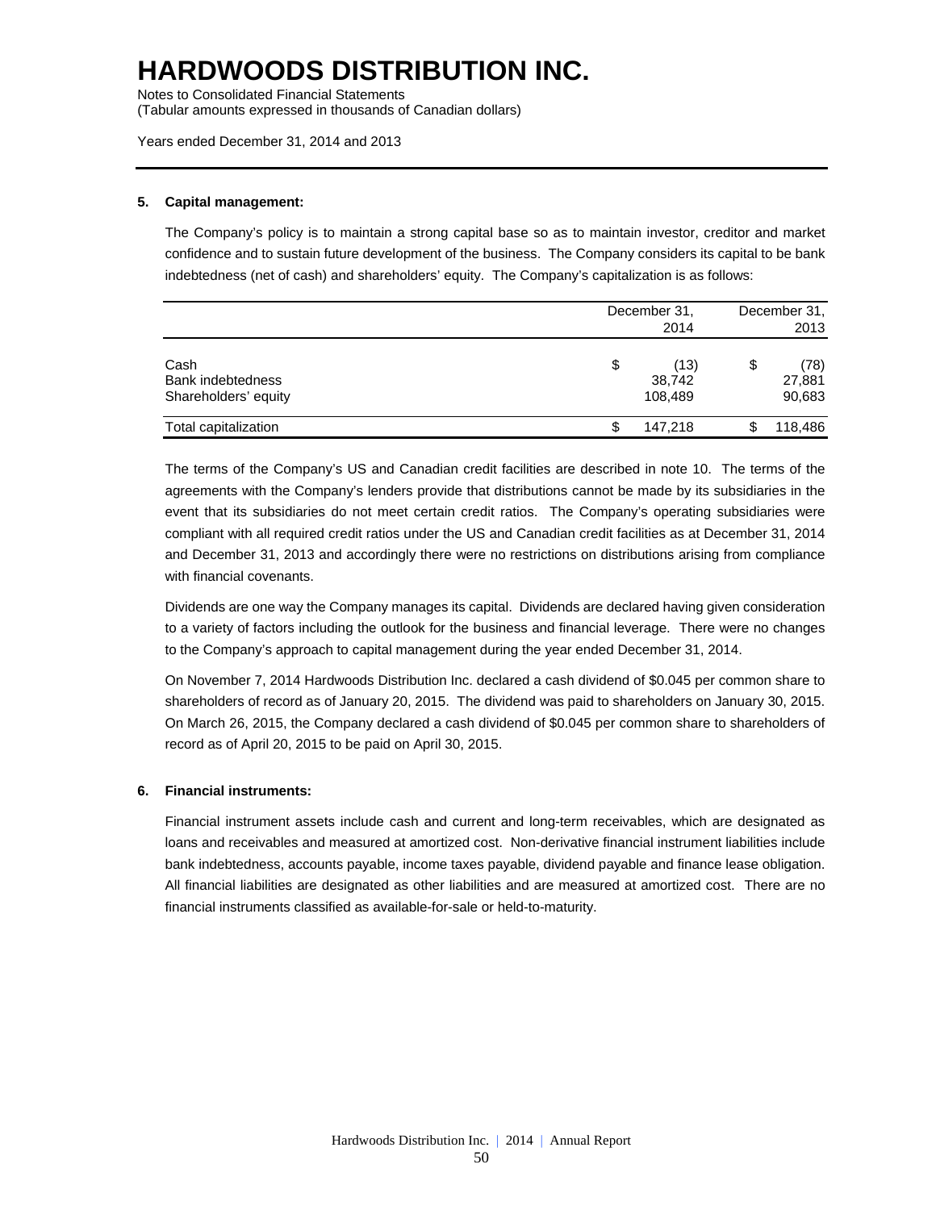# HARDWOODS DISTRIBUTION INC.

Notes to Consolidated Financial Statements
(Tabular amounts expressed in thousands of Canadian dollars)

Years ended December 31, 2014 and 2013

**5. Capital management:**

The Company's policy is to maintain a strong capital base so as to maintain investor, creditor and market confidence and to sustain future development of the business. The Company considers its capital to be bank indebtedness (net of cash) and shareholders' equity. The Company's capitalization is as follows:

| | December 31, 2014 | December 31, 2013 |
|---|---|---|
| Cash | $ (13) | $ (78) |
| Bank indebtedness | 38,742 | 27,881 |
| Shareholders' equity | 108,489 | 90,683 |
| Total capitalization | $ 147,218 | $ 118,486 |

The terms of the Company's US and Canadian credit facilities are described in note 10. The terms of the agreements with the Company's lenders provide that distributions cannot be made by its subsidiaries in the event that its subsidiaries do not meet certain credit ratios. The Company's operating subsidiaries were compliant with all required credit ratios under the US and Canadian credit facilities as at December 31, 2014 and December 31, 2013 and accordingly there were no restrictions on distributions arising from compliance with financial covenants.

Dividends are one way the Company manages its capital. Dividends are declared having given consideration to a variety of factors including the outlook for the business and financial leverage. There were no changes to the Company's approach to capital management during the year ended December 31, 2014.

On November 7, 2014 Hardwoods Distribution Inc. declared a cash dividend of $0.045 per common share to shareholders of record as of January 20, 2015. The dividend was paid to shareholders on January 30, 2015. On March 26, 2015, the Company declared a cash dividend of $0.045 per common share to shareholders of record as of April 20, 2015 to be paid on April 30, 2015.

**6. Financial instruments:**

Financial instrument assets include cash and current and long-term receivables, which are designated as loans and receivables and measured at amortized cost. Non-derivative financial instrument liabilities include bank indebtedness, accounts payable, income taxes payable, dividend payable and finance lease obligation. All financial liabilities are designated as other liabilities and are measured at amortized cost. There are no financial instruments classified as available-for-sale or held-to-maturity.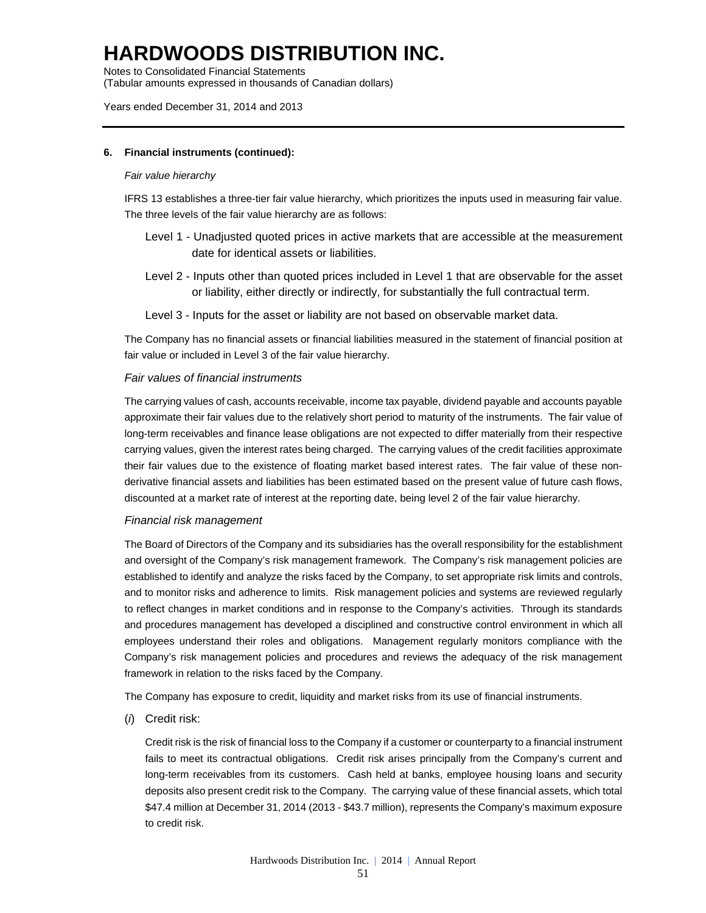# HARDWOODS DISTRIBUTION INC.

Notes to Consolidated Financial Statements
(Tabular amounts expressed in thousands of Canadian dollars)

Years ended December 31, 2014 and 2013

**6. Financial instruments (continued):**

*Fair value hierarchy*

IFRS 13 establishes a three-tier fair value hierarchy, which prioritizes the inputs used in measuring fair value. The three levels of the fair value hierarchy are as follows:

Level 1 - Unadjusted quoted prices in active markets that are accessible at the measurement date for identical assets or liabilities.

Level 2 - Inputs other than quoted prices included in Level 1 that are observable for the asset or liability, either directly or indirectly, for substantially the full contractual term.

Level 3 - Inputs for the asset or liability are not based on observable market data.

The Company has no financial assets or financial liabilities measured in the statement of financial position at fair value or included in Level 3 of the fair value hierarchy.

*Fair values of financial instruments*

The carrying values of cash, accounts receivable, income tax payable, dividend payable and accounts payable approximate their fair values due to the relatively short period to maturity of the instruments. The fair value of long-term receivables and finance lease obligations are not expected to differ materially from their respective carrying values, given the interest rates being charged. The carrying values of the credit facilities approximate their fair values due to the existence of floating market based interest rates. The fair value of these non-derivative financial assets and liabilities has been estimated based on the present value of future cash flows, discounted at a market rate of interest at the reporting date, being level 2 of the fair value hierarchy.

*Financial risk management*

The Board of Directors of the Company and its subsidiaries has the overall responsibility for the establishment and oversight of the Company's risk management framework. The Company's risk management policies are established to identify and analyze the risks faced by the Company, to set appropriate risk limits and controls, and to monitor risks and adherence to limits. Risk management policies and systems are reviewed regularly to reflect changes in market conditions and in response to the Company's activities. Through its standards and procedures management has developed a disciplined and constructive control environment in which all employees understand their roles and obligations. Management regularly monitors compliance with the Company's risk management policies and procedures and reviews the adequacy of the risk management framework in relation to the risks faced by the Company.

The Company has exposure to credit, liquidity and market risks from its use of financial instruments.

(*i*) Credit risk:

Credit risk is the risk of financial loss to the Company if a customer or counterparty to a financial instrument fails to meet its contractual obligations. Credit risk arises principally from the Company's current and long-term receivables from its customers. Cash held at banks, employee housing loans and security deposits also present credit risk to the Company. The carrying value of these financial assets, which total $47.4 million at December 31, 2014 (2013 - $43.7 million), represents the Company's maximum exposure to credit risk.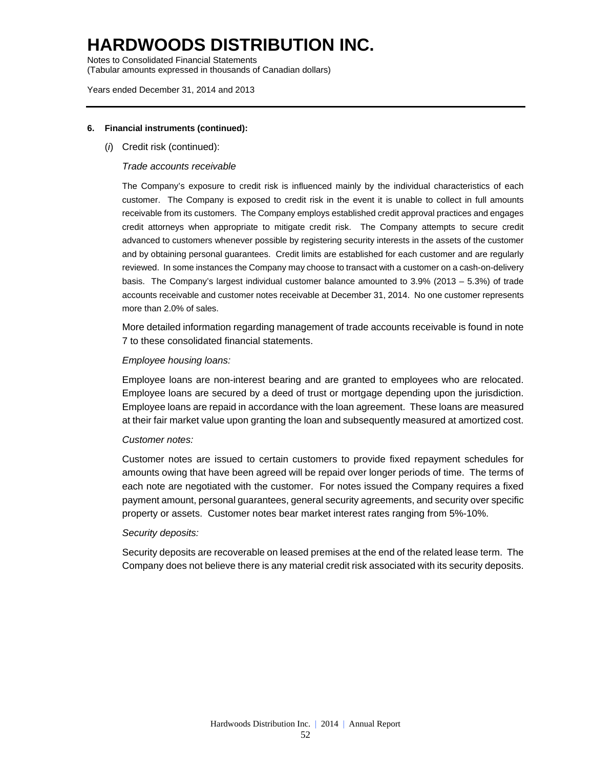# HARDWOODS DISTRIBUTION INC.

Notes to Consolidated Financial Statements
(Tabular amounts expressed in thousands of Canadian dollars)

Years ended December 31, 2014 and 2013

**6. Financial instruments (continued):**

(*i*) Credit risk (continued):

*Trade accounts receivable*

The Company's exposure to credit risk is influenced mainly by the individual characteristics of each customer. The Company is exposed to credit risk in the event it is unable to collect in full amounts receivable from its customers. The Company employs established credit approval practices and engages credit attorneys when appropriate to mitigate credit risk. The Company attempts to secure credit advanced to customers whenever possible by registering security interests in the assets of the customer and by obtaining personal guarantees. Credit limits are established for each customer and are regularly reviewed. In some instances the Company may choose to transact with a customer on a cash-on-delivery basis. The Company's largest individual customer balance amounted to 3.9% (2013 – 5.3%) of trade accounts receivable and customer notes receivable at December 31, 2014. No one customer represents more than 2.0% of sales.

More detailed information regarding management of trade accounts receivable is found in note 7 to these consolidated financial statements.

*Employee housing loans:*

Employee loans are non-interest bearing and are granted to employees who are relocated. Employee loans are secured by a deed of trust or mortgage depending upon the jurisdiction. Employee loans are repaid in accordance with the loan agreement. These loans are measured at their fair market value upon granting the loan and subsequently measured at amortized cost.

*Customer notes:*

Customer notes are issued to certain customers to provide fixed repayment schedules for amounts owing that have been agreed will be repaid over longer periods of time. The terms of each note are negotiated with the customer. For notes issued the Company requires a fixed payment amount, personal guarantees, general security agreements, and security over specific property or assets. Customer notes bear market interest rates ranging from 5%-10%.

*Security deposits:*

Security deposits are recoverable on leased premises at the end of the related lease term. The Company does not believe there is any material credit risk associated with its security deposits.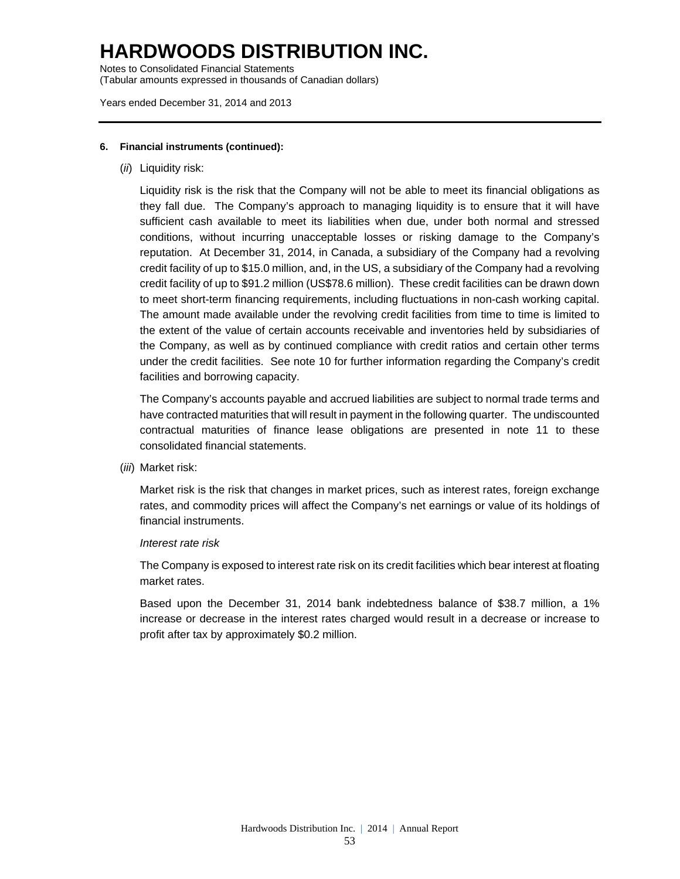# HARDWOODS DISTRIBUTION INC.

Notes to Consolidated Financial Statements
(Tabular amounts expressed in thousands of Canadian dollars)

Years ended December 31, 2014 and 2013

**6. Financial instruments (continued):**

(*ii*) Liquidity risk:

Liquidity risk is the risk that the Company will not be able to meet its financial obligations as they fall due. The Company's approach to managing liquidity is to ensure that it will have sufficient cash available to meet its liabilities when due, under both normal and stressed conditions, without incurring unacceptable losses or risking damage to the Company's reputation. At December 31, 2014, in Canada, a subsidiary of the Company had a revolving credit facility of up to $15.0 million, and, in the US, a subsidiary of the Company had a revolving credit facility of up to $91.2 million (US$78.6 million). These credit facilities can be drawn down to meet short-term financing requirements, including fluctuations in non-cash working capital. The amount made available under the revolving credit facilities from time to time is limited to the extent of the value of certain accounts receivable and inventories held by subsidiaries of the Company, as well as by continued compliance with credit ratios and certain other terms under the credit facilities. See note 10 for further information regarding the Company's credit facilities and borrowing capacity.

The Company's accounts payable and accrued liabilities are subject to normal trade terms and have contracted maturities that will result in payment in the following quarter. The undiscounted contractual maturities of finance lease obligations are presented in note 11 to these consolidated financial statements.

(*iii*) Market risk:

Market risk is the risk that changes in market prices, such as interest rates, foreign exchange rates, and commodity prices will affect the Company's net earnings or value of its holdings of financial instruments.

*Interest rate risk*

The Company is exposed to interest rate risk on its credit facilities which bear interest at floating market rates.

Based upon the December 31, 2014 bank indebtedness balance of $38.7 million, a 1% increase or decrease in the interest rates charged would result in a decrease or increase to profit after tax by approximately $0.2 million.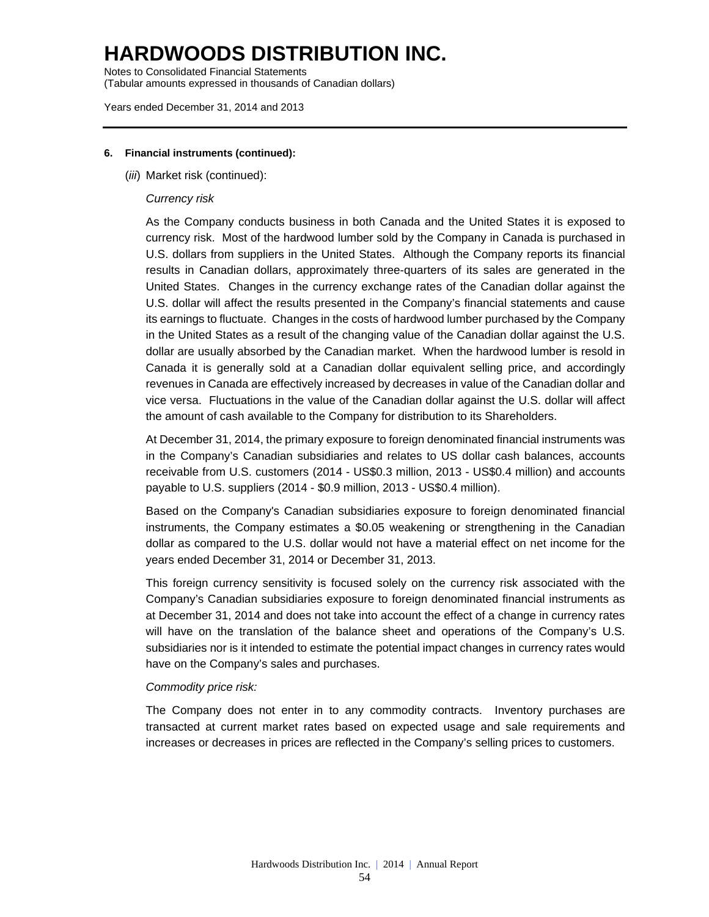# HARDWOODS DISTRIBUTION INC.

Notes to Consolidated Financial Statements
(Tabular amounts expressed in thousands of Canadian dollars)

Years ended December 31, 2014 and 2013

**6. Financial instruments (continued):**

(*iii*) Market risk (continued):

*Currency risk*

As the Company conducts business in both Canada and the United States it is exposed to currency risk. Most of the hardwood lumber sold by the Company in Canada is purchased in U.S. dollars from suppliers in the United States. Although the Company reports its financial results in Canadian dollars, approximately three-quarters of its sales are generated in the United States. Changes in the currency exchange rates of the Canadian dollar against the U.S. dollar will affect the results presented in the Company's financial statements and cause its earnings to fluctuate. Changes in the costs of hardwood lumber purchased by the Company in the United States as a result of the changing value of the Canadian dollar against the U.S. dollar are usually absorbed by the Canadian market. When the hardwood lumber is resold in Canada it is generally sold at a Canadian dollar equivalent selling price, and accordingly revenues in Canada are effectively increased by decreases in value of the Canadian dollar and vice versa. Fluctuations in the value of the Canadian dollar against the U.S. dollar will affect the amount of cash available to the Company for distribution to its Shareholders.

At December 31, 2014, the primary exposure to foreign denominated financial instruments was in the Company's Canadian subsidiaries and relates to US dollar cash balances, accounts receivable from U.S. customers (2014 - US$0.3 million, 2013 - US$0.4 million) and accounts payable to U.S. suppliers (2014 - $0.9 million, 2013 - US$0.4 million).

Based on the Company's Canadian subsidiaries exposure to foreign denominated financial instruments, the Company estimates a $0.05 weakening or strengthening in the Canadian dollar as compared to the U.S. dollar would not have a material effect on net income for the years ended December 31, 2014 or December 31, 2013.

This foreign currency sensitivity is focused solely on the currency risk associated with the Company's Canadian subsidiaries exposure to foreign denominated financial instruments as at December 31, 2014 and does not take into account the effect of a change in currency rates will have on the translation of the balance sheet and operations of the Company's U.S. subsidiaries nor is it intended to estimate the potential impact changes in currency rates would have on the Company's sales and purchases.

*Commodity price risk:*

The Company does not enter in to any commodity contracts. Inventory purchases are transacted at current market rates based on expected usage and sale requirements and increases or decreases in prices are reflected in the Company's selling prices to customers.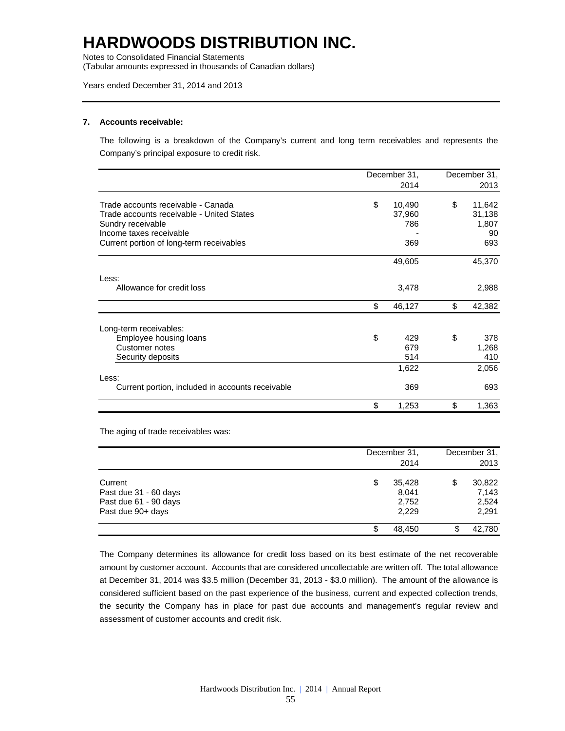# HARDWOODS DISTRIBUTION INC.

Notes to Consolidated Financial Statements
(Tabular amounts expressed in thousands of Canadian dollars)

Years ended December 31, 2014 and 2013

### 7. Accounts receivable:

The following is a breakdown of the Company's current and long term receivables and represents the Company's principal exposure to credit risk.

| | December 31, 2014 | December 31, 2013 |
|---|---|---|
| Trade accounts receivable - Canada | $ 10,490 | $ 11,642 |
| Trade accounts receivable - United States | 37,960 | 31,138 |
| Sundry receivable | 786 | 1,807 |
| Income taxes receivable | - | 90 |
| Current portion of long-term receivables | 369 | 693 |
| | 49,605 | 45,370 |
| Less: | | |
| Allowance for credit loss | 3,478 | 2,988 |
| | $ 46,127 | $ 42,382 |
| Long-term receivables: | | |
| Employee housing loans | $ 429 | $ 378 |
| Customer notes | 679 | 1,268 |
| Security deposits | 514 | 410 |
| | 1,622 | 2,056 |
| Less: | | |
| Current portion, included in accounts receivable | 369 | 693 |
| | $ 1,253 | $ 1,363 |

The aging of trade receivables was:

| | December 31, 2014 | December 31, 2013 |
|---|---|---|
| Current | $ 35,428 | $ 30,822 |
| Past due 31 - 60 days | 8,041 | 7,143 |
| Past due 61 - 90 days | 2,752 | 2,524 |
| Past due 90+ days | 2,229 | 2,291 |
| | $ 48,450 | $ 42,780 |

The Company determines its allowance for credit loss based on its best estimate of the net recoverable amount by customer account. Accounts that are considered uncollectable are written off. The total allowance at December 31, 2014 was $3.5 million (December 31, 2013 - $3.0 million). The amount of the allowance is considered sufficient based on the past experience of the business, current and expected collection trends, the security the Company has in place for past due accounts and management's regular review and assessment of customer accounts and credit risk.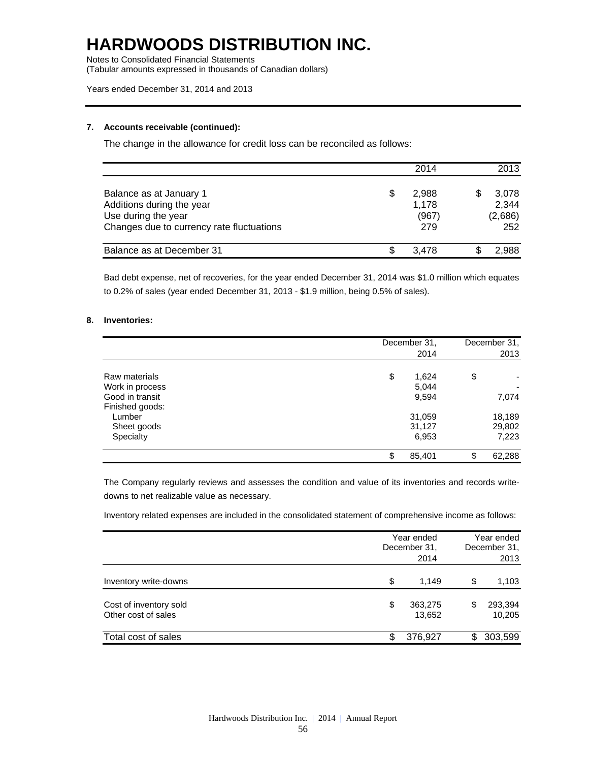# HARDWOODS DISTRIBUTION INC.

Notes to Consolidated Financial Statements
(Tabular amounts expressed in thousands of Canadian dollars)

Years ended December 31, 2014 and 2013

**7. Accounts receivable (continued):**

The change in the allowance for credit loss can be reconciled as follows:

| | 2014 | 2013 |
|---|---|---|
| Balance as at January 1 | $ 2,988 | $ 3,078 |
| Additions during the year | 1,178 | 2,344 |
| Use during the year | (967) | (2,686) |
| Changes due to currency rate fluctuations | 279 | 252 |
| Balance as at December 31 | $ 3,478 | $ 2,988 |

Bad debt expense, net of recoveries, for the year ended December 31, 2014 was \$1.0 million which equates to 0.2% of sales (year ended December 31, 2013 - \$1.9 million, being 0.5% of sales).

**8. Inventories:**

| | December 31, 2014 | December 31, 2013 |
|---|---|---|
| Raw materials | $ 1,624 | $ - |
| Work in process | 5,044 | - |
| Good in transit | 9,594 | 7,074 |
| Finished goods: | | |
| Lumber | 31,059 | 18,189 |
| Sheet goods | 31,127 | 29,802 |
| Specialty | 6,953 | 7,223 |
| | $ 85,401 | $ 62,288 |

The Company regularly reviews and assesses the condition and value of its inventories and records write-downs to net realizable value as necessary.

Inventory related expenses are included in the consolidated statement of comprehensive income as follows:

| | Year ended December 31, 2014 | Year ended December 31, 2013 |
|---|---|---|
| Inventory write-downs | $ 1,149 | $ 1,103 |
| Cost of inventory sold | $ 363,275 | $ 293,394 |
| Other cost of sales | 13,652 | 10,205 |
| Total cost of sales | $ 376,927 | $ 303,599 |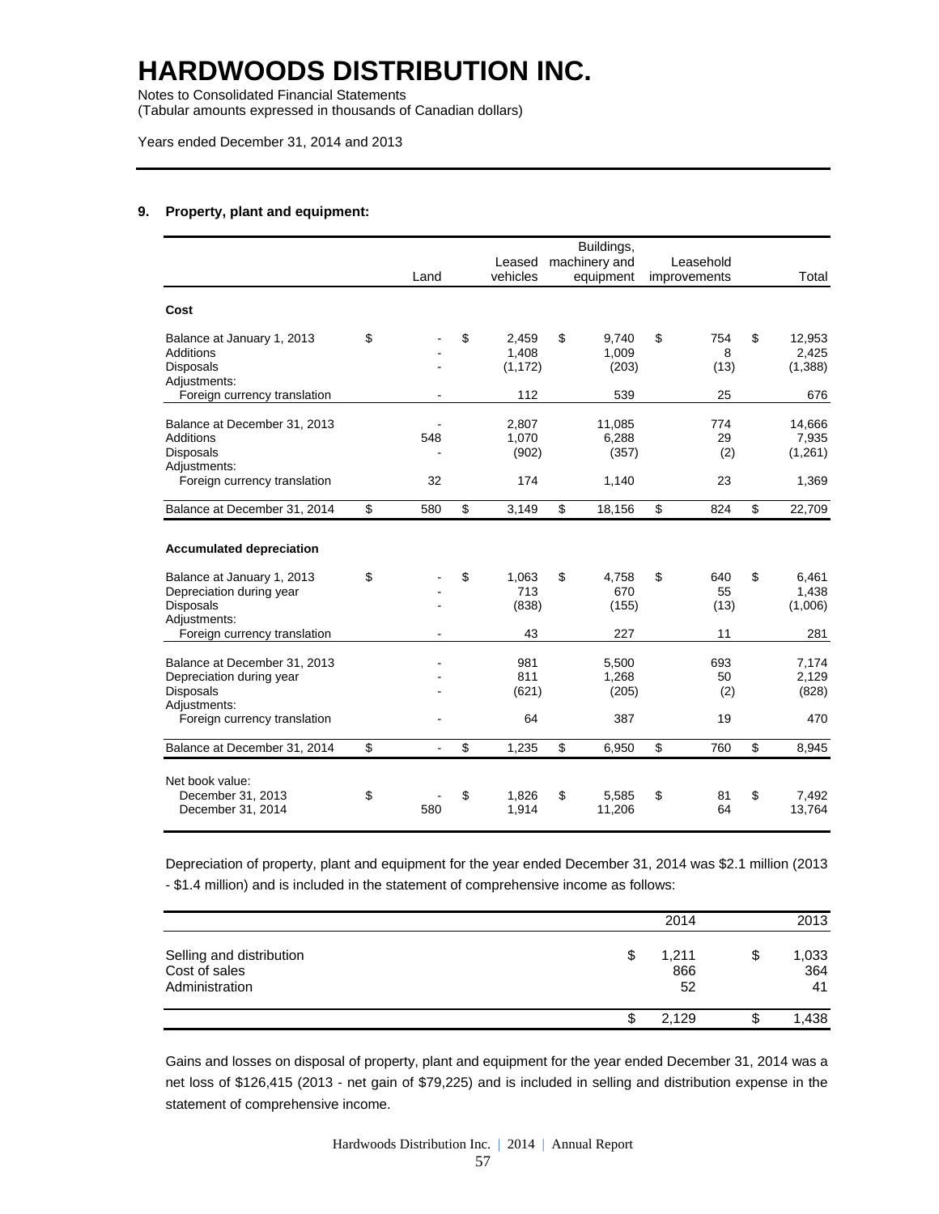# HARDWOODS DISTRIBUTION INC.

Notes to Consolidated Financial Statements
(Tabular amounts expressed in thousands of Canadian dollars)

Years ended December 31, 2014 and 2013

### 9. Property, plant and equipment:

| | Land | Leased vehicles | Buildings, machinery and equipment | Leasehold improvements | Total |
|---|---|---|---|---|---|
| **Cost** | | | | | |
| Balance at January 1, 2013 | $ - | $ 2,459 | $ 9,740 | $ 754 | $ 12,953 |
| Additions | - | 1,408 | 1,009 | 8 | 2,425 |
| Disposals | - | (1,172) | (203) | (13) | (1,388) |
| Adjustments: | | | | | |
| Foreign currency translation | - | 112 | 539 | 25 | 676 |
| Balance at December 31, 2013 | - | 2,807 | 11,085 | 774 | 14,666 |
| Additions | 548 | 1,070 | 6,288 | 29 | 7,935 |
| Disposals | - | (902) | (357) | (2) | (1,261) |
| Adjustments: | | | | | |
| Foreign currency translation | 32 | 174 | 1,140 | 23 | 1,369 |
| Balance at December 31, 2014 | $ 580 | $ 3,149 | $ 18,156 | $ 824 | $ 22,709 |
| **Accumulated depreciation** | | | | | |
| Balance at January 1, 2013 | $ - | $ 1,063 | $ 4,758 | $ 640 | $ 6,461 |
| Depreciation during year | - | 713 | 670 | 55 | 1,438 |
| Disposals | - | (838) | (155) | (13) | (1,006) |
| Adjustments: | | | | | |
| Foreign currency translation | - | 43 | 227 | 11 | 281 |
| Balance at December 31, 2013 | - | 981 | 5,500 | 693 | 7,174 |
| Depreciation during year | - | 811 | 1,268 | 50 | 2,129 |
| Disposals | - | (621) | (205) | (2) | (828) |
| Adjustments: | | | | | |
| Foreign currency translation | - | 64 | 387 | 19 | 470 |
| Balance at December 31, 2014 | $ - | $ 1,235 | $ 6,950 | $ 760 | $ 8,945 |
| Net book value: | | | | | |
| December 31, 2013 | $ - | $ 1,826 | $ 5,585 | $ 81 | $ 7,492 |
| December 31, 2014 | 580 | 1,914 | 11,206 | 64 | 13,764 |

Depreciation of property, plant and equipment for the year ended December 31, 2014 was $2.1 million (2013 - $1.4 million) and is included in the statement of comprehensive income as follows:

| | 2014 | 2013 |
|---|---|---|
| Selling and distribution | $ 1,211 | $ 1,033 |
| Cost of sales | 866 | 364 |
| Administration | 52 | 41 |
| | $ 2,129 | $ 1,438 |

Gains and losses on disposal of property, plant and equipment for the year ended December 31, 2014 was a net loss of $126,415 (2013 - net gain of $79,225) and is included in selling and distribution expense in the statement of comprehensive income.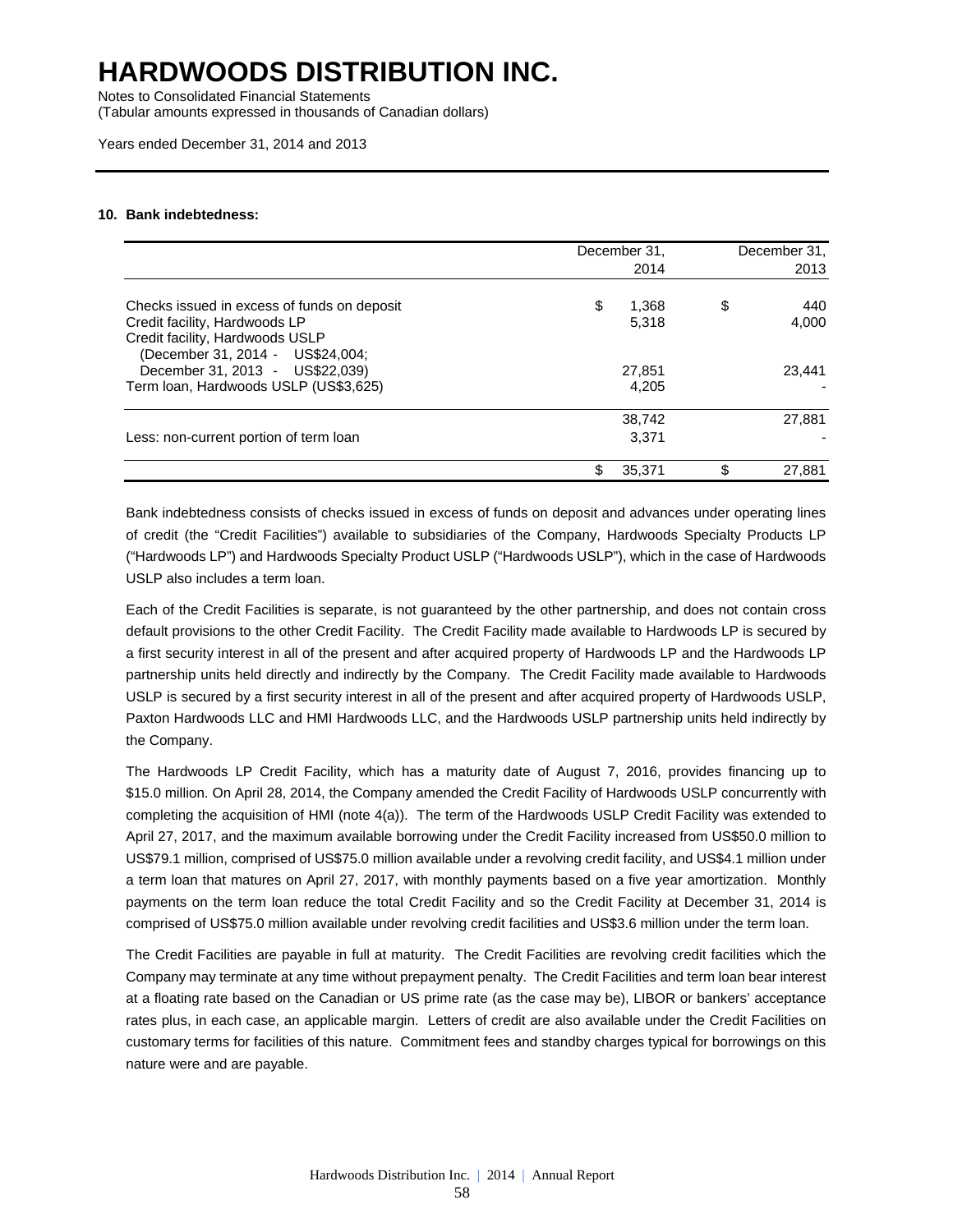#### 10. Bank indebtedness:

| | December 31, 2014 | December 31, 2013 |
|---|---|---|
| Checks issued in excess of funds on deposit | $ 1,368 | $ 440 |
| Credit facility, Hardwoods LP | 5,318 | 4,000 |
| Credit facility, Hardwoods USLP (December 31, 2014 - US$24,004; December 31, 2013 - US$22,039) | 27,851 | 23,441 |
| Term loan, Hardwoods USLP (US$3,625) | 4,205 | - |
| | 38,742 | 27,881 |
| Less: non-current portion of term loan | 3,371 | - |
| | $ 35,371 | $ 27,881 |

Bank indebtedness consists of checks issued in excess of funds on deposit and advances under operating lines of credit (the "Credit Facilities") available to subsidiaries of the Company, Hardwoods Specialty Products LP ("Hardwoods LP") and Hardwoods Specialty Product USLP ("Hardwoods USLP"), which in the case of Hardwoods USLP also includes a term loan.

Each of the Credit Facilities is separate, is not guaranteed by the other partnership, and does not contain cross default provisions to the other Credit Facility. The Credit Facility made available to Hardwoods LP is secured by a first security interest in all of the present and after acquired property of Hardwoods LP and the Hardwoods LP partnership units held directly and indirectly by the Company. The Credit Facility made available to Hardwoods USLP is secured by a first security interest in all of the present and after acquired property of Hardwoods USLP, Paxton Hardwoods LLC and HMI Hardwoods LLC, and the Hardwoods USLP partnership units held indirectly by the Company.

The Hardwoods LP Credit Facility, which has a maturity date of August 7, 2016, provides financing up to $15.0 million. On April 28, 2014, the Company amended the Credit Facility of Hardwoods USLP concurrently with completing the acquisition of HMI (note 4(a)). The term of the Hardwoods USLP Credit Facility was extended to April 27, 2017, and the maximum available borrowing under the Credit Facility increased from US$50.0 million to US$79.1 million, comprised of US$75.0 million available under a revolving credit facility, and US$4.1 million under a term loan that matures on April 27, 2017, with monthly payments based on a five year amortization. Monthly payments on the term loan reduce the total Credit Facility and so the Credit Facility at December 31, 2014 is comprised of US$75.0 million available under revolving credit facilities and US$3.6 million under the term loan.

The Credit Facilities are payable in full at maturity. The Credit Facilities are revolving credit facilities which the Company may terminate at any time without prepayment penalty. The Credit Facilities and term loan bear interest at a floating rate based on the Canadian or US prime rate (as the case may be), LIBOR or bankers' acceptance rates plus, in each case, an applicable margin. Letters of credit are also available under the Credit Facilities on customary terms for facilities of this nature. Commitment fees and standby charges typical for borrowings on this nature were and are payable.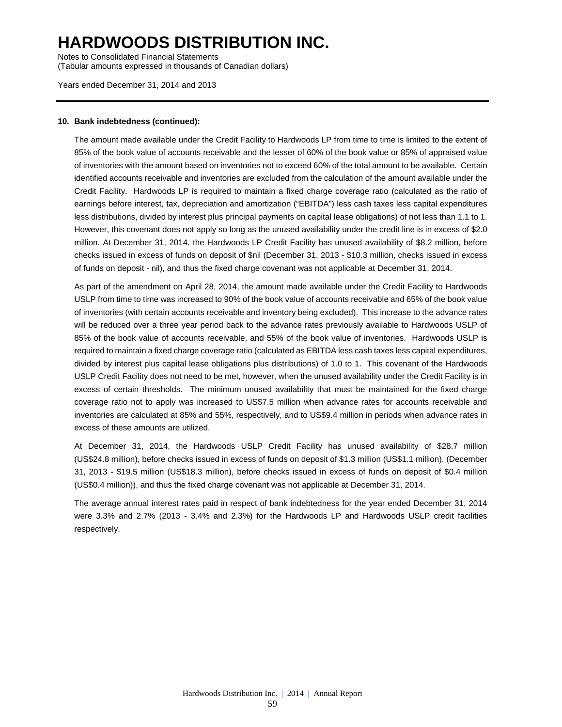#### 10. Bank indebtedness (continued):

The amount made available under the Credit Facility to Hardwoods LP from time to time is limited to the extent of 85% of the book value of accounts receivable and the lesser of 60% of the book value or 85% of appraised value of inventories with the amount based on inventories not to exceed 60% of the total amount to be available. Certain identified accounts receivable and inventories are excluded from the calculation of the amount available under the Credit Facility. Hardwoods LP is required to maintain a fixed charge coverage ratio (calculated as the ratio of earnings before interest, tax, depreciation and amortization ("EBITDA") less cash taxes less capital expenditures less distributions, divided by interest plus principal payments on capital lease obligations) of not less than 1.1 to 1. However, this covenant does not apply so long as the unused availability under the credit line is in excess of $2.0 million. At December 31, 2014, the Hardwoods LP Credit Facility has unused availability of $8.2 million, before checks issued in excess of funds on deposit of $nil (December 31, 2013 - $10.3 million, checks issued in excess of funds on deposit - nil), and thus the fixed charge covenant was not applicable at December 31, 2014.

As part of the amendment on April 28, 2014, the amount made available under the Credit Facility to Hardwoods USLP from time to time was increased to 90% of the book value of accounts receivable and 65% of the book value of inventories (with certain accounts receivable and inventory being excluded). This increase to the advance rates will be reduced over a three year period back to the advance rates previously available to Hardwoods USLP of 85% of the book value of accounts receivable, and 55% of the book value of inventories. Hardwoods USLP is required to maintain a fixed charge coverage ratio (calculated as EBITDA less cash taxes less capital expenditures, divided by interest plus capital lease obligations plus distributions) of 1.0 to 1. This covenant of the Hardwoods USLP Credit Facility does not need to be met, however, when the unused availability under the Credit Facility is in excess of certain thresholds. The minimum unused availability that must be maintained for the fixed charge coverage ratio not to apply was increased to US$7.5 million when advance rates for accounts receivable and inventories are calculated at 85% and 55%, respectively, and to US$9.4 million in periods when advance rates in excess of these amounts are utilized.

At December 31, 2014, the Hardwoods USLP Credit Facility has unused availability of $28.7 million (US$24.8 million), before checks issued in excess of funds on deposit of $1.3 million (US$1.1 million). (December 31, 2013 - $19.5 million (US$18.3 million), before checks issued in excess of funds on deposit of $0.4 million (US$0.4 million)), and thus the fixed charge covenant was not applicable at December 31, 2014.

The average annual interest rates paid in respect of bank indebtedness for the year ended December 31, 2014 were 3.3% and 2.7% (2013 - 3.4% and 2.3%) for the Hardwoods LP and Hardwoods USLP credit facilities respectively.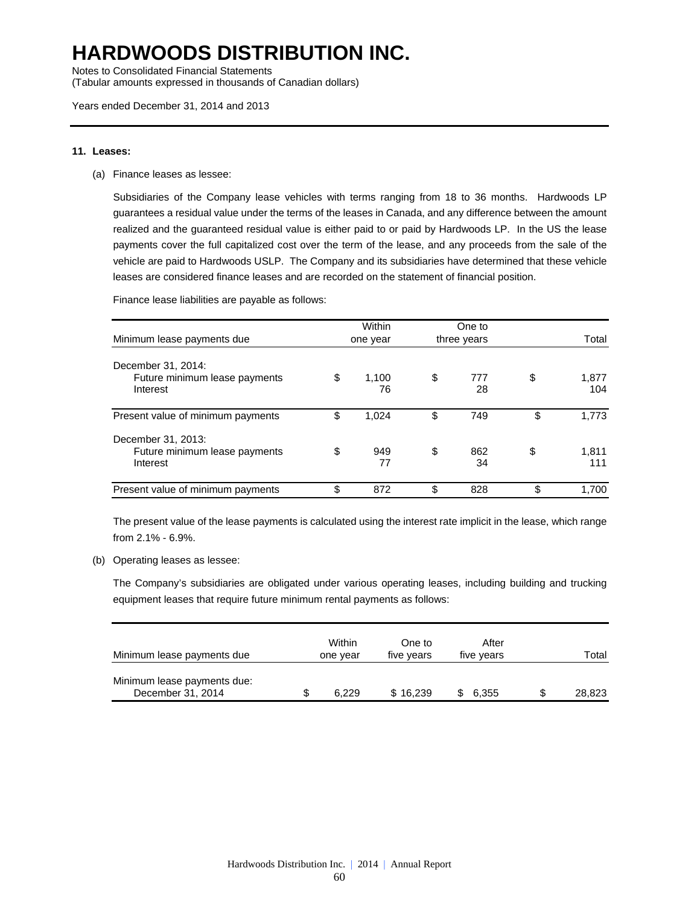# HARDWOODS DISTRIBUTION INC.

Notes to Consolidated Financial Statements
(Tabular amounts expressed in thousands of Canadian dollars)

Years ended December 31, 2014 and 2013

**11. Leases:**

(a) Finance leases as lessee:

Subsidiaries of the Company lease vehicles with terms ranging from 18 to 36 months. Hardwoods LP guarantees a residual value under the terms of the leases in Canada, and any difference between the amount realized and the guaranteed residual value is either paid to or paid by Hardwoods LP. In the US the lease payments cover the full capitalized cost over the term of the lease, and any proceeds from the sale of the vehicle are paid to Hardwoods USLP. The Company and its subsidiaries have determined that these vehicle leases are considered finance leases and are recorded on the statement of financial position.

Finance lease liabilities are payable as follows:

| Minimum lease payments due | Within one year | One to three years | Total |
|---|---|---|---|
| December 31, 2014: | | | |
| Future minimum lease payments | $ 1,100 | $ 777 | $ 1,877 |
| Interest | 76 | 28 | 104 |
| Present value of minimum payments | $ 1,024 | $ 749 | $ 1,773 |
| December 31, 2013: | | | |
| Future minimum lease payments | $ 949 | $ 862 | $ 1,811 |
| Interest | 77 | 34 | 111 |
| Present value of minimum payments | $ 872 | $ 828 | $ 1,700 |

The present value of the lease payments is calculated using the interest rate implicit in the lease, which range from 2.1% - 6.9%.

(b) Operating leases as lessee:

The Company's subsidiaries are obligated under various operating leases, including building and trucking equipment leases that require future minimum rental payments as follows:

| Minimum lease payments due | Within one year | One to five years | After five years | Total |
|---|---|---|---|---|
| Minimum lease payments due: December 31, 2014 | $ 6,229 | $ 16,239 | $ 6,355 | $ 28,823 |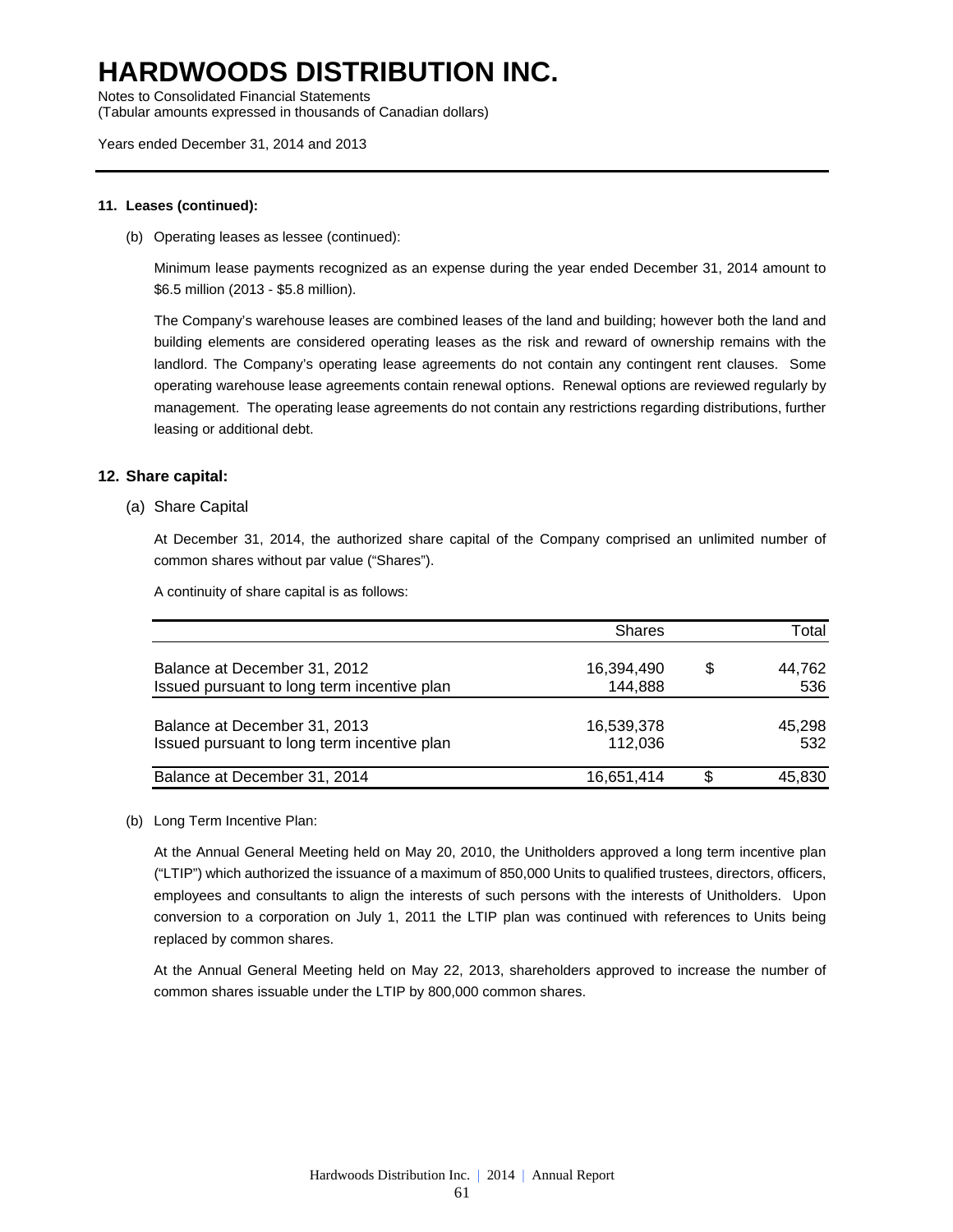# HARDWOODS DISTRIBUTION INC.

Notes to Consolidated Financial Statements
(Tabular amounts expressed in thousands of Canadian dollars)

Years ended December 31, 2014 and 2013

**11. Leases (continued):**

(b) Operating leases as lessee (continued):

Minimum lease payments recognized as an expense during the year ended December 31, 2014 amount to \$6.5 million (2013 - \$5.8 million).

The Company's warehouse leases are combined leases of the land and building; however both the land and building elements are considered operating leases as the risk and reward of ownership remains with the landlord. The Company's operating lease agreements do not contain any contingent rent clauses. Some operating warehouse lease agreements contain renewal options. Renewal options are reviewed regularly by management. The operating lease agreements do not contain any restrictions regarding distributions, further leasing or additional debt.

## 12. Share capital:

(a) Share Capital

At December 31, 2014, the authorized share capital of the Company comprised an unlimited number of common shares without par value ("Shares").

A continuity of share capital is as follows:

| | Shares | | Total |
|---|---|---|---|
| Balance at December 31, 2012 | 16,394,490 | $ | 44,762 |
| Issued pursuant to long term incentive plan | 144,888 | | 536 |
| Balance at December 31, 2013 | 16,539,378 | | 45,298 |
| Issued pursuant to long term incentive plan | 112,036 | | 532 |
| Balance at December 31, 2014 | 16,651,414 | $ | 45,830 |

(b) Long Term Incentive Plan:

At the Annual General Meeting held on May 20, 2010, the Unitholders approved a long term incentive plan ("LTIP") which authorized the issuance of a maximum of 850,000 Units to qualified trustees, directors, officers, employees and consultants to align the interests of such persons with the interests of Unitholders. Upon conversion to a corporation on July 1, 2011 the LTIP plan was continued with references to Units being replaced by common shares.

At the Annual General Meeting held on May 22, 2013, shareholders approved to increase the number of common shares issuable under the LTIP by 800,000 common shares.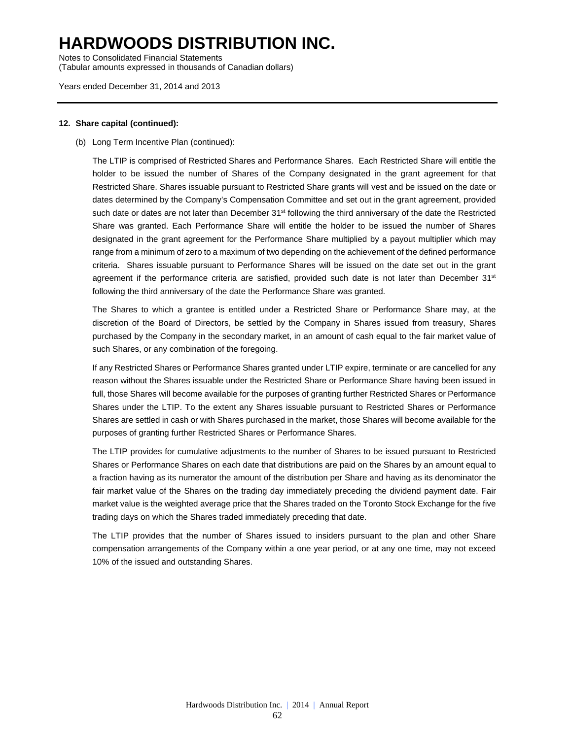**12. Share capital (continued):**

(b) Long Term Incentive Plan (continued):

The LTIP is comprised of Restricted Shares and Performance Shares. Each Restricted Share will entitle the holder to be issued the number of Shares of the Company designated in the grant agreement for that Restricted Share. Shares issuable pursuant to Restricted Share grants will vest and be issued on the date or dates determined by the Company's Compensation Committee and set out in the grant agreement, provided such date or dates are not later than December 31st following the third anniversary of the date the Restricted Share was granted. Each Performance Share will entitle the holder to be issued the number of Shares designated in the grant agreement for the Performance Share multiplied by a payout multiplier which may range from a minimum of zero to a maximum of two depending on the achievement of the defined performance criteria. Shares issuable pursuant to Performance Shares will be issued on the date set out in the grant agreement if the performance criteria are satisfied, provided such date is not later than December 31st following the third anniversary of the date the Performance Share was granted.

The Shares to which a grantee is entitled under a Restricted Share or Performance Share may, at the discretion of the Board of Directors, be settled by the Company in Shares issued from treasury, Shares purchased by the Company in the secondary market, in an amount of cash equal to the fair market value of such Shares, or any combination of the foregoing.

If any Restricted Shares or Performance Shares granted under LTIP expire, terminate or are cancelled for any reason without the Shares issuable under the Restricted Share or Performance Share having been issued in full, those Shares will become available for the purposes of granting further Restricted Shares or Performance Shares under the LTIP. To the extent any Shares issuable pursuant to Restricted Shares or Performance Shares are settled in cash or with Shares purchased in the market, those Shares will become available for the purposes of granting further Restricted Shares or Performance Shares.

The LTIP provides for cumulative adjustments to the number of Shares to be issued pursuant to Restricted Shares or Performance Shares on each date that distributions are paid on the Shares by an amount equal to a fraction having as its numerator the amount of the distribution per Share and having as its denominator the fair market value of the Shares on the trading day immediately preceding the dividend payment date. Fair market value is the weighted average price that the Shares traded on the Toronto Stock Exchange for the five trading days on which the Shares traded immediately preceding that date.

The LTIP provides that the number of Shares issued to insiders pursuant to the plan and other Share compensation arrangements of the Company within a one year period, or at any one time, may not exceed 10% of the issued and outstanding Shares.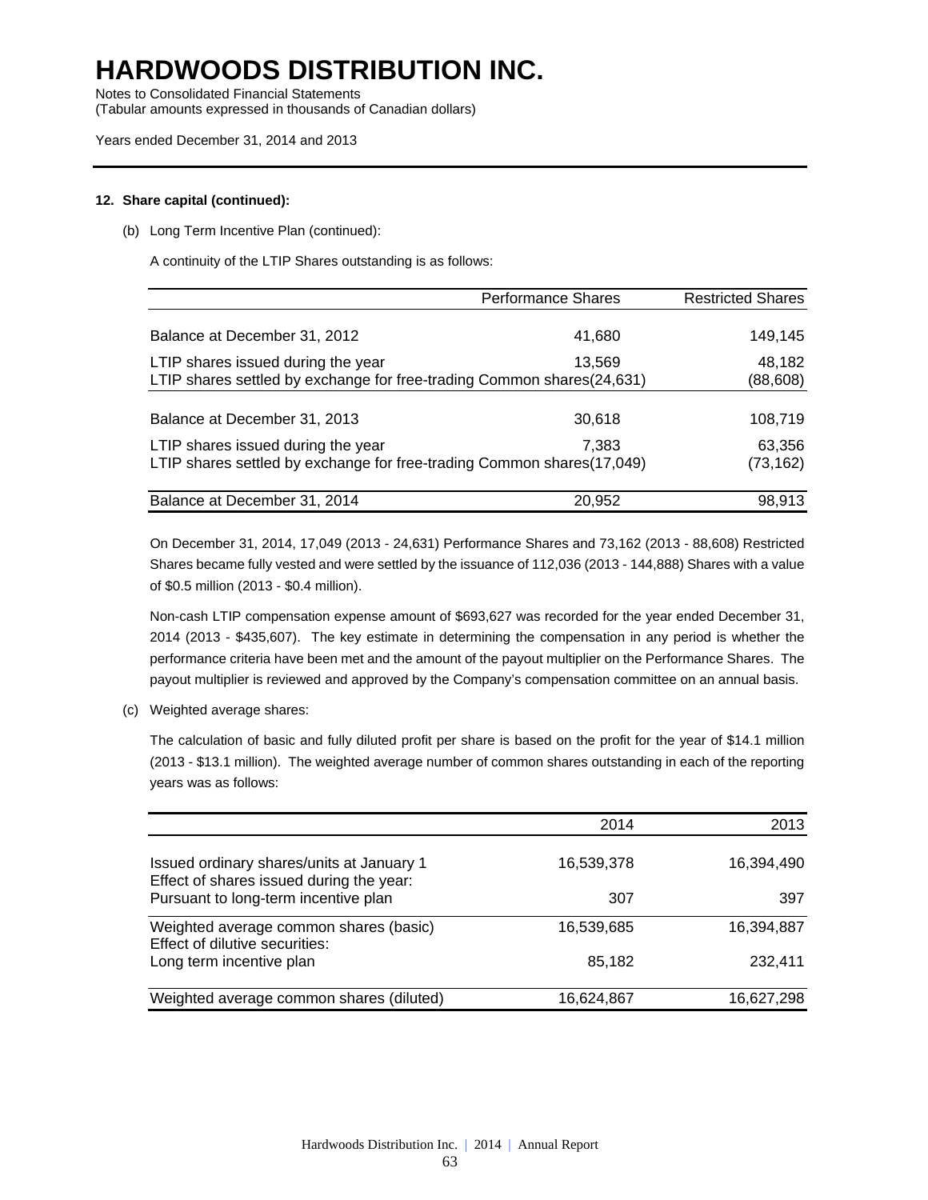# HARDWOODS DISTRIBUTION INC.

Notes to Consolidated Financial Statements
(Tabular amounts expressed in thousands of Canadian dollars)

Years ended December 31, 2014 and 2013

---

**12. Share capital (continued):**

(b) Long Term Incentive Plan (continued):

A continuity of the LTIP Shares outstanding is as follows:

| | Performance Shares | Restricted Shares |
|---|---|---|
| Balance at December 31, 2012 | 41,680 | 149,145 |
| LTIP shares issued during the year | 13,569 | 48,182 |
| LTIP shares settled by exchange for free-trading Common shares | (24,631) | (88,608) |
| Balance at December 31, 2013 | 30,618 | 108,719 |
| LTIP shares issued during the year | 7,383 | 63,356 |
| LTIP shares settled by exchange for free-trading Common shares | (17,049) | (73,162) |
| Balance at December 31, 2014 | 20,952 | 98,913 |

On December 31, 2014, 17,049 (2013 - 24,631) Performance Shares and 73,162 (2013 - 88,608) Restricted Shares became fully vested and were settled by the issuance of 112,036 (2013 - 144,888) Shares with a value of $0.5 million (2013 - $0.4 million).

Non-cash LTIP compensation expense amount of $693,627 was recorded for the year ended December 31, 2014 (2013 - $435,607). The key estimate in determining the compensation in any period is whether the performance criteria have been met and the amount of the payout multiplier on the Performance Shares. The payout multiplier is reviewed and approved by the Company's compensation committee on an annual basis.

(c) Weighted average shares:

The calculation of basic and fully diluted profit per share is based on the profit for the year of $14.1 million (2013 - $13.1 million). The weighted average number of common shares outstanding in each of the reporting years was as follows:

| | 2014 | 2013 |
|---|---|---|
| Issued ordinary shares/units at January 1 | 16,539,378 | 16,394,490 |
| Effect of shares issued during the year: | | |
| Pursuant to long-term incentive plan | 307 | 397 |
| Weighted average common shares (basic) | 16,539,685 | 16,394,887 |
| Effect of dilutive securities: | | |
| Long term incentive plan | 85,182 | 232,411 |
| Weighted average common shares (diluted) | 16,624,867 | 16,627,298 |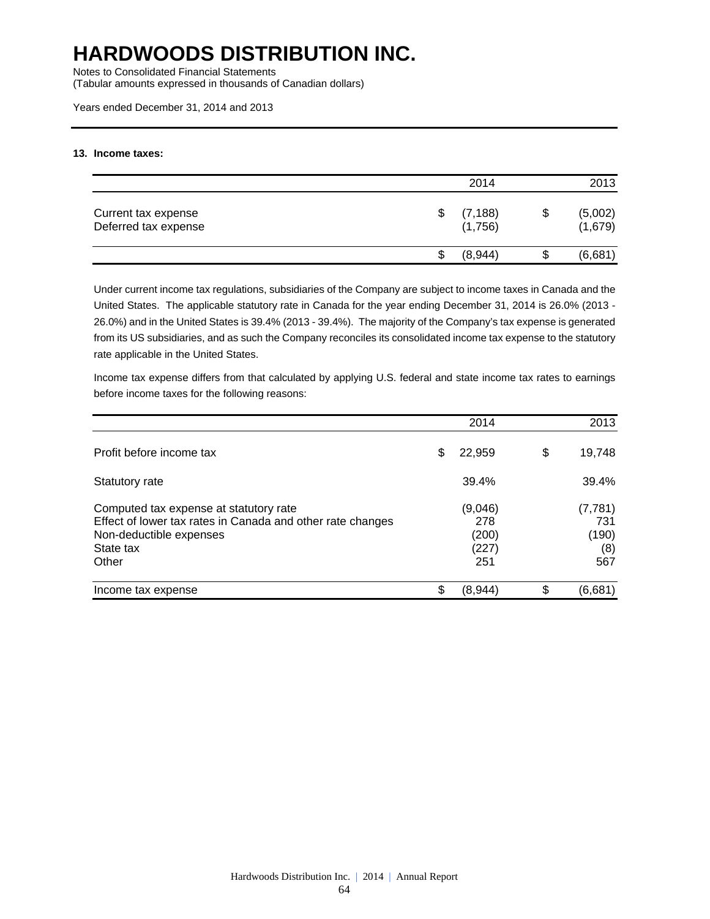# HARDWOODS DISTRIBUTION INC.

Notes to Consolidated Financial Statements
(Tabular amounts expressed in thousands of Canadian dollars)

Years ended December 31, 2014 and 2013

**13. Income taxes:**

| | 2014 | 2013 |
|---|---|---|
| Current tax expense | $ (7,188) | $ (5,002) |
| Deferred tax expense | (1,756) | (1,679) |
| | $ (8,944) | $ (6,681) |

Under current income tax regulations, subsidiaries of the Company are subject to income taxes in Canada and the United States. The applicable statutory rate in Canada for the year ending December 31, 2014 is 26.0% (2013 - 26.0%) and in the United States is 39.4% (2013 - 39.4%). The majority of the Company's tax expense is generated from its US subsidiaries, and as such the Company reconciles its consolidated income tax expense to the statutory rate applicable in the United States.

Income tax expense differs from that calculated by applying U.S. federal and state income tax rates to earnings before income taxes for the following reasons:

| | 2014 | 2013 |
|---|---|---|
| Profit before income tax | $ 22,959 | $ 19,748 |
| Statutory rate | 39.4% | 39.4% |
| Computed tax expense at statutory rate | (9,046) | (7,781) |
| Effect of lower tax rates in Canada and other rate changes | 278 | 731 |
| Non-deductible expenses | (200) | (190) |
| State tax | (227) | (8) |
| Other | 251 | 567 |
| Income tax expense | $ (8,944) | $ (6,681) |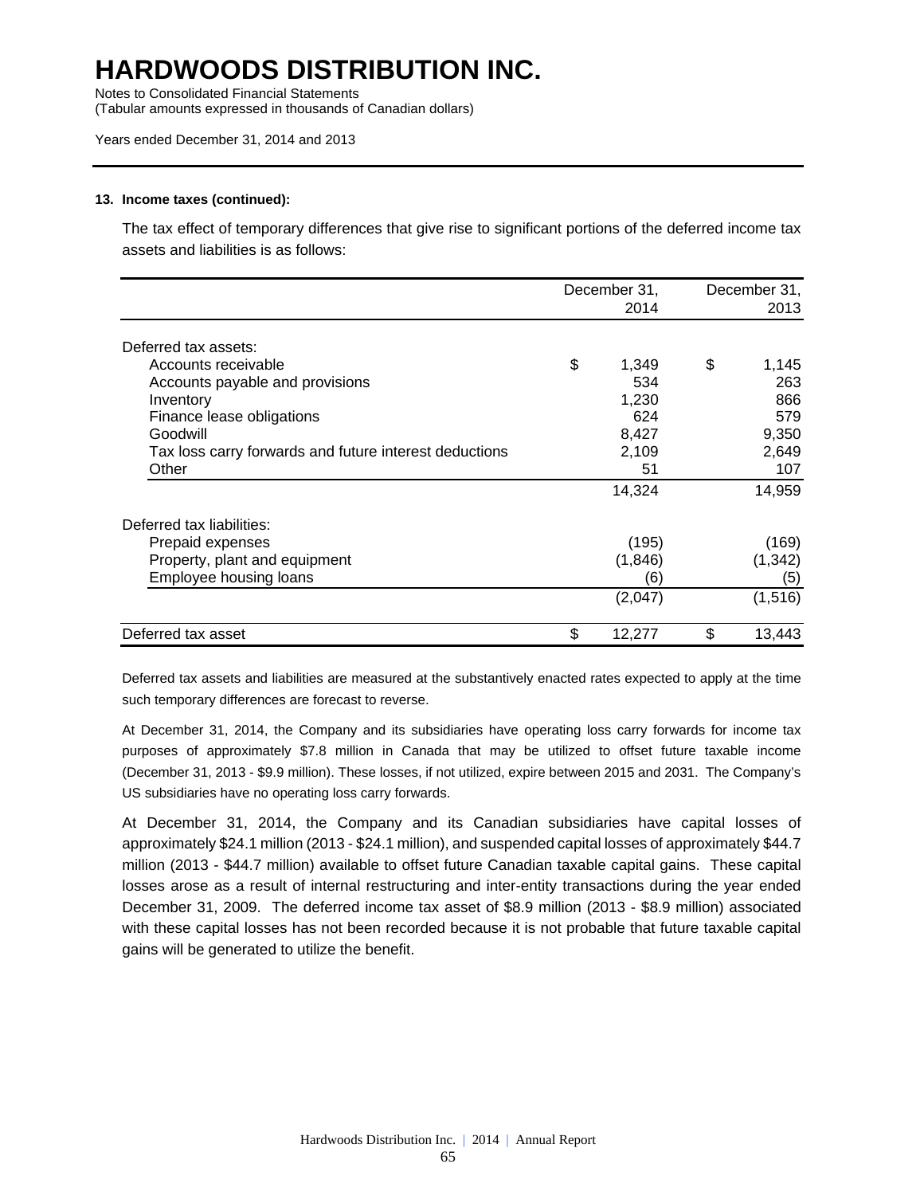# HARDWOODS DISTRIBUTION INC.

Notes to Consolidated Financial Statements
(Tabular amounts expressed in thousands of Canadian dollars)

Years ended December 31, 2014 and 2013

**13. Income taxes (continued):**

The tax effect of temporary differences that give rise to significant portions of the deferred income tax assets and liabilities is as follows:

| | December 31, 2014 | December 31, 2013 |
|---|---|---|
| Deferred tax assets: | | |
| Accounts receivable | $ 1,349 | $ 1,145 |
| Accounts payable and provisions | 534 | 263 |
| Inventory | 1,230 | 866 |
| Finance lease obligations | 624 | 579 |
| Goodwill | 8,427 | 9,350 |
| Tax loss carry forwards and future interest deductions | 2,109 | 2,649 |
| Other | 51 | 107 |
| | 14,324 | 14,959 |
| Deferred tax liabilities: | | |
| Prepaid expenses | (195) | (169) |
| Property, plant and equipment | (1,846) | (1,342) |
| Employee housing loans | (6) | (5) |
| | (2,047) | (1,516) |
| Deferred tax asset | $ 12,277 | $ 13,443 |

Deferred tax assets and liabilities are measured at the substantively enacted rates expected to apply at the time such temporary differences are forecast to reverse.

At December 31, 2014, the Company and its subsidiaries have operating loss carry forwards for income tax purposes of approximately $7.8 million in Canada that may be utilized to offset future taxable income (December 31, 2013 - $9.9 million). These losses, if not utilized, expire between 2015 and 2031. The Company's US subsidiaries have no operating loss carry forwards.

At December 31, 2014, the Company and its Canadian subsidiaries have capital losses of approximately $24.1 million (2013 - $24.1 million), and suspended capital losses of approximately $44.7 million (2013 - $44.7 million) available to offset future Canadian taxable capital gains. These capital losses arose as a result of internal restructuring and inter-entity transactions during the year ended December 31, 2009. The deferred income tax asset of $8.9 million (2013 - $8.9 million) associated with these capital losses has not been recorded because it is not probable that future taxable capital gains will be generated to utilize the benefit.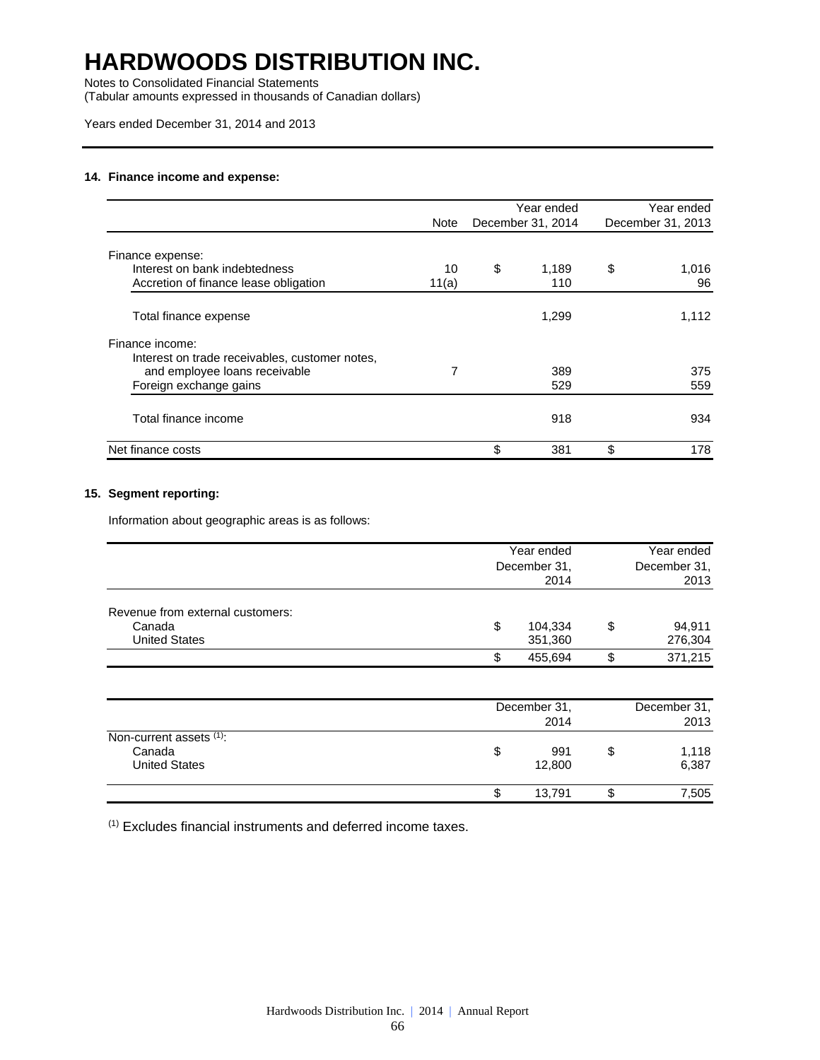# HARDWOODS DISTRIBUTION INC.

Notes to Consolidated Financial Statements
(Tabular amounts expressed in thousands of Canadian dollars)

Years ended December 31, 2014 and 2013

**14. Finance income and expense:**

| | Note | Year ended December 31, 2014 | Year ended December 31, 2013 |
|---|---|---|---|
| Finance expense: | | | |
| Interest on bank indebtedness | 10 | $ 1,189 | $ 1,016 |
| Accretion of finance lease obligation | 11(a) | 110 | 96 |
| Total finance expense | | 1,299 | 1,112 |
| Finance income: | | | |
| Interest on trade receivables, customer notes, and employee loans receivable | 7 | 389 | 375 |
| Foreign exchange gains | | 529 | 559 |
| Total finance income | | 918 | 934 |
| Net finance costs | | $ 381 | $ 178 |

**15. Segment reporting:**

Information about geographic areas is as follows:

| | Year ended December 31, 2014 | Year ended December 31, 2013 |
|---|---|---|
| Revenue from external customers: | | |
| Canada | $ 104,334 | $ 94,911 |
| United States | 351,360 | 276,304 |
| | $ 455,694 | $ 371,215 |

| | December 31, 2014 | December 31, 2013 |
|---|---|---|
| Non-current assets [(1)]: | | |
| Canada | $ 991 | $ 1,118 |
| United States | 12,800 | 6,387 |
| | $ 13,791 | $ 7,505 |

[(1)] Excludes financial instruments and deferred income taxes.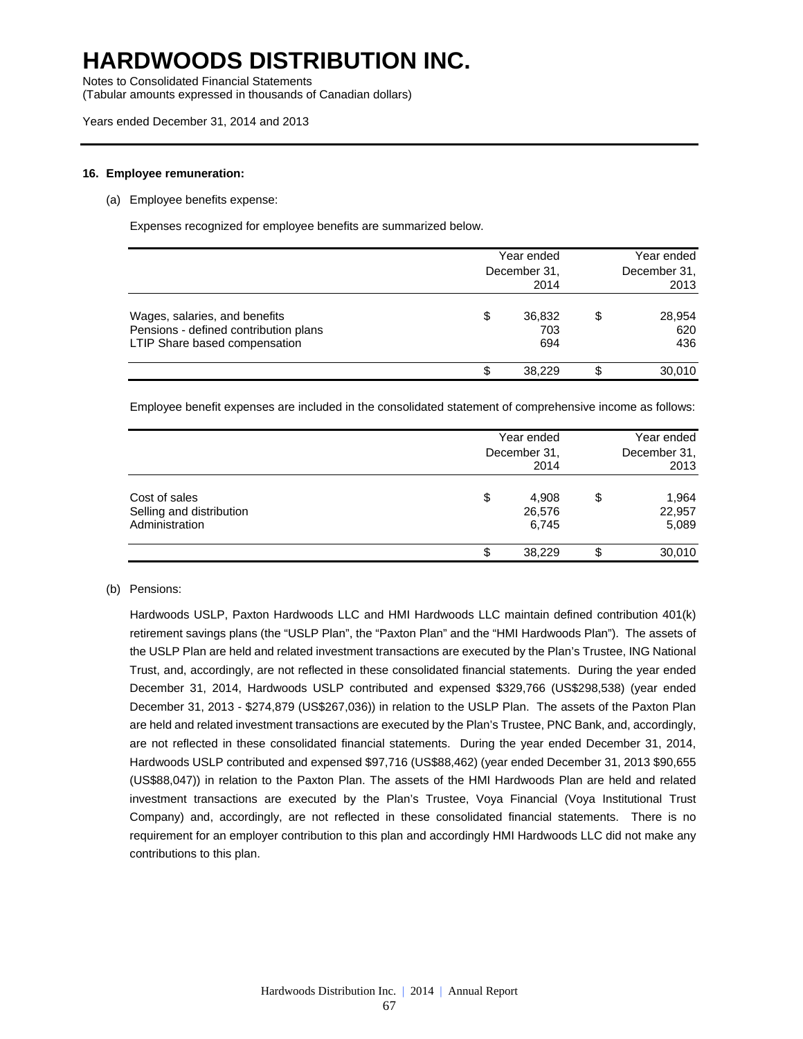# HARDWOODS DISTRIBUTION INC.

Notes to Consolidated Financial Statements
(Tabular amounts expressed in thousands of Canadian dollars)

Years ended December 31, 2014 and 2013

### 16. Employee remuneration:

(a) Employee benefits expense:

Expenses recognized for employee benefits are summarized below.

| | Year ended December 31, 2014 | Year ended December 31, 2013 |
|---|---|---|
| Wages, salaries, and benefits | $ 36,832 | $ 28,954 |
| Pensions - defined contribution plans | 703 | 620 |
| LTIP Share based compensation | 694 | 436 |
| | $ 38,229 | $ 30,010 |

Employee benefit expenses are included in the consolidated statement of comprehensive income as follows:

| | Year ended December 31, 2014 | Year ended December 31, 2013 |
|---|---|---|
| Cost of sales | $ 4,908 | $ 1,964 |
| Selling and distribution | 26,576 | 22,957 |
| Administration | 6,745 | 5,089 |
| | $ 38,229 | $ 30,010 |

(b) Pensions:

Hardwoods USLP, Paxton Hardwoods LLC and HMI Hardwoods LLC maintain defined contribution 401(k) retirement savings plans (the "USLP Plan", the "Paxton Plan" and the "HMI Hardwoods Plan"). The assets of the USLP Plan are held and related investment transactions are executed by the Plan's Trustee, ING National Trust, and, accordingly, are not reflected in these consolidated financial statements. During the year ended December 31, 2014, Hardwoods USLP contributed and expensed $329,766 (US$298,538) (year ended December 31, 2013 - $274,879 (US$267,036)) in relation to the USLP Plan. The assets of the Paxton Plan are held and related investment transactions are executed by the Plan's Trustee, PNC Bank, and, accordingly, are not reflected in these consolidated financial statements. During the year ended December 31, 2014, Hardwoods USLP contributed and expensed $97,716 (US$88,462) (year ended December 31, 2013 $90,655 (US$88,047)) in relation to the Paxton Plan. The assets of the HMI Hardwoods Plan are held and related investment transactions are executed by the Plan's Trustee, Voya Financial (Voya Institutional Trust Company) and, accordingly, are not reflected in these consolidated financial statements. There is no requirement for an employer contribution to this plan and accordingly HMI Hardwoods LLC did not make any contributions to this plan.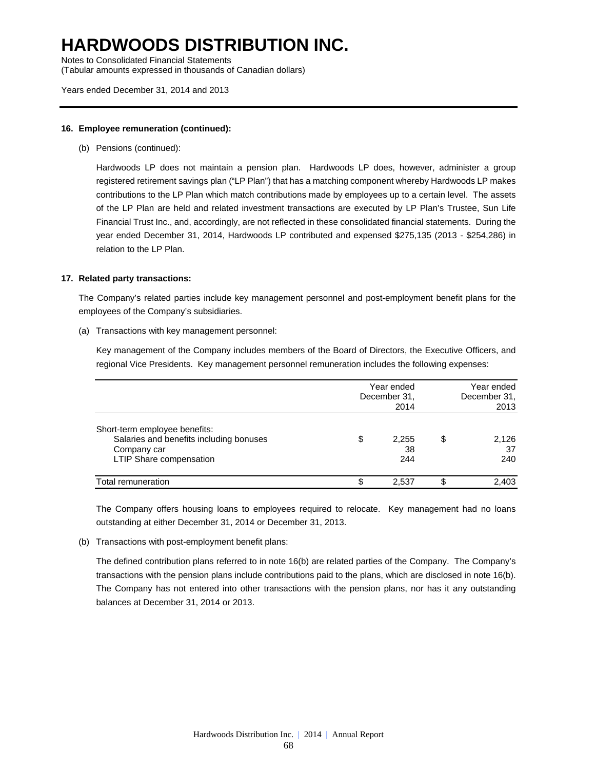# HARDWOODS DISTRIBUTION INC.

Notes to Consolidated Financial Statements
(Tabular amounts expressed in thousands of Canadian dollars)

Years ended December 31, 2014 and 2013

**16. Employee remuneration (continued):**

(b) Pensions (continued):

Hardwoods LP does not maintain a pension plan. Hardwoods LP does, however, administer a group registered retirement savings plan ("LP Plan") that has a matching component whereby Hardwoods LP makes contributions to the LP Plan which match contributions made by employees up to a certain level. The assets of the LP Plan are held and related investment transactions are executed by LP Plan's Trustee, Sun Life Financial Trust Inc., and, accordingly, are not reflected in these consolidated financial statements. During the year ended December 31, 2014, Hardwoods LP contributed and expensed $275,135 (2013 - $254,286) in relation to the LP Plan.

**17. Related party transactions:**

The Company's related parties include key management personnel and post-employment benefit plans for the employees of the Company's subsidiaries.

(a) Transactions with key management personnel:

Key management of the Company includes members of the Board of Directors, the Executive Officers, and regional Vice Presidents. Key management personnel remuneration includes the following expenses:

| | Year ended December 31, 2014 | Year ended December 31, 2013 |
|---|---|---|
| Short-term employee benefits: | | |
| Salaries and benefits including bonuses | $ 2,255 | $ 2,126 |
| Company car | 38 | 37 |
| LTIP Share compensation | 244 | 240 |
| Total remuneration | $ 2,537 | $ 2,403 |

The Company offers housing loans to employees required to relocate. Key management had no loans outstanding at either December 31, 2014 or December 31, 2013.

(b) Transactions with post-employment benefit plans:

The defined contribution plans referred to in note 16(b) are related parties of the Company. The Company's transactions with the pension plans include contributions paid to the plans, which are disclosed in note 16(b). The Company has not entered into other transactions with the pension plans, nor has it any outstanding balances at December 31, 2014 or 2013.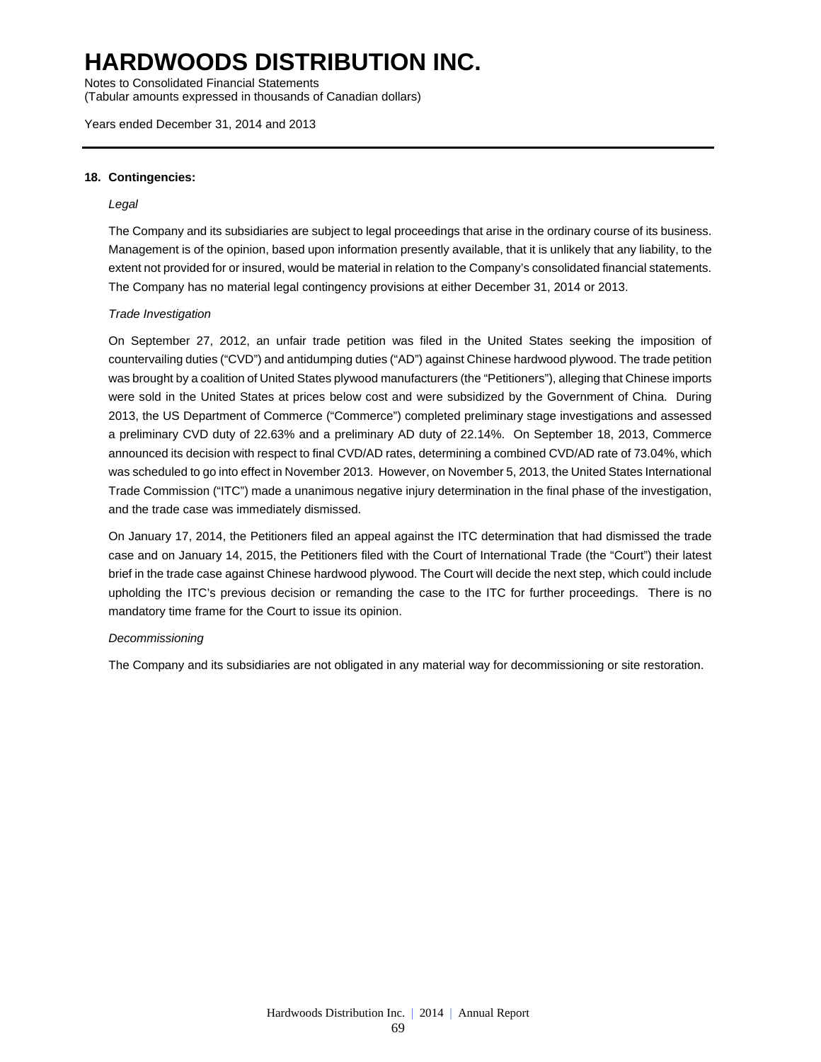# HARDWOODS DISTRIBUTION INC.

Notes to Consolidated Financial Statements
(Tabular amounts expressed in thousands of Canadian dollars)

Years ended December 31, 2014 and 2013

**18. Contingencies:**

*Legal*

The Company and its subsidiaries are subject to legal proceedings that arise in the ordinary course of its business. Management is of the opinion, based upon information presently available, that it is unlikely that any liability, to the extent not provided for or insured, would be material in relation to the Company's consolidated financial statements. The Company has no material legal contingency provisions at either December 31, 2014 or 2013.

*Trade Investigation*

On September 27, 2012, an unfair trade petition was filed in the United States seeking the imposition of countervailing duties ("CVD") and antidumping duties ("AD") against Chinese hardwood plywood. The trade petition was brought by a coalition of United States plywood manufacturers (the "Petitioners"), alleging that Chinese imports were sold in the United States at prices below cost and were subsidized by the Government of China. During 2013, the US Department of Commerce ("Commerce") completed preliminary stage investigations and assessed a preliminary CVD duty of 22.63% and a preliminary AD duty of 22.14%. On September 18, 2013, Commerce announced its decision with respect to final CVD/AD rates, determining a combined CVD/AD rate of 73.04%, which was scheduled to go into effect in November 2013. However, on November 5, 2013, the United States International Trade Commission ("ITC") made a unanimous negative injury determination in the final phase of the investigation, and the trade case was immediately dismissed.

On January 17, 2014, the Petitioners filed an appeal against the ITC determination that had dismissed the trade case and on January 14, 2015, the Petitioners filed with the Court of International Trade (the "Court") their latest brief in the trade case against Chinese hardwood plywood. The Court will decide the next step, which could include upholding the ITC's previous decision or remanding the case to the ITC for further proceedings. There is no mandatory time frame for the Court to issue its opinion.

*Decommissioning*

The Company and its subsidiaries are not obligated in any material way for decommissioning or site restoration.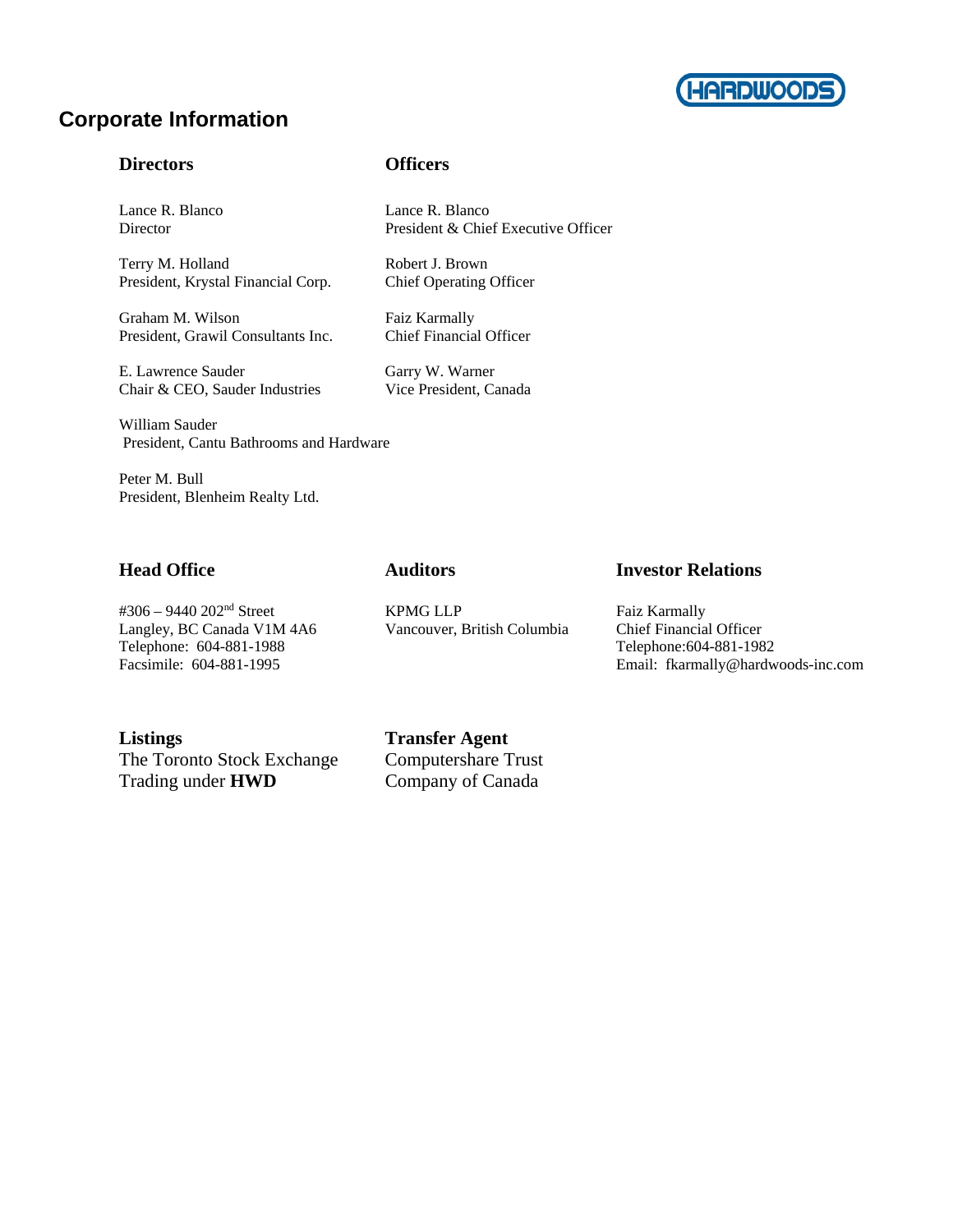# Corporate Information

### Directors

Lance R. Blanco
Director

Terry M. Holland
President, Krystal Financial Corp.

Graham M. Wilson
President, Grawil Consultants Inc.

E. Lawrence Sauder
Chair & CEO, Sauder Industries

William Sauder
President, Cantu Bathrooms and Hardware

Peter M. Bull
President, Blenheim Realty Ltd.

### Officers

Lance R. Blanco
President & Chief Executive Officer

Robert J. Brown
Chief Operating Officer

Faiz Karmally
Chief Financial Officer

Garry W. Warner
Vice President, Canada

### Head Office

#306 – 9440 202nd Street
Langley, BC Canada V1M 4A6
Telephone: 604-881-1988
Facsimile: 604-881-1995

### Auditors

KPMG LLP
Vancouver, British Columbia

### Investor Relations

Faiz Karmally
Chief Financial Officer
Telephone:604-881-1982
Email: fkarmally@hardwoods-inc.com

### Listings

The Toronto Stock Exchange
Trading under **HWD**

### Transfer Agent

Computershare Trust
Company of Canada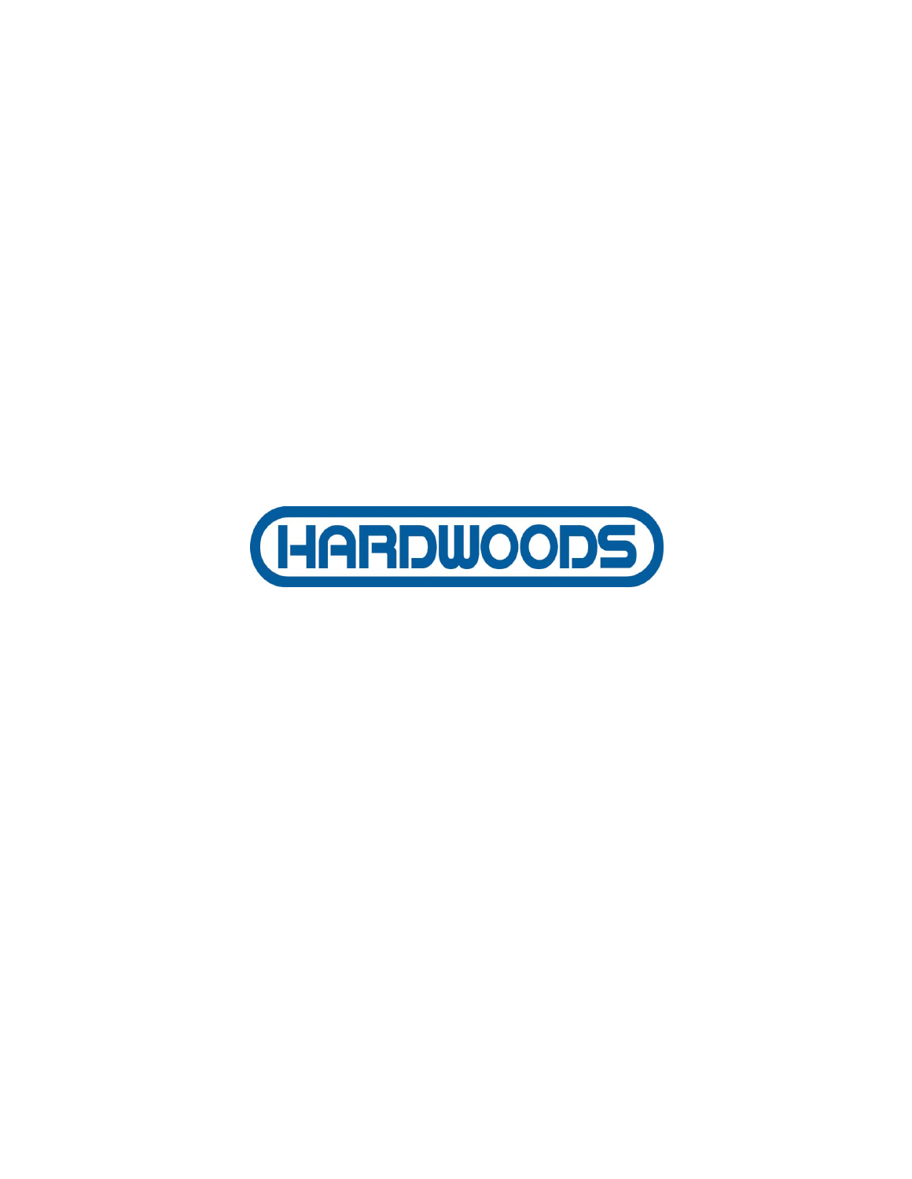HARDWOODS